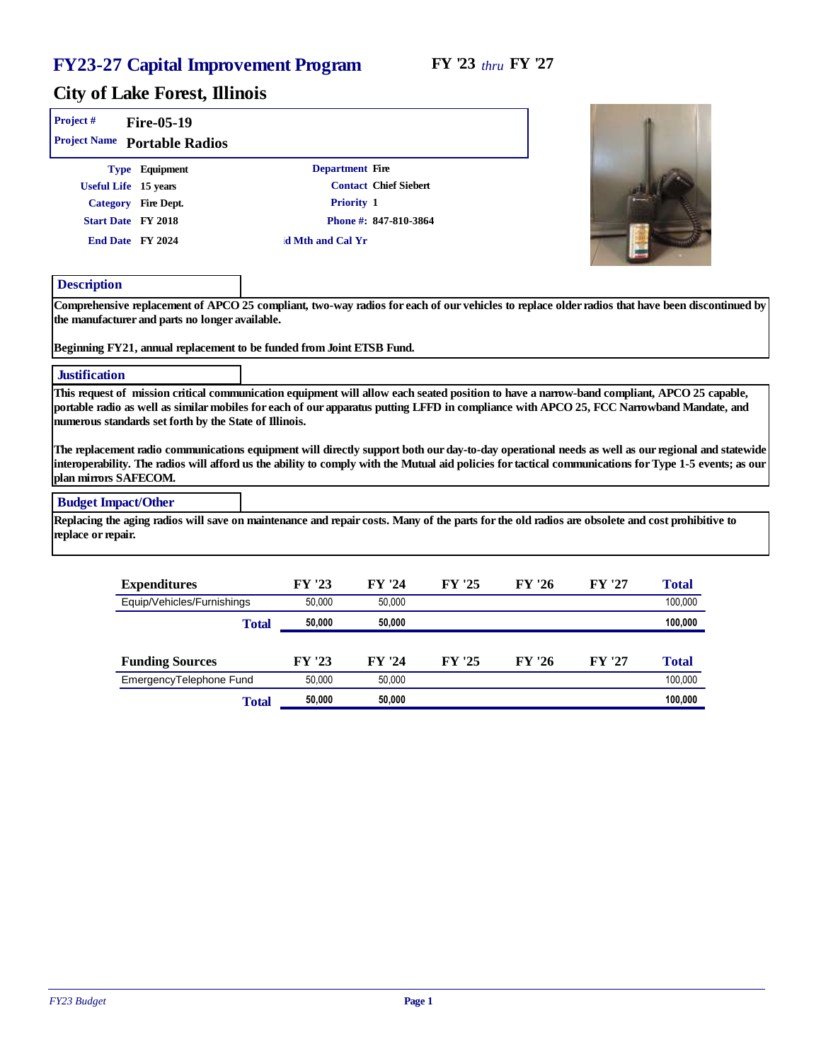# FY23-27 Capital Improvement Program

**FY '23** *thru* **FY '27**

## City of Lake Forest, Illinois

**Project #** Fire-05-19

**Project Name** Portable Radios

**Type** Equipment

**Useful Life** 15 years

**Category** Fire Dept.

**Start Date** FY 2018

**End Date** FY 2024

**Department** Fire

**Contact** Chief Siebert

**Priority** 1

**Phone #:** 847-810-3864

**id Mth and Cal Yr**

### Description

Comprehensive replacement of APCO 25 compliant, two-way radios for each of our vehicles to replace older radios that have been discontinued by the manufacturer and parts no longer available.

Beginning FY21, annual replacement to be funded from Joint ETSB Fund.

### Justification

This request of mission critical communication equipment will allow each seated position to have a narrow-band compliant, APCO 25 capable, portable radio as well as similar mobiles for each of our apparatus putting LFFD in compliance with APCO 25, FCC Narrowband Mandate, and numerous standards set forth by the State of Illinois.

The replacement radio communications equipment will directly support both our day-to-day operational needs as well as our regional and statewide interoperability. The radios will afford us the ability to comply with the Mutual aid policies for tactical communications for Type 1-5 events; as our plan mirrors SAFECOM.

### Budget Impact/Other

Replacing the aging radios will save on maintenance and repair costs. Many of the parts for the old radios are obsolete and cost prohibitive to replace or repair.

| Expenditures | FY '23 | FY '24 | FY '25 | FY '26 | FY '27 | Total |
|---|---|---|---|---|---|---|
| Equip/Vehicles/Furnishings | 50,000 | 50,000 | | | | 100,000 |
| **Total** | **50,000** | **50,000** | | | | **100,000** |

| Funding Sources | FY '23 | FY '24 | FY '25 | FY '26 | FY '27 | Total |
|---|---|---|---|---|---|---|
| EmergencyTelephone Fund | 50,000 | 50,000 | | | | 100,000 |
| **Total** | **50,000** | **50,000** | | | | **100,000** |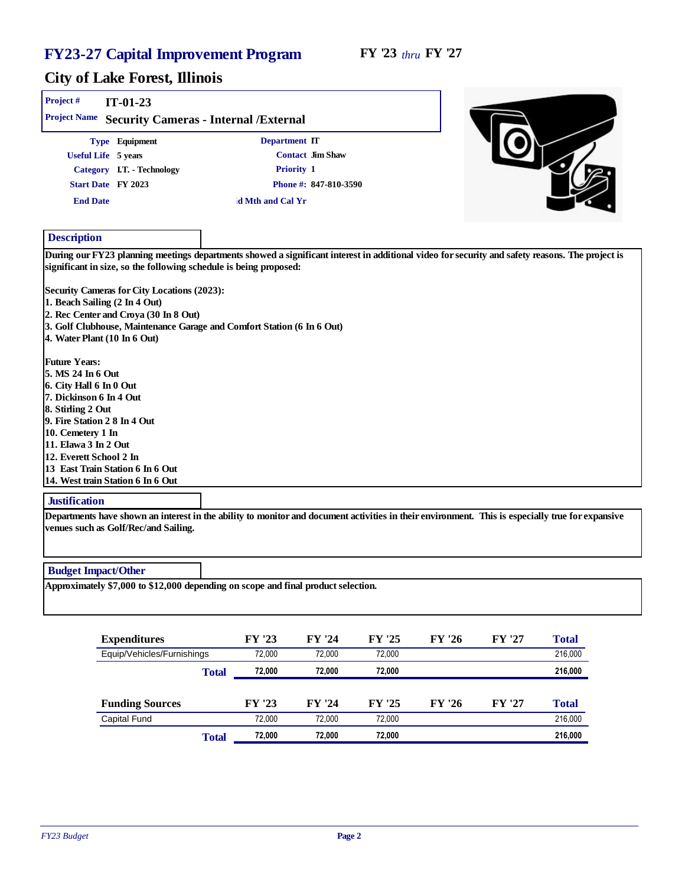# FY23-27 Capital Improvement Program

**FY '23** *thru* **FY '27**

## City of Lake Forest, Illinois

| | |
|---|---|
| **Project #** | **IT-01-23** |
| **Project Name** | **Security Cameras - Internal /External** |

| | | | |
|---|---|---|---|
| **Type** | Equipment | **Department** | IT |
| **Useful Life** | 5 years | **Contact** | Jim Shaw |
| **Category** | I.T. - Technology | **Priority** | 1 |
| **Start Date** | FY 2023 | **Phone #:** | 847-810-3590 |
| **End Date** | | **id Mth and Cal Yr** | |

### Description

During our FY23 planning meetings departments showed a significant interest in additional video for security and safety reasons. The project is significant in size, so the following schedule is being proposed:

Security Cameras for City Locations (2023):
1. Beach Sailing (2 In 4 Out)
2. Rec Center and Croya (30 In 8 Out)
3. Golf Clubhouse, Maintenance Garage and Comfort Station (6 In 6 Out)
4. Water Plant (10 In 6 Out)

Future Years:
5. MS 24 In 6 Out
6. City Hall 6 In 0 Out
7. Dickinson 6 In 4 Out
8. Stirling 2 Out
9. Fire Station 2 8 In 4 Out
10. Cemetery 1 In
11. Elawa 3 In 2 Out
12. Everett School 2 In
13 East Train Station 6 In 6 Out
14. West train Station 6 In 6 Out

### Justification

Departments have shown an interest in the ability to monitor and document activities in their environment. This is especially true for expansive venues such as Golf/Rec/and Sailing.

### Budget Impact/Other

Approximately $7,000 to $12,000 depending on scope and final product selection.

| Expenditures | FY '23 | FY '24 | FY '25 | FY '26 | FY '27 | Total |
|---|---|---|---|---|---|---|
| Equip/Vehicles/Furnishings | 72,000 | 72,000 | 72,000 | | | 216,000 |
| **Total** | **72,000** | **72,000** | **72,000** | | | **216,000** |

| Funding Sources | FY '23 | FY '24 | FY '25 | FY '26 | FY '27 | Total |
|---|---|---|---|---|---|---|
| Capital Fund | 72,000 | 72,000 | 72,000 | | | 216,000 |
| **Total** | **72,000** | **72,000** | **72,000** | | | **216,000** |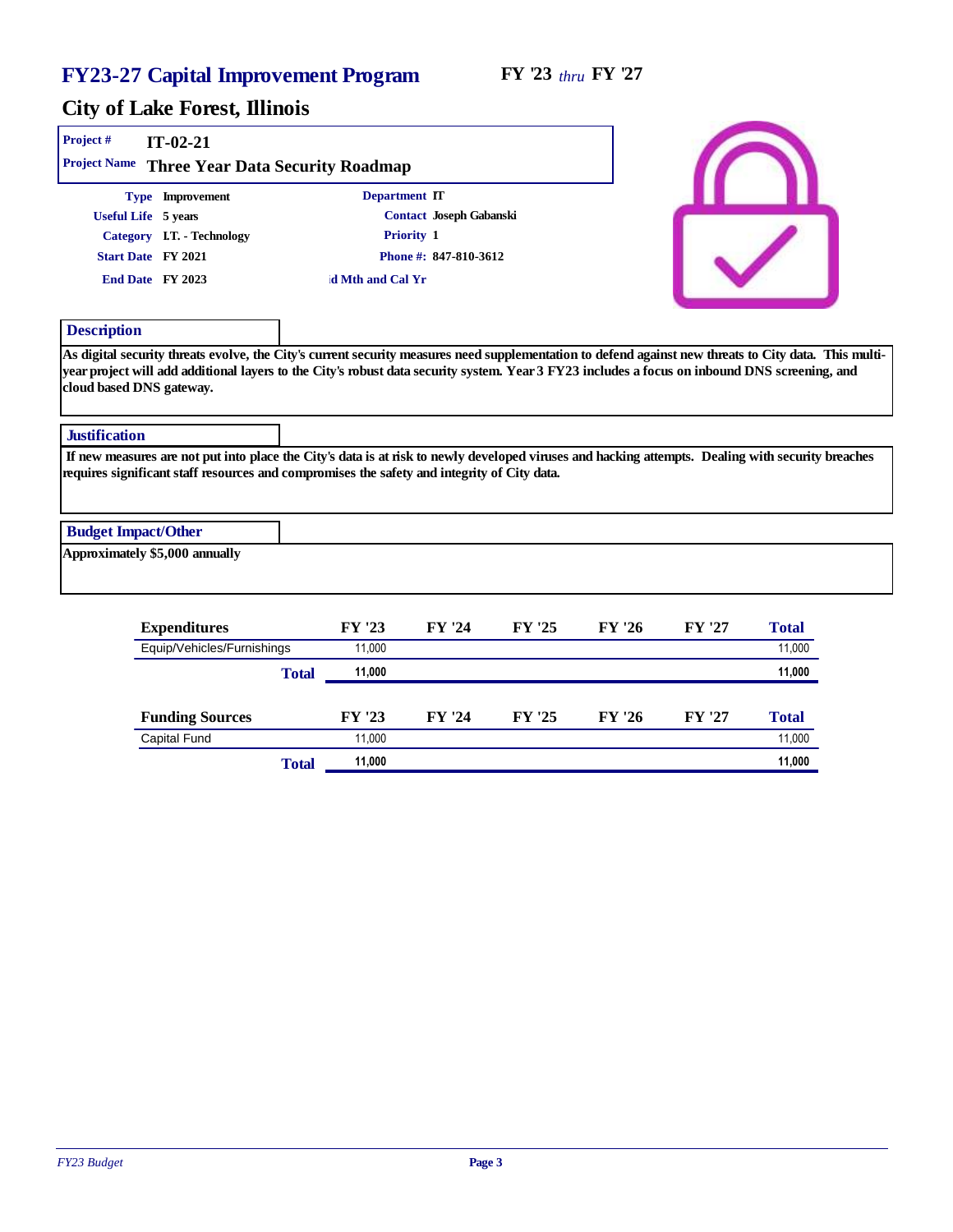# FY23-27 Capital Improvement Program

**FY '23** *thru* **FY '27**

## City of Lake Forest, Illinois

**Project #** IT-02-21

**Project Name** Three Year Data Security Roadmap

**Type** Improvement
**Useful Life** 5 years
**Category** I.T. - Technology
**Start Date** FY 2021
**End Date** FY 2023

**Department** IT
**Contact** Joseph Gabanski
**Priority** 1
**Phone #:** 847-810-3612
**d Mth and Cal Yr**

### Description

As digital security threats evolve, the City's current security measures need supplementation to defend against new threats to City data. This multi-year project will add additional layers to the City's robust data security system. Year 3 FY23 includes a focus on inbound DNS screening, and cloud based DNS gateway.

### Justification

If new measures are not put into place the City's data is at risk to newly developed viruses and hacking attempts. Dealing with security breaches requires significant staff resources and compromises the safety and integrity of City data.

### Budget Impact/Other

Approximately $5,000 annually

| Expenditures | FY '23 | FY '24 | FY '25 | FY '26 | FY '27 | Total |
|---|---|---|---|---|---|---|
| Equip/Vehicles/Furnishings | 11,000 | | | | | 11,000 |
| **Total** | **11,000** | | | | | **11,000** |

| Funding Sources | FY '23 | FY '24 | FY '25 | FY '26 | FY '27 | Total |
|---|---|---|---|---|---|---|
| Capital Fund | 11,000 | | | | | 11,000 |
| **Total** | **11,000** | | | | | **11,000** |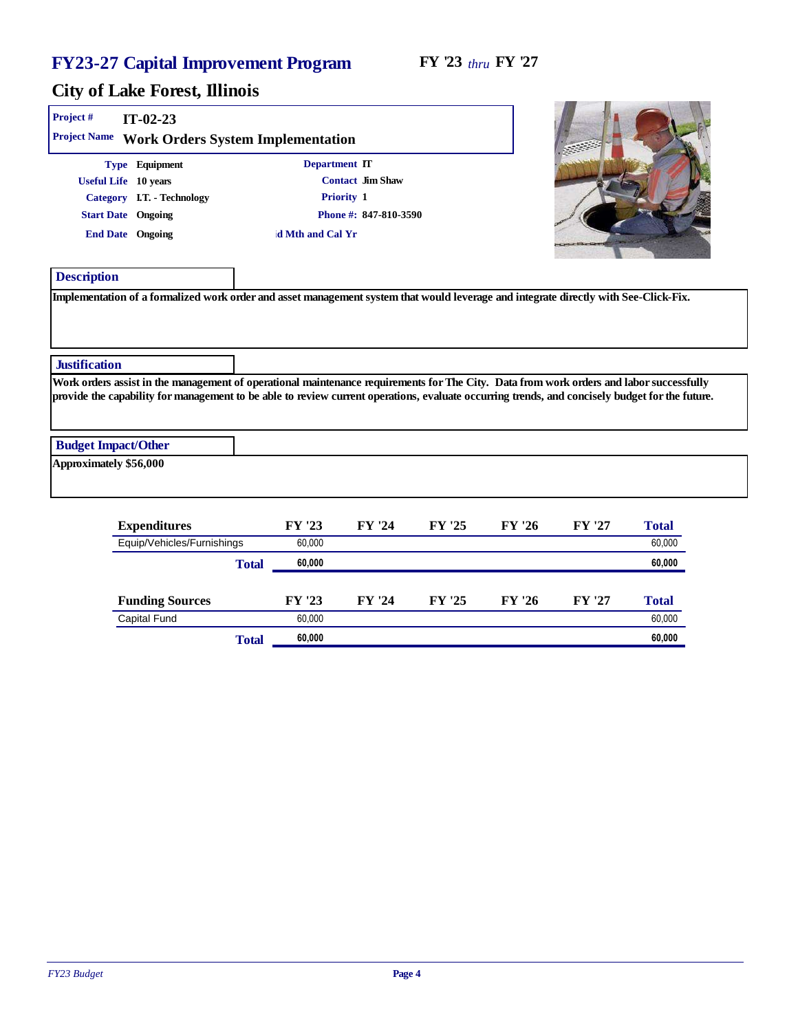# FY23-27 Capital Improvement Program

**FY '23** *thru* **FY '27**

## City of Lake Forest, Illinois

**Project #** IT-02-23

**Project Name** Work Orders System Implementation

**Type** Equipment
**Useful Life** 10 years
**Category** I.T. - Technology
**Start Date** Ongoing
**End Date** Ongoing

**Department** IT
**Contact** Jim Shaw
**Priority** 1
**Phone #:** 847-810-3590
ıd Mth and Cal Yr

### Description

Implementation of a formalized work order and asset management system that would leverage and integrate directly with See-Click-Fix.

### Justification

Work orders assist in the management of operational maintenance requirements for The City. Data from work orders and labor successfully provide the capability for management to be able to review current operations, evaluate occurring trends, and concisely budget for the future.

### Budget Impact/Other

Approximately $56,000

| Expenditures | FY '23 | FY '24 | FY '25 | FY '26 | FY '27 | Total |
|---|---|---|---|---|---|---|
| Equip/Vehicles/Furnishings | 60,000 | | | | | 60,000 |
| **Total** | **60,000** | | | | | **60,000** |

| Funding Sources | FY '23 | FY '24 | FY '25 | FY '26 | FY '27 | Total |
|---|---|---|---|---|---|---|
| Capital Fund | 60,000 | | | | | 60,000 |
| **Total** | **60,000** | | | | | **60,000** |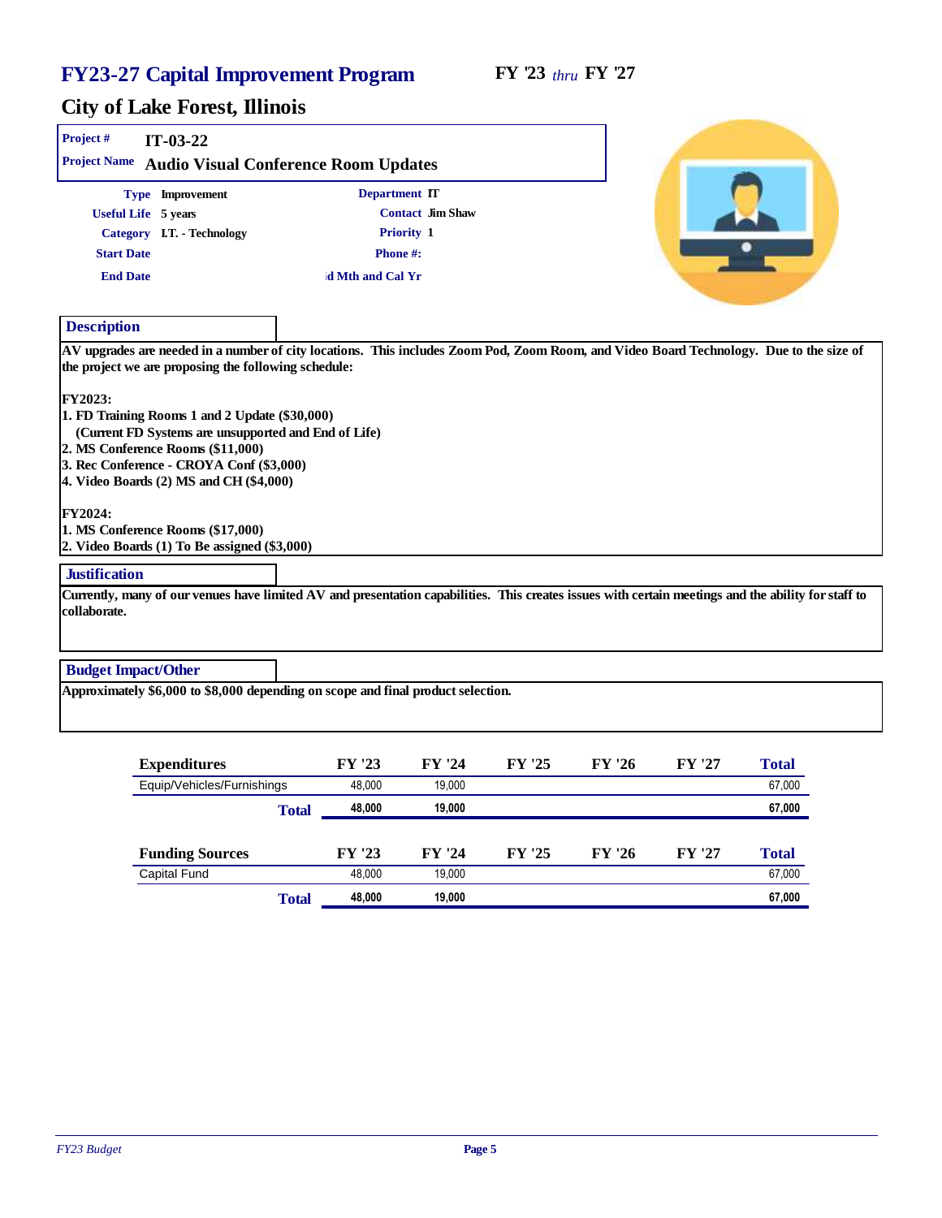# FY23-27 Capital Improvement Program

**FY '23** *thru* **FY '27**

## City of Lake Forest, Illinois

**Project #** IT-03-22

**Project Name** Audio Visual Conference Room Updates

| | | | |
|---|---|---|---|
| **Type** | Improvement | **Department** | IT |
| **Useful Life** | 5 years | **Contact** | Jim Shaw |
| **Category** | I.T. - Technology | **Priority** | 1 |
| **Start Date** | | **Phone #:** | |
| **End Date** | | **id Mth and Cal Yr** | |

### Description

AV upgrades are needed in a number of city locations. This includes Zoom Pod, Zoom Room, and Video Board Technology. Due to the size of the project we are proposing the following schedule:

FY2023:
1. FD Training Rooms 1 and 2 Update ($30,000)
   (Current FD Systems are unsupported and End of Life)
2. MS Conference Rooms ($11,000)
3. Rec Conference - CROYA Conf ($3,000)
4. Video Boards (2) MS and CH ($4,000)

FY2024:
1. MS Conference Rooms ($17,000)
2. Video Boards (1) To Be assigned ($3,000)

### Justification

Currently, many of our venues have limited AV and presentation capabilities. This creates issues with certain meetings and the ability for staff to collaborate.

### Budget Impact/Other

Approximately $6,000 to $8,000 depending on scope and final product selection.

| Expenditures | FY '23 | FY '24 | FY '25 | FY '26 | FY '27 | Total |
|---|---|---|---|---|---|---|
| Equip/Vehicles/Furnishings | 48,000 | 19,000 | | | | 67,000 |
| **Total** | **48,000** | **19,000** | | | | **67,000** |

| Funding Sources | FY '23 | FY '24 | FY '25 | FY '26 | FY '27 | Total |
|---|---|---|---|---|---|---|
| Capital Fund | 48,000 | 19,000 | | | | 67,000 |
| **Total** | **48,000** | **19,000** | | | | **67,000** |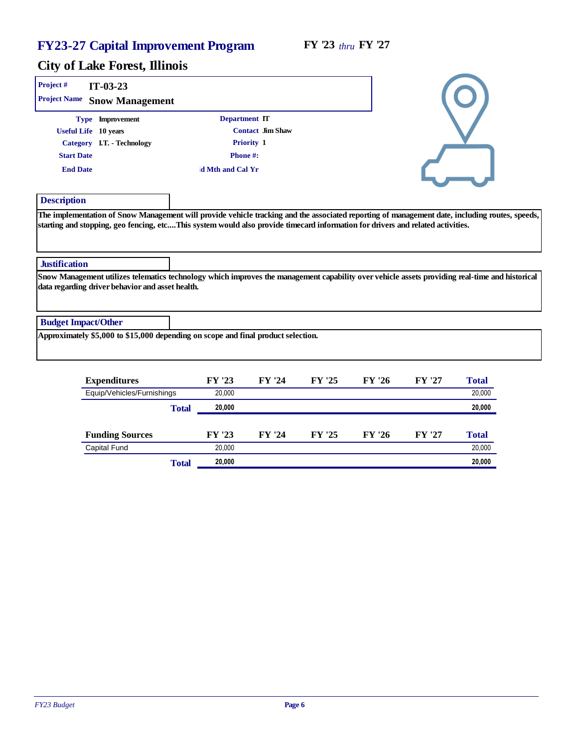# FY23-27 Capital Improvement Program

**FY '23** *thru* **FY '27**

## City of Lake Forest, Illinois

**Project #** IT-03-23

**Project Name** Snow Management

**Type** Improvement

**Useful Life** 10 years

**Category** I.T. - Technology

**Start Date**

**End Date**

**Department** IT

**Contact** Jim Shaw

**Priority** 1

**Phone #:**

**ıd Mth and Cal Yr**

### Description

The implementation of Snow Management will provide vehicle tracking and the associated reporting of management date, including routes, speeds, starting and stopping, geo fencing, etc....This system would also provide timecard information for drivers and related activities.

### Justification

Snow Management utilizes telematics technology which improves the management capability over vehicle assets providing real-time and historical data regarding driver behavior and asset health.

### Budget Impact/Other

Approximately $5,000 to $15,000 depending on scope and final product selection.

| Expenditures | FY '23 | FY '24 | FY '25 | FY '26 | FY '27 | Total |
|---|---|---|---|---|---|---|
| Equip/Vehicles/Furnishings | 20,000 | | | | | 20,000 |
| **Total** | **20,000** | | | | | **20,000** |

| Funding Sources | FY '23 | FY '24 | FY '25 | FY '26 | FY '27 | Total |
|---|---|---|---|---|---|---|
| Capital Fund | 20,000 | | | | | 20,000 |
| **Total** | **20,000** | | | | | **20,000** |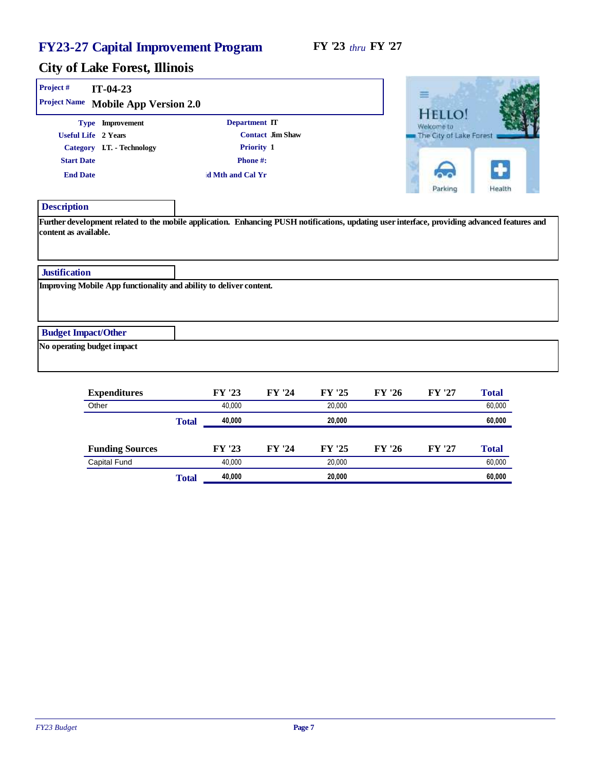# FY23-27 Capital Improvement Program

**FY '23** *thru* **FY '27**

## City of Lake Forest, Illinois

| | |
|---|---|
| **Project #** | **IT-04-23** |
| **Project Name** | **Mobile App Version 2.0** |

| | | | |
|---|---|---|---|
| **Type** | Improvement | **Department** | IT |
| **Useful Life** | 2 Years | **Contact** | Jim Shaw |
| **Category** | I.T. - Technology | **Priority** | 1 |
| **Start Date** | | **Phone #:** | |
| **End Date** | | **id Mth and Cal Yr** | |

### Description

Further development related to the mobile application. Enhancing PUSH notifications, updating user interface, providing advanced features and content as available.

### Justification

Improving Mobile App functionality and ability to deliver content.

### Budget Impact/Other

No operating budget impact

| Expenditures | FY '23 | FY '24 | FY '25 | FY '26 | FY '27 | Total |
|---|---|---|---|---|---|---|
| Other | 40,000 | | 20,000 | | | 60,000 |
| **Total** | **40,000** | | **20,000** | | | **60,000** |

| Funding Sources | FY '23 | FY '24 | FY '25 | FY '26 | FY '27 | Total |
|---|---|---|---|---|---|---|
| Capital Fund | 40,000 | | 20,000 | | | 60,000 |
| **Total** | **40,000** | | **20,000** | | | **60,000** |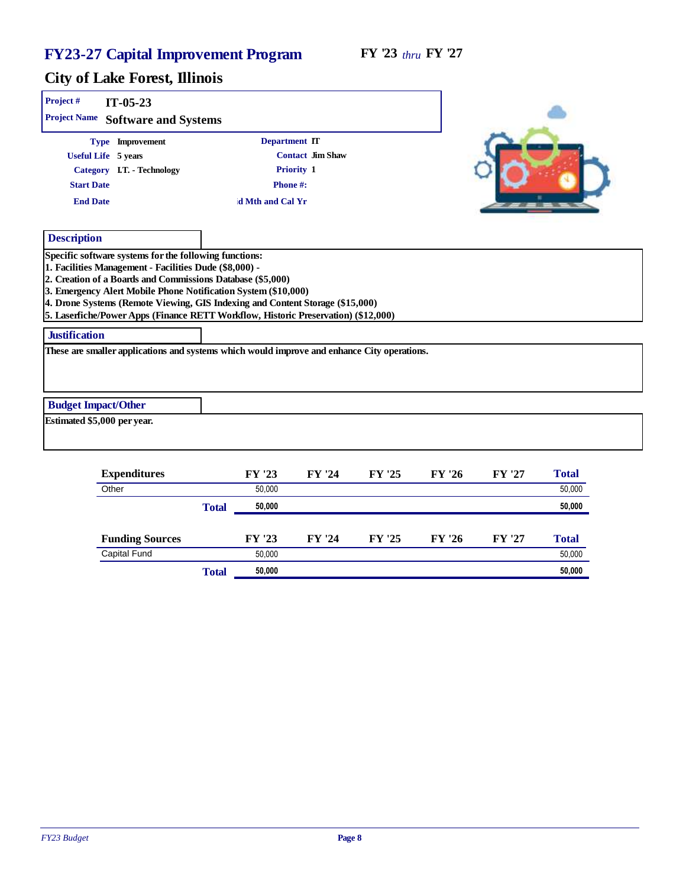# FY23-27 Capital Improvement Program

**FY '23** *thru* **FY '27**

## City of Lake Forest, Illinois

**Project #** IT-05-23

**Project Name** Software and Systems

| | | | |
|---|---|---|---|
| **Type** | Improvement | **Department** | IT |
| **Useful Life** | 5 years | **Contact** | Jim Shaw |
| **Category** | I.T. - Technology | **Priority** | 1 |
| **Start Date** | | **Phone #:** | |
| **End Date** | | **ıd Mth and Cal Yr** | |

### Description

Specific software systems for the following functions:
1. Facilities Management - Facilities Dude ($8,000) -
2. Creation of a Boards and Commissions Database ($5,000)
3. Emergency Alert Mobile Phone Notification System ($10,000)
4. Drone Systems (Remote Viewing, GIS Indexing and Content Storage ($15,000)
5. Laserfiche/Power Apps (Finance RETT Workflow, Historic Preservation) ($12,000)

### Justification

These are smaller applications and systems which would improve and enhance City operations.

### Budget Impact/Other

Estimated $5,000 per year.

| Expenditures | FY '23 | FY '24 | FY '25 | FY '26 | FY '27 | Total |
|---|---|---|---|---|---|---|
| Other | 50,000 | | | | | 50,000 |
| **Total** | **50,000** | | | | | **50,000** |

| Funding Sources | FY '23 | FY '24 | FY '25 | FY '26 | FY '27 | Total |
|---|---|---|---|---|---|---|
| Capital Fund | 50,000 | | | | | 50,000 |
| **Total** | **50,000** | | | | | **50,000** |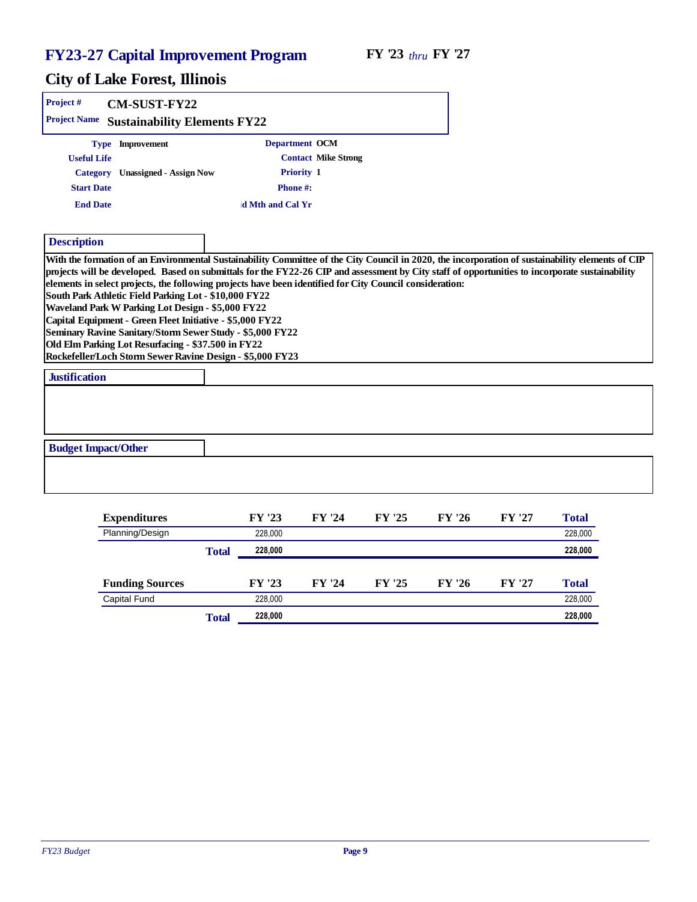# FY23-27 Capital Improvement Program

FY '23 *thru* FY '27

## City of Lake Forest, Illinois

**Project #** CM-SUST-FY22

**Project Name** Sustainability Elements FY22

| | | | |
|---|---|---|---|
| **Type** | Improvement | **Department** | OCM |
| **Useful Life** | | **Contact** | Mike Strong |
| **Category** | Unassigned - Assign Now | **Priority** | 1 |
| **Start Date** | | **Phone #:** | |
| **End Date** | | **d Mth and Cal Yr** | |

### Description

With the formation of an Environmental Sustainability Committee of the City Council in 2020, the incorporation of sustainability elements of CIP projects will be developed. Based on submittals for the FY22-26 CIP and assessment by City staff of opportunities to incorporate sustainability elements in select projects, the following projects have been identified for City Council consideration:

South Park Athletic Field Parking Lot - $10,000 FY22
Waveland Park W Parking Lot Design - $5,000 FY22
Capital Equipment - Green Fleet Initiative - $5,000 FY22
Seminary Ravine Sanitary/Storm Sewer Study - $5,000 FY22
Old Elm Parking Lot Resurfacing - $37.500 in FY22
Rockefeller/Loch Storm Sewer Ravine Design - $5,000 FY23

### Justification

### Budget Impact/Other

| Expenditures | FY '23 | FY '24 | FY '25 | FY '26 | FY '27 | Total |
|---|---|---|---|---|---|---|
| Planning/Design | 228,000 | | | | | 228,000 |
| **Total** | **228,000** | | | | | **228,000** |

| Funding Sources | FY '23 | FY '24 | FY '25 | FY '26 | FY '27 | Total |
|---|---|---|---|---|---|---|
| Capital Fund | 228,000 | | | | | 228,000 |
| **Total** | **228,000** | | | | | **228,000** |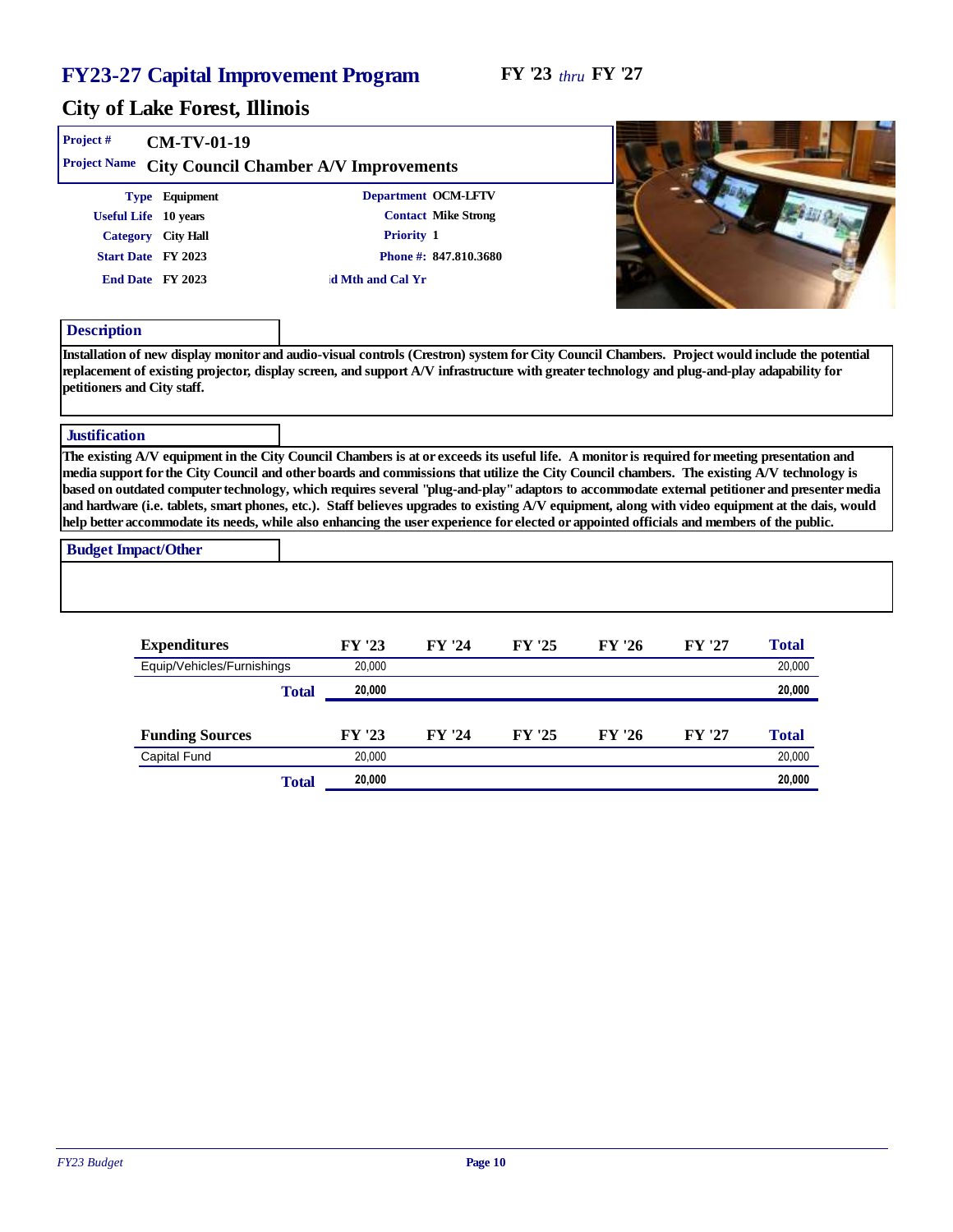# FY23-27 Capital Improvement Program

**FY '23** *thru* **FY '27**

## City of Lake Forest, Illinois

**Project #** CM-TV-01-19

**Project Name** City Council Chamber A/V Improvements

| | | | |
|---|---|---|---|
| **Type** | Equipment | **Department** | OCM-LFTV |
| **Useful Life** | 10 years | **Contact** | Mike Strong |
| **Category** | City Hall | **Priority** | 1 |
| **Start Date** | FY 2023 | **Phone #:** | 847.810.3680 |
| **End Date** | FY 2023 | **d Mth and Cal Yr** | |

### Description

Installation of new display monitor and audio-visual controls (Crestron) system for City Council Chambers. Project would include the potential replacement of existing projector, display screen, and support A/V infrastructure with greater technology and plug-and-play adapability for petitioners and City staff.

### Justification

The existing A/V equipment in the City Council Chambers is at or exceeds its useful life. A monitor is required for meeting presentation and media support for the City Council and other boards and commissions that utilize the City Council chambers. The existing A/V technology is based on outdated computer technology, which requires several "plug-and-play" adaptors to accommodate external petitioner and presenter media and hardware (i.e. tablets, smart phones, etc.). Staff believes upgrades to existing A/V equipment, along with video equipment at the dais, would help better accommodate its needs, while also enhancing the user experience for elected or appointed officials and members of the public.

### Budget Impact/Other

| Expenditures | FY '23 | FY '24 | FY '25 | FY '26 | FY '27 | Total |
|---|---|---|---|---|---|---|
| Equip/Vehicles/Furnishings | 20,000 | | | | | 20,000 |
| **Total** | **20,000** | | | | | **20,000** |

| Funding Sources | FY '23 | FY '24 | FY '25 | FY '26 | FY '27 | Total |
|---|---|---|---|---|---|---|
| Capital Fund | 20,000 | | | | | 20,000 |
| **Total** | **20,000** | | | | | **20,000** |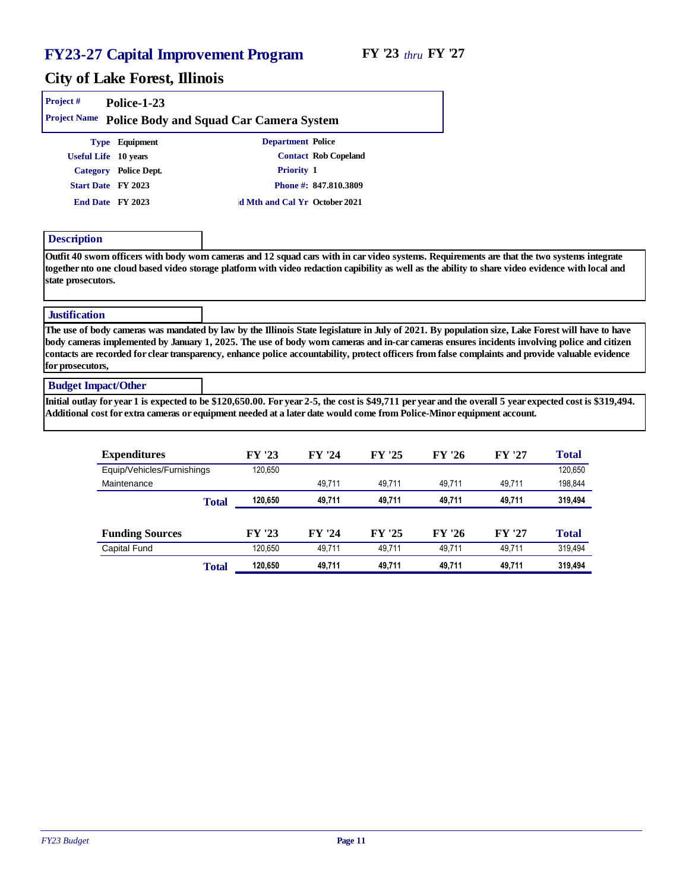# FY23-27 Capital Improvement Program

FY '23 *thru* FY '27

## City of Lake Forest, Illinois

**Project #** Police-1-23

**Project Name** Police Body and Squad Car Camera System

| | | | |
|---|---|---|---|
| **Type** | Equipment | **Department** | Police |
| **Useful Life** | 10 years | **Contact** | Rob Copeland |
| **Category** | Police Dept. | **Priority** | 1 |
| **Start Date** | FY 2023 | **Phone #:** | 847.810.3809 |
| **End Date** | FY 2023 | **id Mth and Cal Yr** | October 2021 |

### Description

Outfit 40 sworn officers with body worn cameras and 12 squad cars with in car video systems. Requirements are that the two systems integrate together nto one cloud based video storage platform with video redaction capibility as well as the ability to share video evidence with local and state prosecutors.

### Justification

The use of body cameras was mandated by law by the Illinois State legislature in July of 2021. By population size, Lake Forest will have to have body cameras implemented by January 1, 2025. The use of body worn cameras and in-car cameras ensures incidents involving police and citizen contacts are recorded for clear transparency, enhance police accountability, protect officers from false complaints and provide valuable evidence for prosecutors,

### Budget Impact/Other

Initial outlay for year 1 is expected to be $120,650.00. For year 2-5, the cost is $49,711 per year and the overall 5 year expected cost is $319,494. Additional cost for extra cameras or equipment needed at a later date would come from Police-Minor equipment account.

| Expenditures | FY '23 | FY '24 | FY '25 | FY '26 | FY '27 | Total |
|---|---|---|---|---|---|---|
| Equip/Vehicles/Furnishings | 120,650 | | | | | 120,650 |
| Maintenance | | 49,711 | 49,711 | 49,711 | 49,711 | 198,844 |
| **Total** | **120,650** | **49,711** | **49,711** | **49,711** | **49,711** | **319,494** |

| Funding Sources | FY '23 | FY '24 | FY '25 | FY '26 | FY '27 | Total |
|---|---|---|---|---|---|---|
| Capital Fund | 120,650 | 49,711 | 49,711 | 49,711 | 49,711 | 319,494 |
| **Total** | **120,650** | **49,711** | **49,711** | **49,711** | **49,711** | **319,494** |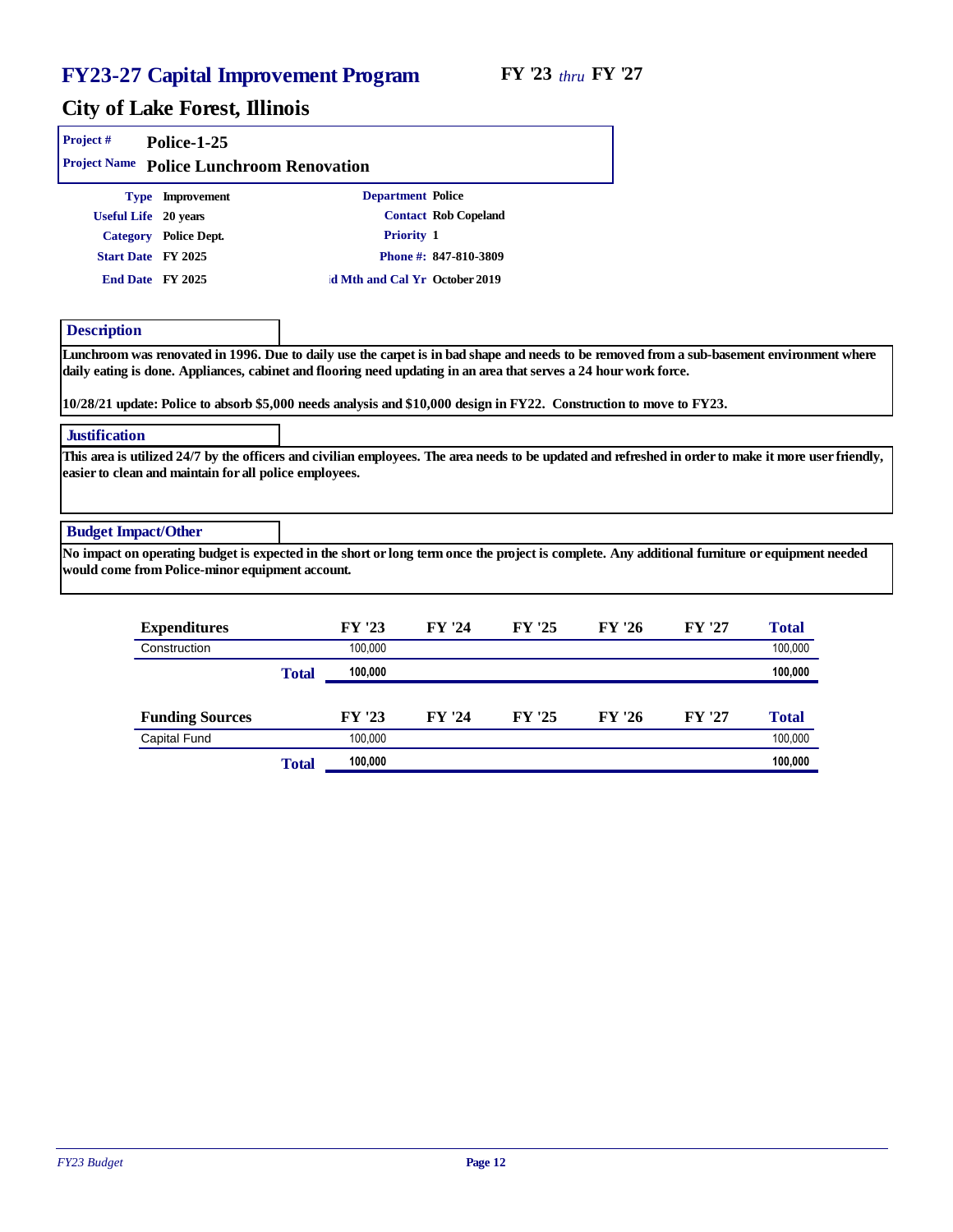# FY23-27 Capital Improvement Program

**FY '23** *thru* **FY '27**

## City of Lake Forest, Illinois

**Project #** Police-1-25

**Project Name** Police Lunchroom Renovation

| | | | |
|---|---|---|---|
| **Type** | Improvement | **Department** | Police |
| **Useful Life** | 20 years | **Contact** | Rob Copeland |
| **Category** | Police Dept. | **Priority** | 1 |
| **Start Date** | FY 2025 | **Phone #:** | 847-810-3809 |
| **End Date** | FY 2025 | **id Mth and Cal Yr** | October 2019 |

### Description

Lunchroom was renovated in 1996. Due to daily use the carpet is in bad shape and needs to be removed from a sub-basement environment where daily eating is done. Appliances, cabinet and flooring need updating in an area that serves a 24 hour work force.

10/28/21 update: Police to absorb $5,000 needs analysis and $10,000 design in FY22. Construction to move to FY23.

### Justification

This area is utilized 24/7 by the officers and civilian employees. The area needs to be updated and refreshed in order to make it more user friendly, easier to clean and maintain for all police employees.

### Budget Impact/Other

No impact on operating budget is expected in the short or long term once the project is complete. Any additional furniture or equipment needed would come from Police-minor equipment account.

| Expenditures | FY '23 | FY '24 | FY '25 | FY '26 | FY '27 | Total |
|---|---|---|---|---|---|---|
| Construction | 100,000 | | | | | 100,000 |
| **Total** | **100,000** | | | | | **100,000** |

| Funding Sources | FY '23 | FY '24 | FY '25 | FY '26 | FY '27 | Total |
|---|---|---|---|---|---|---|
| Capital Fund | 100,000 | | | | | 100,000 |
| **Total** | **100,000** | | | | | **100,000** |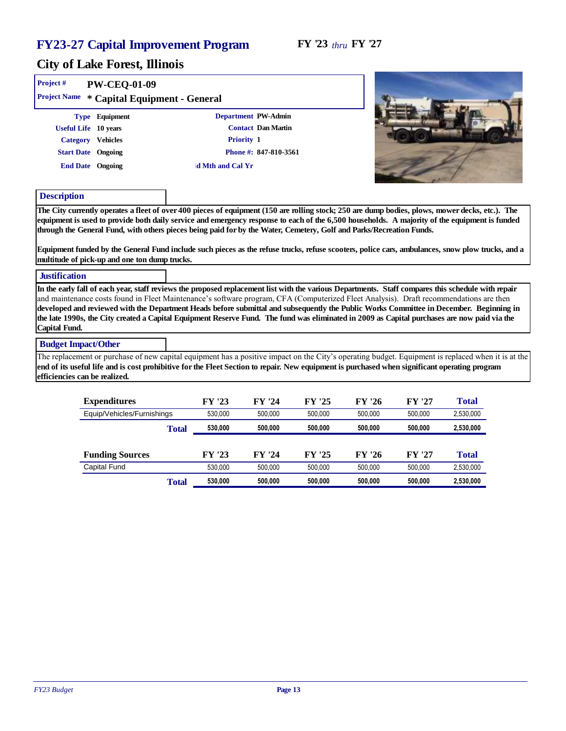# FY23-27 Capital Improvement Program

**FY '23** *thru* **FY '27**

## City of Lake Forest, Illinois

**Project #** PW-CEQ-01-09

**Project Name** * Capital Equipment - General

| | | | |
|---|---|---|---|
| **Type** | Equipment | **Department** | PW-Admin |
| **Useful Life** | 10 years | **Contact** | Dan Martin |
| **Category** | Vehicles | **Priority** | 1 |
| **Start Date** | Ongoing | **Phone #:** | 847-810-3561 |
| **End Date** | Ongoing | **id Mth and Cal Yr** | |

### Description

The City currently operates a fleet of over 400 pieces of equipment (150 are rolling stock; 250 are dump bodies, plows, mower decks, etc.). The equipment is used to provide both daily service and emergency response to each of the 6,500 households. A majority of the equipment is funded through the General Fund, with others pieces being paid for by the Water, Cemetery, Golf and Parks/Recreation Funds.

Equipment funded by the General Fund include such pieces as the refuse trucks, refuse scooters, police cars, ambulances, snow plow trucks, and a multitude of pick-up and one ton dump trucks.

### Justification

In the early fall of each year, staff reviews the proposed replacement list with the various Departments. Staff compares this schedule with repair and maintenance costs found in Fleet Maintenance's software program, CFA (Computerized Fleet Analysis). Draft recommendations are then developed and reviewed with the Department Heads before submittal and subsequently the Public Works Committee in December. Beginning in the late 1990s, the City created a Capital Equipment Reserve Fund. The fund was eliminated in 2009 as Capital purchases are now paid via the Capital Fund.

### Budget Impact/Other

The replacement or purchase of new capital equipment has a positive impact on the City's operating budget. Equipment is replaced when it is at the end of its useful life and is cost prohibitive for the Fleet Section to repair. New equipment is purchased when significant operating program efficiencies can be realized.

| Expenditures | FY '23 | FY '24 | FY '25 | FY '26 | FY '27 | Total |
|---|---|---|---|---|---|---|
| Equip/Vehicles/Furnishings | 530,000 | 500,000 | 500,000 | 500,000 | 500,000 | 2,530,000 |
| **Total** | **530,000** | **500,000** | **500,000** | **500,000** | **500,000** | **2,530,000** |

| Funding Sources | FY '23 | FY '24 | FY '25 | FY '26 | FY '27 | Total |
|---|---|---|---|---|---|---|
| Capital Fund | 530,000 | 500,000 | 500,000 | 500,000 | 500,000 | 2,530,000 |
| **Total** | **530,000** | **500,000** | **500,000** | **500,000** | **500,000** | **2,530,000** |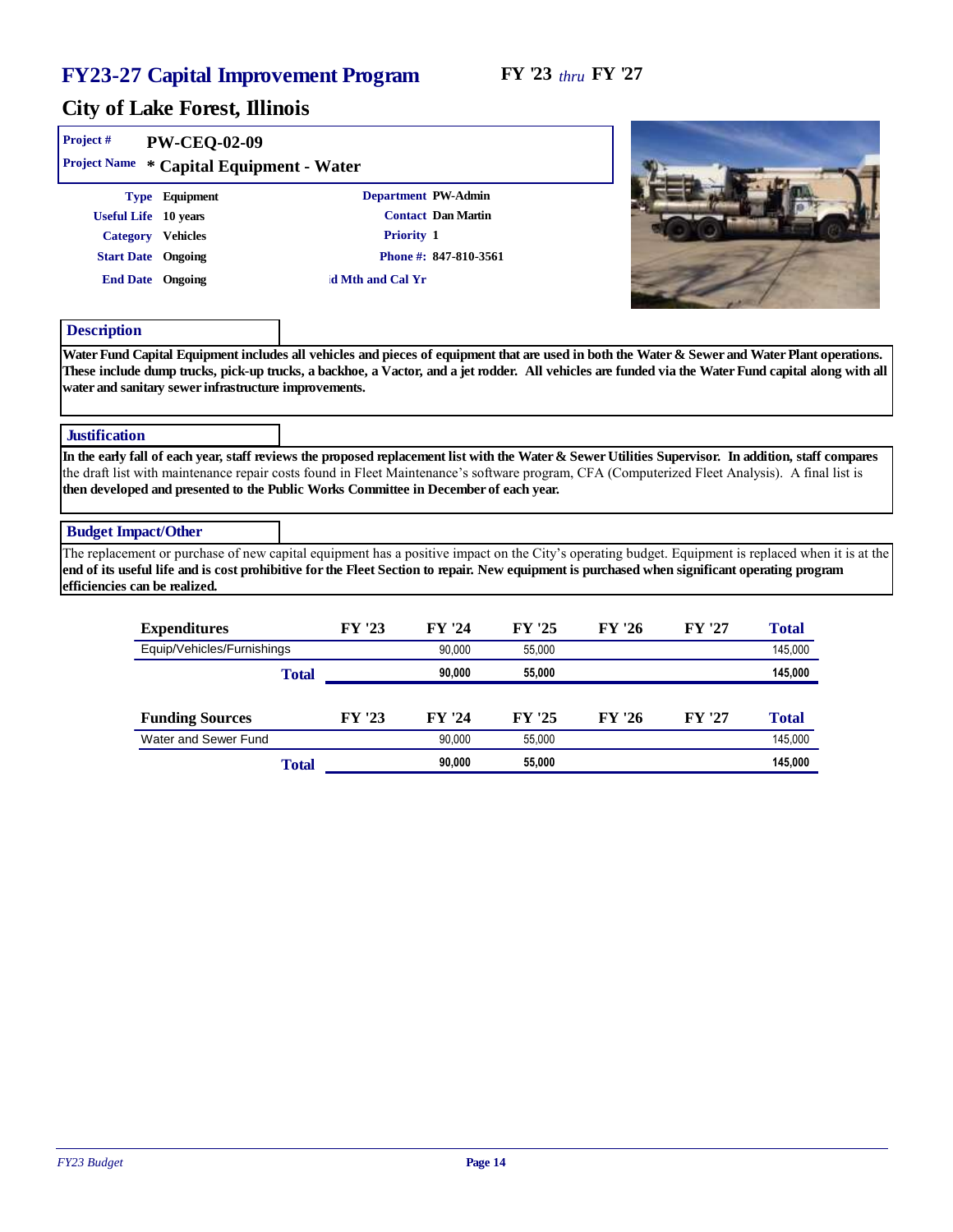# FY23-27 Capital Improvement Program

FY '23 *thru* FY '27

## City of Lake Forest, Illinois

**Project #** PW-CEQ-02-09

**Project Name** * Capital Equipment - Water

| | | | |
|---|---|---|---|
| **Type** | Equipment | **Department** | PW-Admin |
| **Useful Life** | 10 years | **Contact** | Dan Martin |
| **Category** | Vehicles | **Priority** | 1 |
| **Start Date** | Ongoing | **Phone #:** | 847-810-3561 |
| **End Date** | Ongoing | | ıd Mth and Cal Yr |

### Description

Water Fund Capital Equipment includes all vehicles and pieces of equipment that are used in both the Water & Sewer and Water Plant operations. These include dump trucks, pick-up trucks, a backhoe, a Vactor, and a jet rodder. All vehicles are funded via the Water Fund capital along with all water and sanitary sewer infrastructure improvements.

### Justification

In the early fall of each year, staff reviews the proposed replacement list with the Water & Sewer Utilities Supervisor. In addition, staff compares the draft list with maintenance repair costs found in Fleet Maintenance's software program, CFA (Computerized Fleet Analysis). A final list is then developed and presented to the Public Works Committee in December of each year.

### Budget Impact/Other

The replacement or purchase of new capital equipment has a positive impact on the City's operating budget. Equipment is replaced when it is at the end of its useful life and is cost prohibitive for the Fleet Section to repair. New equipment is purchased when significant operating program efficiencies can be realized.

| Expenditures | FY '23 | FY '24 | FY '25 | FY '26 | FY '27 | Total |
|---|---|---|---|---|---|---|
| Equip/Vehicles/Furnishings | | 90,000 | 55,000 | | | 145,000 |
| **Total** | | **90,000** | **55,000** | | | **145,000** |

| Funding Sources | FY '23 | FY '24 | FY '25 | FY '26 | FY '27 | Total |
|---|---|---|---|---|---|---|
| Water and Sewer Fund | | 90,000 | 55,000 | | | 145,000 |
| **Total** | | **90,000** | **55,000** | | | **145,000** |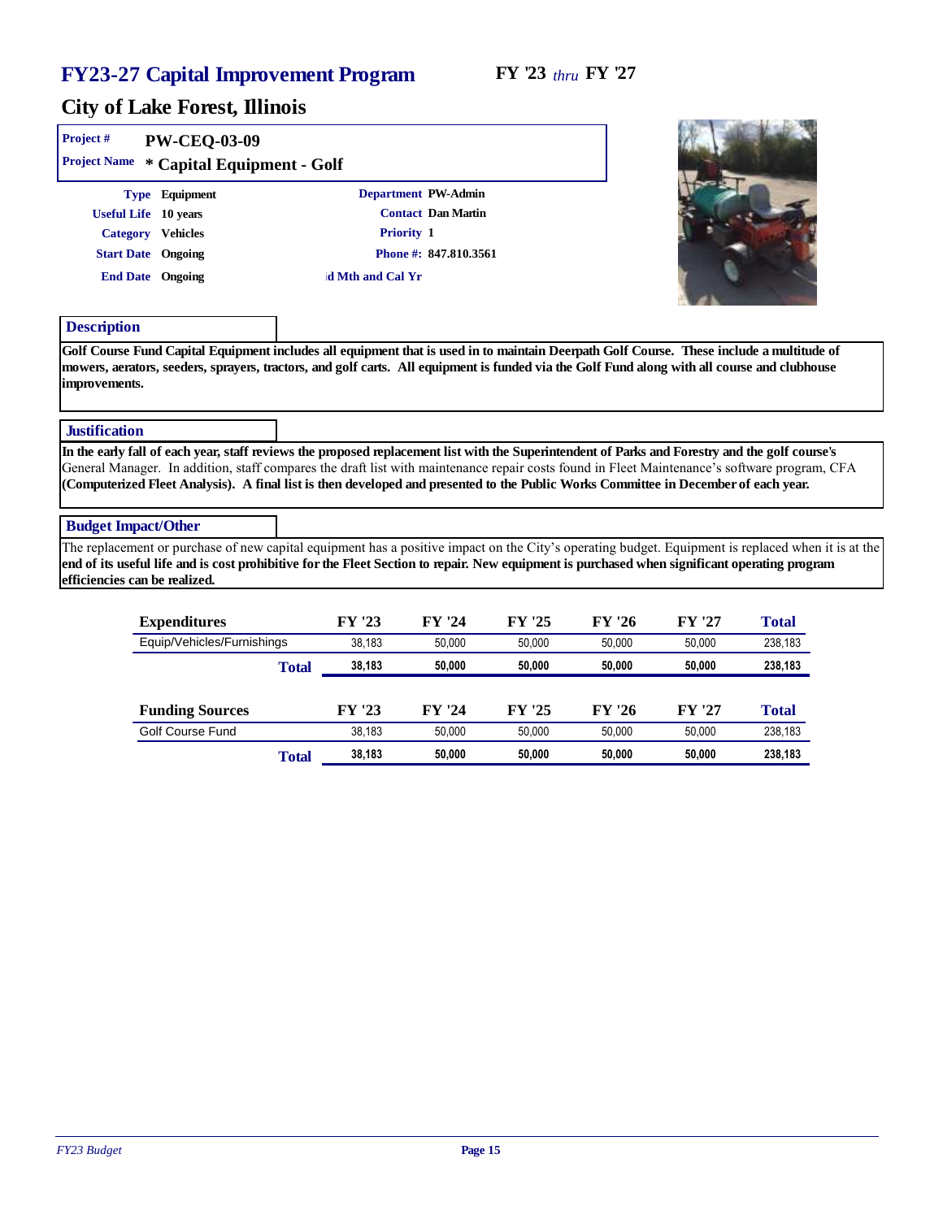# FY23-27 Capital Improvement Program

FY '23 *thru* FY '27

## City of Lake Forest, Illinois

**Project #** PW-CEQ-03-09

**Project Name** * Capital Equipment - Golf

| | | | |
|---|---|---|---|
| **Type** | Equipment | **Department** | PW-Admin |
| **Useful Life** | 10 years | **Contact** | Dan Martin |
| **Category** | Vehicles | **Priority** | 1 |
| **Start Date** | Ongoing | **Phone #:** | 847.810.3561 |
| **End Date** | Ongoing | **id Mth and Cal Yr** | |

### Description

Golf Course Fund Capital Equipment includes all equipment that is used in to maintain Deerpath Golf Course. These include a multitude of mowers, aerators, seeders, sprayers, tractors, and golf carts. All equipment is funded via the Golf Fund along with all course and clubhouse improvements.

### Justification

In the early fall of each year, staff reviews the proposed replacement list with the Superintendent of Parks and Forestry and the golf course's General Manager. In addition, staff compares the draft list with maintenance repair costs found in Fleet Maintenance's software program, CFA (Computerized Fleet Analysis). A final list is then developed and presented to the Public Works Committee in December of each year.

### Budget Impact/Other

The replacement or purchase of new capital equipment has a positive impact on the City's operating budget. Equipment is replaced when it is at the end of its useful life and is cost prohibitive for the Fleet Section to repair. New equipment is purchased when significant operating program efficiencies can be realized.

| Expenditures | FY '23 | FY '24 | FY '25 | FY '26 | FY '27 | Total |
|---|---|---|---|---|---|---|
| Equip/Vehicles/Furnishings | 38,183 | 50,000 | 50,000 | 50,000 | 50,000 | 238,183 |
| **Total** | **38,183** | **50,000** | **50,000** | **50,000** | **50,000** | **238,183** |

| Funding Sources | FY '23 | FY '24 | FY '25 | FY '26 | FY '27 | Total |
|---|---|---|---|---|---|---|
| Golf Course Fund | 38,183 | 50,000 | 50,000 | 50,000 | 50,000 | 238,183 |
| **Total** | **38,183** | **50,000** | **50,000** | **50,000** | **50,000** | **238,183** |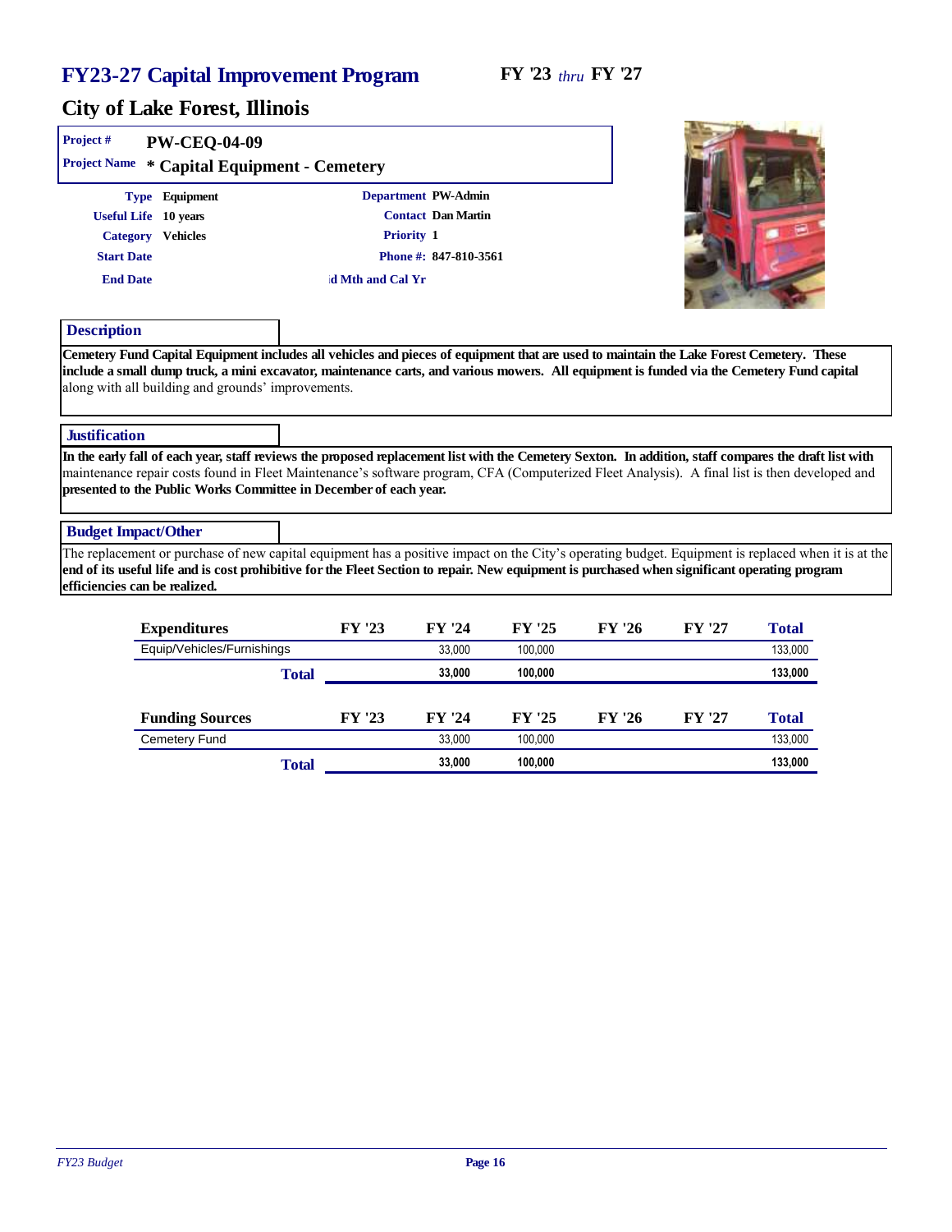# FY23-27 Capital Improvement Program

**FY '23** *thru* **FY '27**

## City of Lake Forest, Illinois

**Project #** PW-CEQ-04-09

**Project Name** * Capital Equipment - Cemetery

| | | | |
|---|---|---|---|
| **Type** | Equipment | **Department** | PW-Admin |
| **Useful Life** | 10 years | **Contact** | Dan Martin |
| **Category** | Vehicles | **Priority** | 1 |
| **Start Date** | | **Phone #:** | 847-810-3561 |
| **End Date** | | **ld Mth and Cal Yr** | |

### Description

Cemetery Fund Capital Equipment includes all vehicles and pieces of equipment that are used to maintain the Lake Forest Cemetery. These include a small dump truck, a mini excavator, maintenance carts, and various mowers. All equipment is funded via the Cemetery Fund capital along with all building and grounds' improvements.

### Justification

In the early fall of each year, staff reviews the proposed replacement list with the Cemetery Sexton. In addition, staff compares the draft list with maintenance repair costs found in Fleet Maintenance's software program, CFA (Computerized Fleet Analysis). A final list is then developed and presented to the Public Works Committee in December of each year.

### Budget Impact/Other

The replacement or purchase of new capital equipment has a positive impact on the City's operating budget. Equipment is replaced when it is at the end of its useful life and is cost prohibitive for the Fleet Section to repair. New equipment is purchased when significant operating program efficiencies can be realized.

| Expenditures | FY '23 | FY '24 | FY '25 | FY '26 | FY '27 | Total |
|---|---|---|---|---|---|---|
| Equip/Vehicles/Furnishings | | 33,000 | 100,000 | | | 133,000 |
| **Total** | | **33,000** | **100,000** | | | **133,000** |

| Funding Sources | FY '23 | FY '24 | FY '25 | FY '26 | FY '27 | Total |
|---|---|---|---|---|---|---|
| Cemetery Fund | | 33,000 | 100,000 | | | 133,000 |
| **Total** | | **33,000** | **100,000** | | | **133,000** |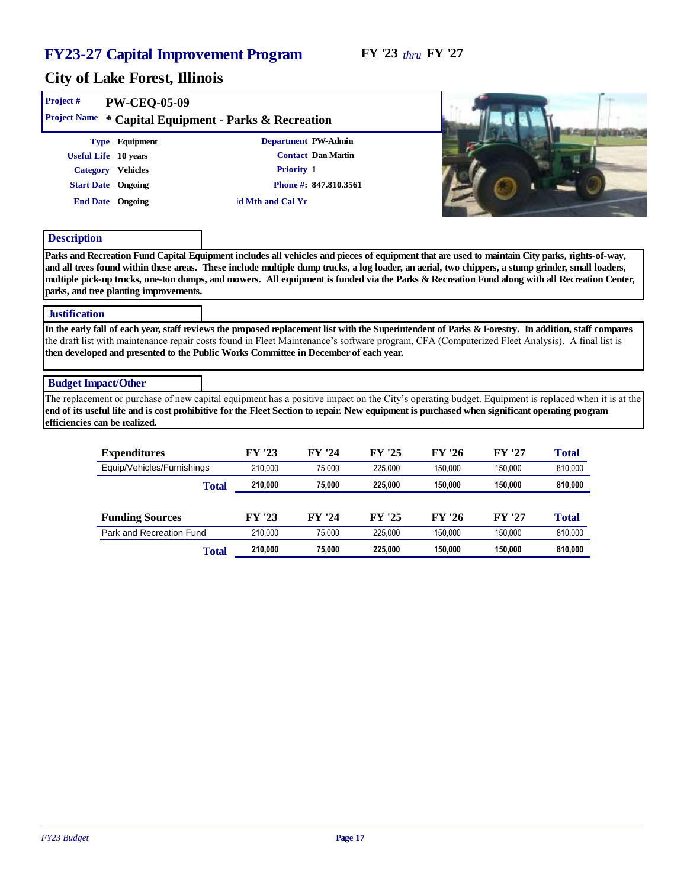# FY23-27 Capital Improvement Program

FY '23 *thru* FY '27

## City of Lake Forest, Illinois

**Project #** PW-CEQ-05-09

**Project Name** * Capital Equipment - Parks & Recreation

**Type** Equipment

**Useful Life** 10 years

**Category** Vehicles

**Start Date** Ongoing

**End Date** Ongoing

**Department** PW-Admin

**Contact** Dan Martin

**Priority** 1

**Phone #:** 847.810.3561

**d Mth and Cal Yr**

### Description

Parks and Recreation Fund Capital Equipment includes all vehicles and pieces of equipment that are used to maintain City parks, rights-of-way, and all trees found within these areas. These include multiple dump trucks, a log loader, an aerial, two chippers, a stump grinder, small loaders, multiple pick-up trucks, one-ton dumps, and mowers. All equipment is funded via the Parks & Recreation Fund along with all Recreation Center, parks, and tree planting improvements.

### Justification

In the early fall of each year, staff reviews the proposed replacement list with the Superintendent of Parks & Forestry. In addition, staff compares the draft list with maintenance repair costs found in Fleet Maintenance's software program, CFA (Computerized Fleet Analysis). A final list is then developed and presented to the Public Works Committee in December of each year.

### Budget Impact/Other

The replacement or purchase of new capital equipment has a positive impact on the City's operating budget. Equipment is replaced when it is at the end of its useful life and is cost prohibitive for the Fleet Section to repair. New equipment is purchased when significant operating program efficiencies can be realized.

| Expenditures | FY '23 | FY '24 | FY '25 | FY '26 | FY '27 | Total |
|---|---|---|---|---|---|---|
| Equip/Vehicles/Furnishings | 210,000 | 75,000 | 225,000 | 150,000 | 150,000 | 810,000 |
| **Total** | **210,000** | **75,000** | **225,000** | **150,000** | **150,000** | **810,000** |

| Funding Sources | FY '23 | FY '24 | FY '25 | FY '26 | FY '27 | Total |
|---|---|---|---|---|---|---|
| Park and Recreation Fund | 210,000 | 75,000 | 225,000 | 150,000 | 150,000 | 810,000 |
| **Total** | **210,000** | **75,000** | **225,000** | **150,000** | **150,000** | **810,000** |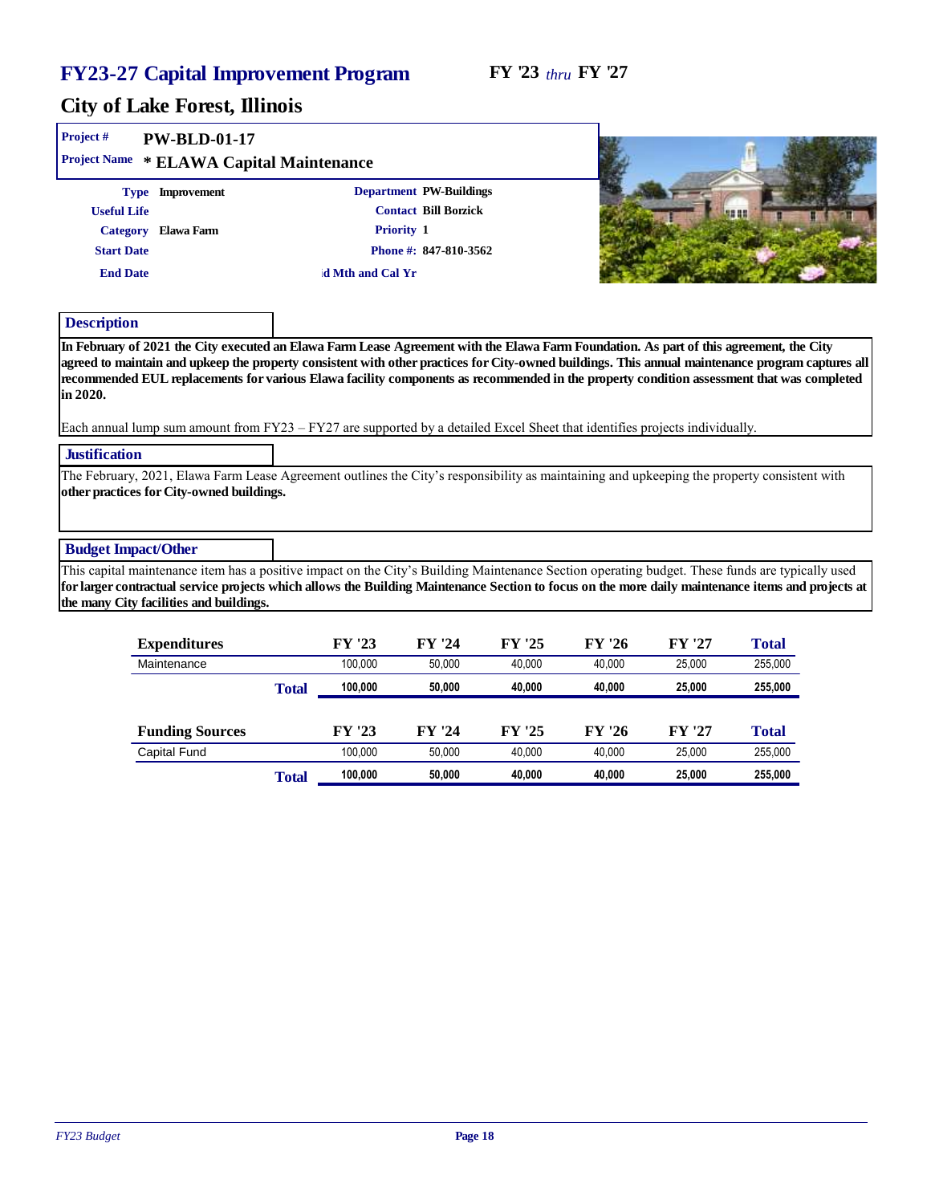# FY23-27 Capital Improvement Program

FY '23 *thru* FY '27

## City of Lake Forest, Illinois

**Project #** PW-BLD-01-17

**Project Name** * ELAWA Capital Maintenance

**Type** Improvement
**Useful Life**
**Category** Elawa Farm
**Start Date**
**End Date**

**Department** PW-Buildings
**Contact** Bill Borzick
**Priority** 1
**Phone #:** 847-810-3562
ıd Mth and Cal Yr

### Description

In February of 2021 the City executed an Elawa Farm Lease Agreement with the Elawa Farm Foundation. As part of this agreement, the City agreed to maintain and upkeep the property consistent with other practices for City-owned buildings. This annual maintenance program captures all recommended EUL replacements for various Elawa facility components as recommended in the property condition assessment that was completed in 2020.

Each annual lump sum amount from FY23 – FY27 are supported by a detailed Excel Sheet that identifies projects individually.

### Justification

The February, 2021, Elawa Farm Lease Agreement outlines the City's responsibility as maintaining and upkeeping the property consistent with other practices for City-owned buildings.

### Budget Impact/Other

This capital maintenance item has a positive impact on the City's Building Maintenance Section operating budget. These funds are typically used for larger contractual service projects which allows the Building Maintenance Section to focus on the more daily maintenance items and projects at the many City facilities and buildings.

| Expenditures | FY '23 | FY '24 | FY '25 | FY '26 | FY '27 | Total |
|---|---|---|---|---|---|---|
| Maintenance | 100,000 | 50,000 | 40,000 | 40,000 | 25,000 | 255,000 |
| **Total** | **100,000** | **50,000** | **40,000** | **40,000** | **25,000** | **255,000** |

| Funding Sources | FY '23 | FY '24 | FY '25 | FY '26 | FY '27 | Total |
|---|---|---|---|---|---|---|
| Capital Fund | 100,000 | 50,000 | 40,000 | 40,000 | 25,000 | 255,000 |
| **Total** | **100,000** | **50,000** | **40,000** | **40,000** | **25,000** | **255,000** |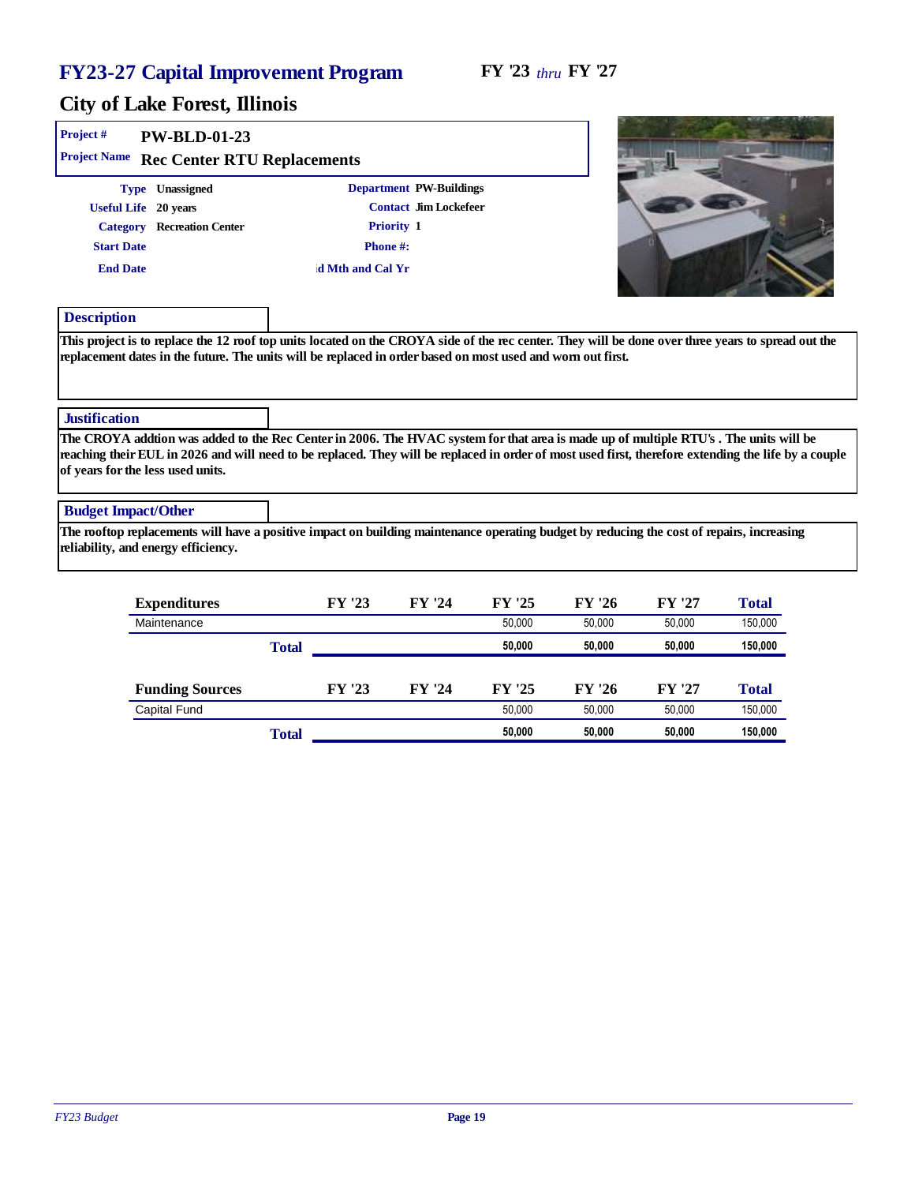# FY23-27 Capital Improvement Program

**FY '23** *thru* **FY '27**

## City of Lake Forest, Illinois

**Project #** PW-BLD-01-23

**Project Name** Rec Center RTU Replacements

**Type** Unassigned

**Useful Life** 20 years

**Category** Recreation Center

**Start Date**

**End Date**

**Department** PW-Buildings

**Contact** Jim Lockefeer

**Priority** 1

**Phone #:**

**d Mth and Cal Yr**

### Description

This project is to replace the 12 roof top units located on the CROYA side of the rec center. They will be done over three years to spread out the replacement dates in the future. The units will be replaced in order based on most used and worn out first.

### Justification

The CROYA addtion was added to the Rec Center in 2006. The HVAC system for that area is made up of multiple RTU's . The units will be reaching their EUL in 2026 and will need to be replaced. They will be replaced in order of most used first, therefore extending the life by a couple of years for the less used units.

### Budget Impact/Other

The rooftop replacements will have a positive impact on building maintenance operating budget by reducing the cost of repairs, increasing reliability, and energy efficiency.

| Expenditures | FY '23 | FY '24 | FY '25 | FY '26 | FY '27 | Total |
|---|---|---|---|---|---|---|
| Maintenance | | | 50,000 | 50,000 | 50,000 | 150,000 |
| **Total** | | | **50,000** | **50,000** | **50,000** | **150,000** |

| Funding Sources | FY '23 | FY '24 | FY '25 | FY '26 | FY '27 | Total |
|---|---|---|---|---|---|---|
| Capital Fund | | | 50,000 | 50,000 | 50,000 | 150,000 |
| **Total** | | | **50,000** | **50,000** | **50,000** | **150,000** |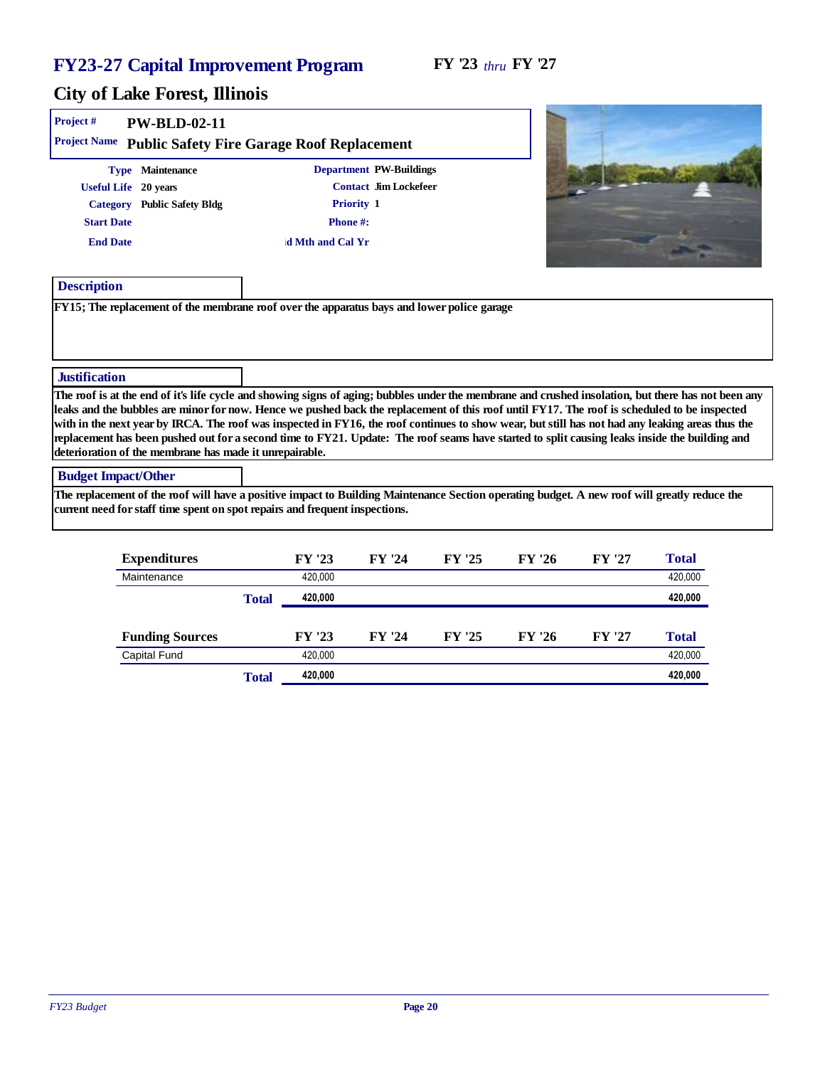# FY23-27 Capital Improvement Program

FY '23 *thru* FY '27

## City of Lake Forest, Illinois

**Project #** PW-BLD-02-11

**Project Name** Public Safety Fire Garage Roof Replacement

| | | | |
|---|---|---|---|
| **Type** | Maintenance | **Department** | PW-Buildings |
| **Useful Life** | 20 years | **Contact** | Jim Lockefeer |
| **Category** | Public Safety Bldg | **Priority** | 1 |
| **Start Date** | | **Phone #:** | |
| **End Date** | | **d Mth and Cal Yr** | |

### Description

FY15; The replacement of the membrane roof over the apparatus bays and lower police garage

### Justification

The roof is at the end of it's life cycle and showing signs of aging; bubbles under the membrane and crushed insolation, but there has not been any leaks and the bubbles are minor for now. Hence we pushed back the replacement of this roof until FY17. The roof is scheduled to be inspected with in the next year by IRCA. The roof was inspected in FY16, the roof continues to show wear, but still has not had any leaking areas thus the replacement has been pushed out for a second time to FY21. Update: The roof seams have started to split causing leaks inside the building and deterioration of the membrane has made it unrepairable.

### Budget Impact/Other

The replacement of the roof will have a positive impact to Building Maintenance Section operating budget. A new roof will greatly reduce the current need for staff time spent on spot repairs and frequent inspections.

| Expenditures | | FY '23 | FY '24 | FY '25 | FY '26 | FY '27 | Total |
|---|---|---|---|---|---|---|---|
| Maintenance | | 420,000 | | | | | 420,000 |
| | **Total** | **420,000** | | | | | **420,000** |

| Funding Sources | | FY '23 | FY '24 | FY '25 | FY '26 | FY '27 | Total |
|---|---|---|---|---|---|---|---|
| Capital Fund | | 420,000 | | | | | 420,000 |
| | **Total** | **420,000** | | | | | **420,000** |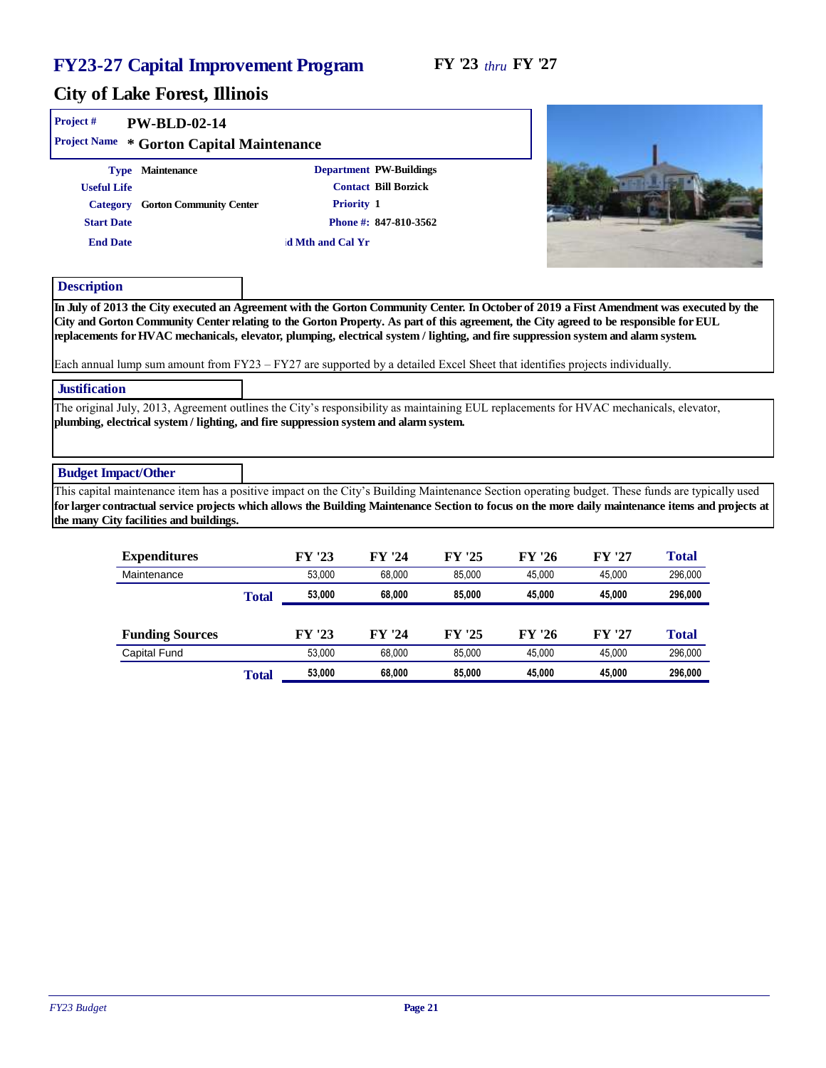# FY23-27 Capital Improvement Program

FY '23 *thru* FY '27

## City of Lake Forest, Illinois

**Project #** PW-BLD-02-14

**Project Name** * Gorton Capital Maintenance

**Type** Maintenance
**Useful Life**
**Category** Gorton Community Center
**Start Date**
**End Date**

**Department** PW-Buildings
**Contact** Bill Borzick
**Priority** 1
**Phone #:** 847-810-3562
**d Mth and Cal Yr**

### Description

In July of 2013 the City executed an Agreement with the Gorton Community Center. In October of 2019 a First Amendment was executed by the City and Gorton Community Center relating to the Gorton Property. As part of this agreement, the City agreed to be responsible for EUL replacements for HVAC mechanicals, elevator, plumping, electrical system / lighting, and fire suppression system and alarm system.

Each annual lump sum amount from FY23 – FY27 are supported by a detailed Excel Sheet that identifies projects individually.

### Justification

The original July, 2013, Agreement outlines the City's responsibility as maintaining EUL replacements for HVAC mechanicals, elevator, plumbing, electrical system / lighting, and fire suppression system and alarm system.

### Budget Impact/Other

This capital maintenance item has a positive impact on the City's Building Maintenance Section operating budget. These funds are typically used for larger contractual service projects which allows the Building Maintenance Section to focus on the more daily maintenance items and projects at the many City facilities and buildings.

| Expenditures | FY '23 | FY '24 | FY '25 | FY '26 | FY '27 | Total |
|---|---|---|---|---|---|---|
| Maintenance | 53,000 | 68,000 | 85,000 | 45,000 | 45,000 | 296,000 |
| **Total** | **53,000** | **68,000** | **85,000** | **45,000** | **45,000** | **296,000** |

| Funding Sources | FY '23 | FY '24 | FY '25 | FY '26 | FY '27 | Total |
|---|---|---|---|---|---|---|
| Capital Fund | 53,000 | 68,000 | 85,000 | 45,000 | 45,000 | 296,000 |
| **Total** | **53,000** | **68,000** | **85,000** | **45,000** | **45,000** | **296,000** |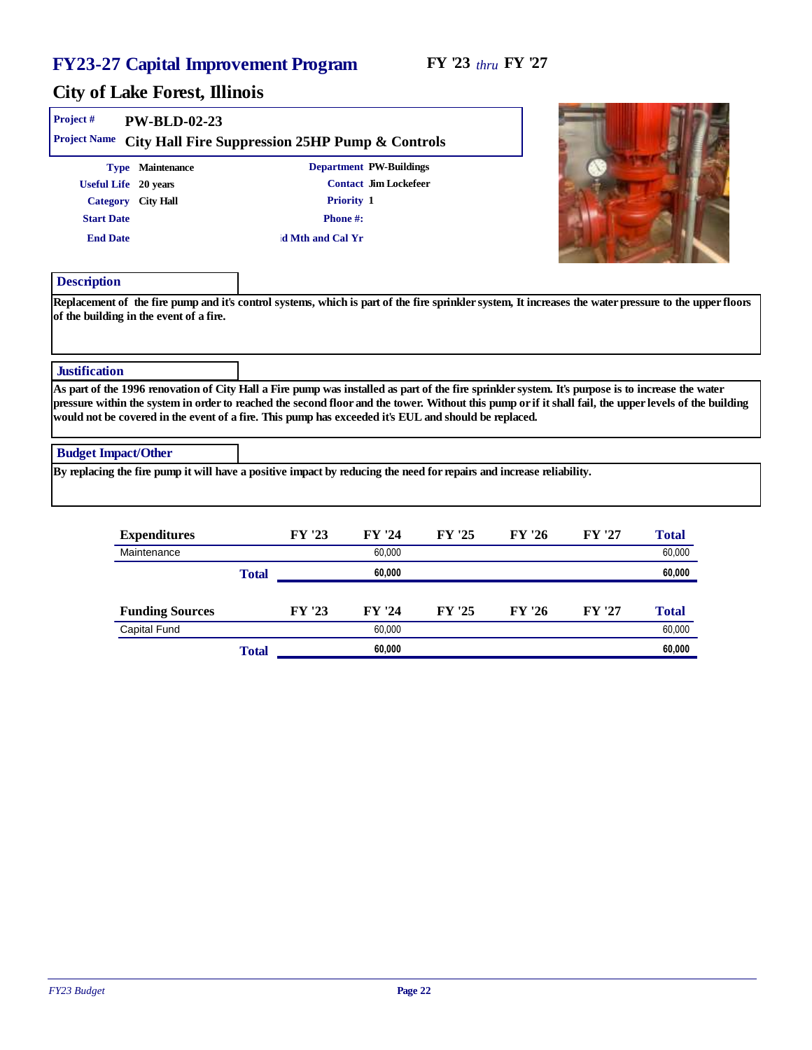# FY23-27 Capital Improvement Program

**FY '23** *thru* **FY '27**

## City of Lake Forest, Illinois

**Project #** PW-BLD-02-23

**Project Name** City Hall Fire Suppression 25HP Pump & Controls

**Type** Maintenance

**Useful Life** 20 years

**Category** City Hall

**Start Date**

**End Date**

**Department** PW-Buildings

**Contact** Jim Lockefeer

**Priority** 1

**Phone #:**

**d Mth and Cal Yr**

### Description

Replacement of the fire pump and it's control systems, which is part of the fire sprinkler system, It increases the water pressure to the upper floors of the building in the event of a fire.

### Justification

As part of the 1996 renovation of City Hall a Fire pump was installed as part of the fire sprinkler system. It's purpose is to increase the water pressure within the system in order to reached the second floor and the tower. Without this pump or if it shall fail, the upper levels of the building would not be covered in the event of a fire. This pump has exceeded it's EUL and should be replaced.

### Budget Impact/Other

By replacing the fire pump it will have a positive impact by reducing the need for repairs and increase reliability.

| Expenditures | FY '23 | FY '24 | FY '25 | FY '26 | FY '27 | Total |
|---|---|---|---|---|---|---|
| Maintenance | | 60,000 | | | | 60,000 |
| **Total** | | **60,000** | | | | **60,000** |

| Funding Sources | FY '23 | FY '24 | FY '25 | FY '26 | FY '27 | Total |
|---|---|---|---|---|---|---|
| Capital Fund | | 60,000 | | | | 60,000 |
| **Total** | | **60,000** | | | | **60,000** |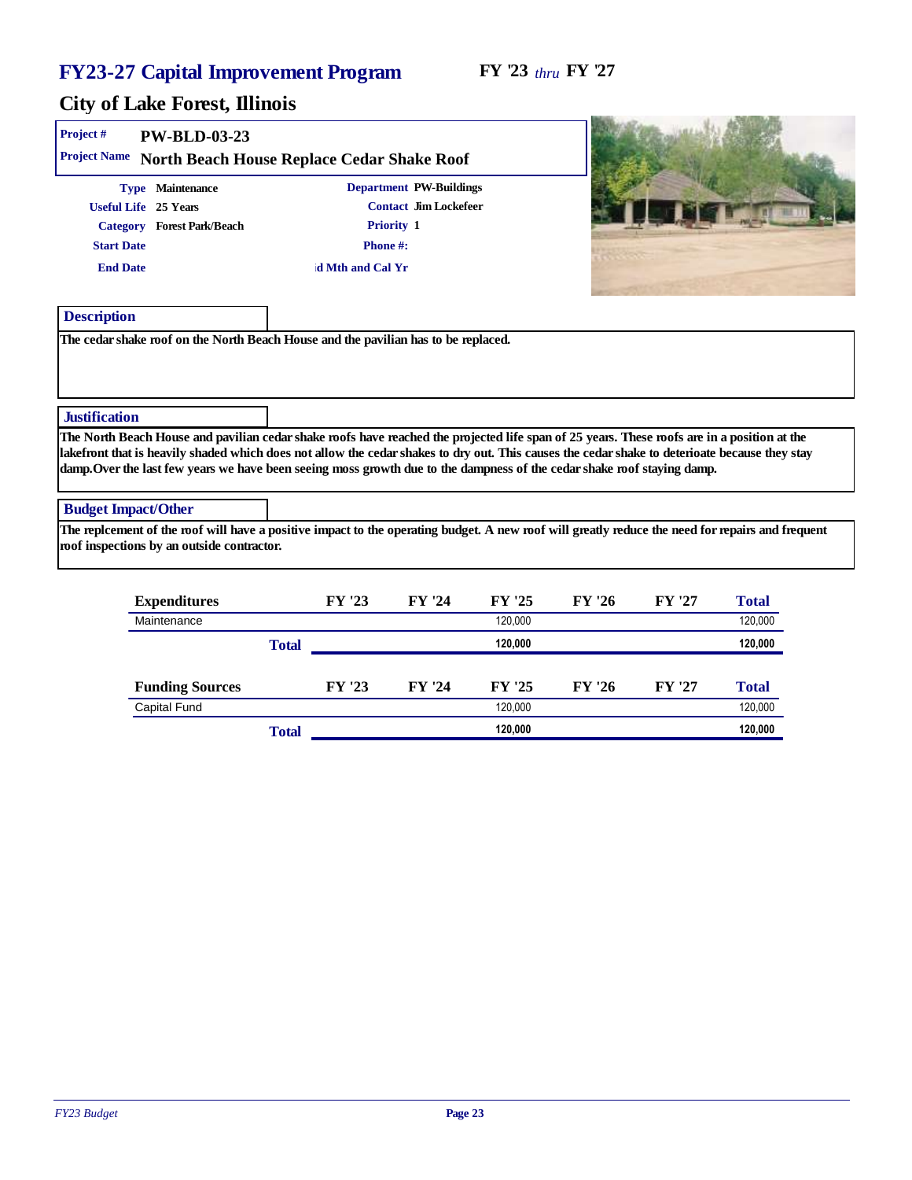# FY23-27 Capital Improvement Program

**FY '23** *thru* **FY '27**

## City of Lake Forest, Illinois

**Project #** PW-BLD-03-23

**Project Name** North Beach House Replace Cedar Shake Roof

**Type** Maintenance

**Useful Life** 25 Years

**Category** Forest Park/Beach

**Start Date**

**End Date**

**Department** PW-Buildings

**Contact** Jim Lockefeer

**Priority** 1

**Phone #:**

**ıd Mth and Cal Yr**

### Description

The cedar shake roof on the North Beach House and the pavilian has to be replaced.

### Justification

The North Beach House and pavilian cedar shake roofs have reached the projected life span of 25 years. These roofs are in a position at the lakefront that is heavily shaded which does not allow the cedar shakes to dry out. This causes the cedar shake to deterioate because they stay damp.Over the last few years we have been seeing moss growth due to the dampness of the cedar shake roof staying damp.

### Budget Impact/Other

The replcement of the roof will have a positive impact to the operating budget. A new roof will greatly reduce the need for repairs and frequent roof inspections by an outside contractor.

| Expenditures | FY '23 | FY '24 | FY '25 | FY '26 | FY '27 | Total |
|---|---|---|---|---|---|---|
| Maintenance | | | 120,000 | | | 120,000 |
| **Total** | | | **120,000** | | | **120,000** |

| Funding Sources | FY '23 | FY '24 | FY '25 | FY '26 | FY '27 | Total |
|---|---|---|---|---|---|---|
| Capital Fund | | | 120,000 | | | 120,000 |
| **Total** | | | **120,000** | | | **120,000** |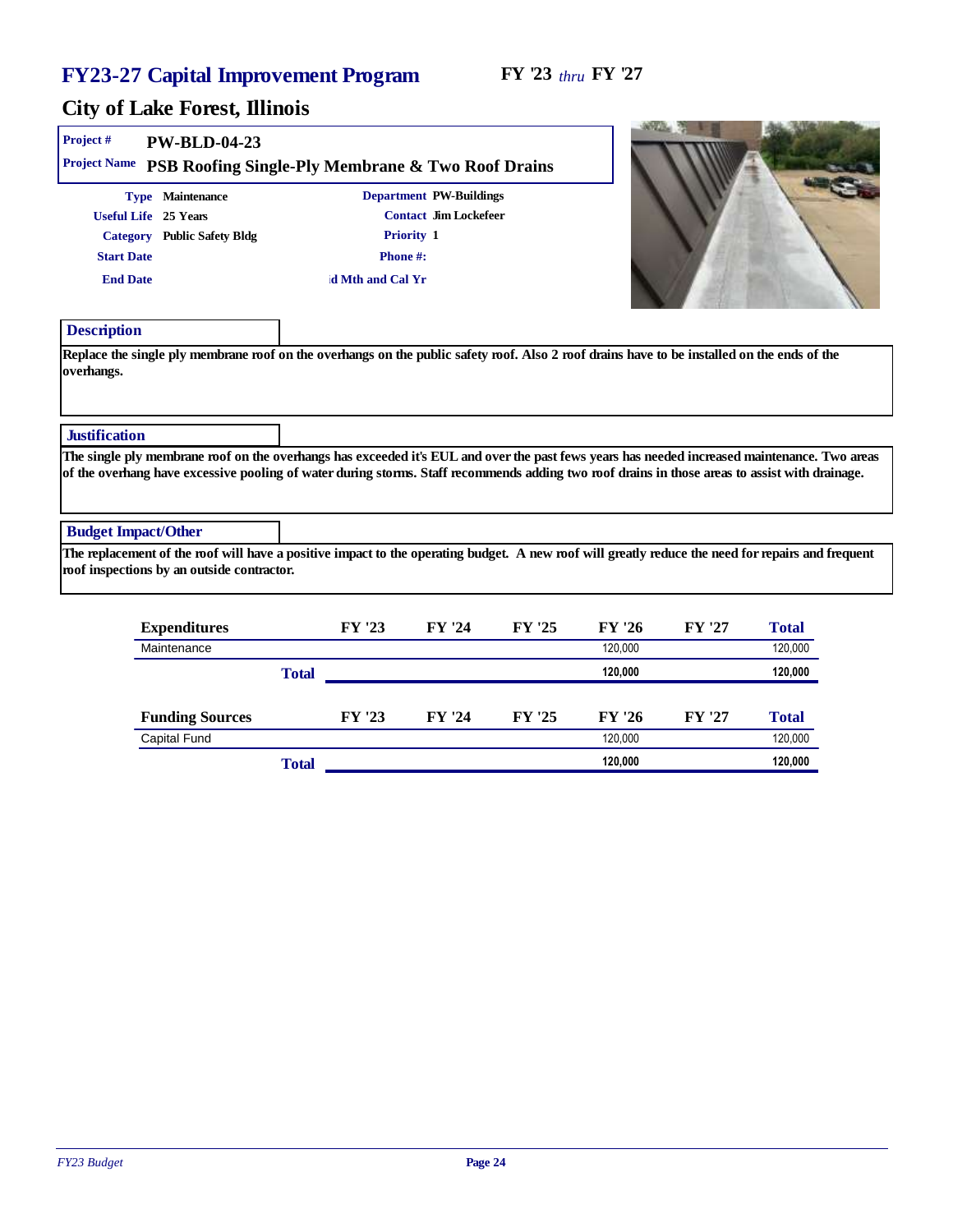# FY23-27 Capital Improvement Program

**FY '23** *thru* **FY '27**

## City of Lake Forest, Illinois

| | |
|---|---|
| **Project #** | **PW-BLD-04-23** |
| **Project Name** | **PSB Roofing Single-Ply Membrane & Two Roof Drains** |

| | | | |
|---|---|---|---|
| **Type** | Maintenance | **Department** | PW-Buildings |
| **Useful Life** | 25 Years | **Contact** | Jim Lockefeer |
| **Category** | Public Safety Bldg | **Priority** | 1 |
| **Start Date** | | **Phone #:** | |
| **End Date** | | **id Mth and Cal Yr** | |

### Description

Replace the single ply membrane roof on the overhangs on the public safety roof. Also 2 roof drains have to be installed on the ends of the overhangs.

### Justification

The single ply membrane roof on the overhangs has exceeded it's EUL and over the past fews years has needed increased maintenance. Two areas of the overhang have excessive pooling of water during storms. Staff recommends adding two roof drains in those areas to assist with drainage.

### Budget Impact/Other

The replacement of the roof will have a positive impact to the operating budget. A new roof will greatly reduce the need for repairs and frequent roof inspections by an outside contractor.

| Expenditures | FY '23 | FY '24 | FY '25 | FY '26 | FY '27 | Total |
|---|---|---|---|---|---|---|
| Maintenance | | | | 120,000 | | 120,000 |
| **Total** | | | | **120,000** | | **120,000** |

| Funding Sources | FY '23 | FY '24 | FY '25 | FY '26 | FY '27 | Total |
|---|---|---|---|---|---|---|
| Capital Fund | | | | 120,000 | | 120,000 |
| **Total** | | | | **120,000** | | **120,000** |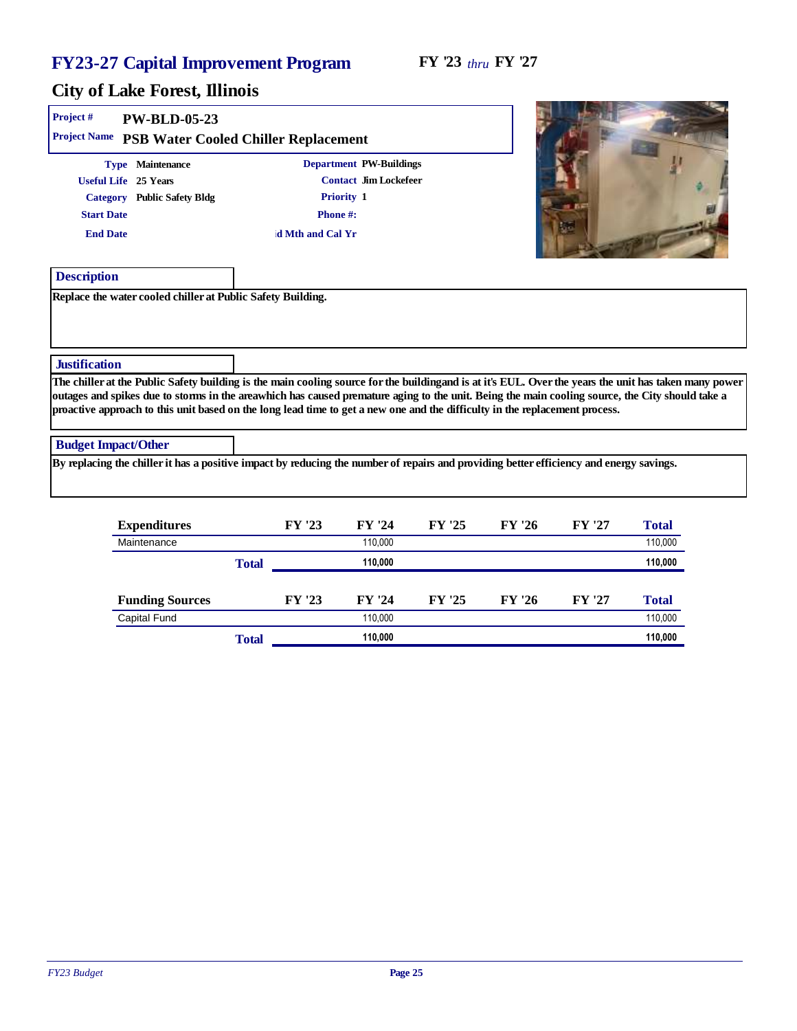# FY23-27 Capital Improvement Program

**FY '23** *thru* **FY '27**

## City of Lake Forest, Illinois

**Project #** PW-BLD-05-23

**Project Name** PSB Water Cooled Chiller Replacement

**Type** Maintenance

**Useful Life** 25 Years

**Category** Public Safety Bldg

**Start Date**

**End Date**

**Department** PW-Buildings

**Contact** Jim Lockefeer

**Priority** 1

**Phone #:**

**ıd Mth and Cal Yr**

### Description

Replace the water cooled chiller at Public Safety Building.

### Justification

The chiller at the Public Safety building is the main cooling source for the buildingand is at it's EUL. Over the years the unit has taken many power outages and spikes due to storms in the areawhich has caused premature aging to the unit. Being the main cooling source, the City should take a proactive approach to this unit based on the long lead time to get a new one and the difficulty in the replacement process.

### Budget Impact/Other

By replacing the chiller it has a positive impact by reducing the number of repairs and providing better efficiency and energy savings.

| Expenditures | FY '23 | FY '24 | FY '25 | FY '26 | FY '27 | Total |
|---|---|---|---|---|---|---|
| Maintenance | | 110,000 | | | | 110,000 |
| **Total** | | **110,000** | | | | **110,000** |

| Funding Sources | FY '23 | FY '24 | FY '25 | FY '26 | FY '27 | Total |
|---|---|---|---|---|---|---|
| Capital Fund | | 110,000 | | | | 110,000 |
| **Total** | | **110,000** | | | | **110,000** |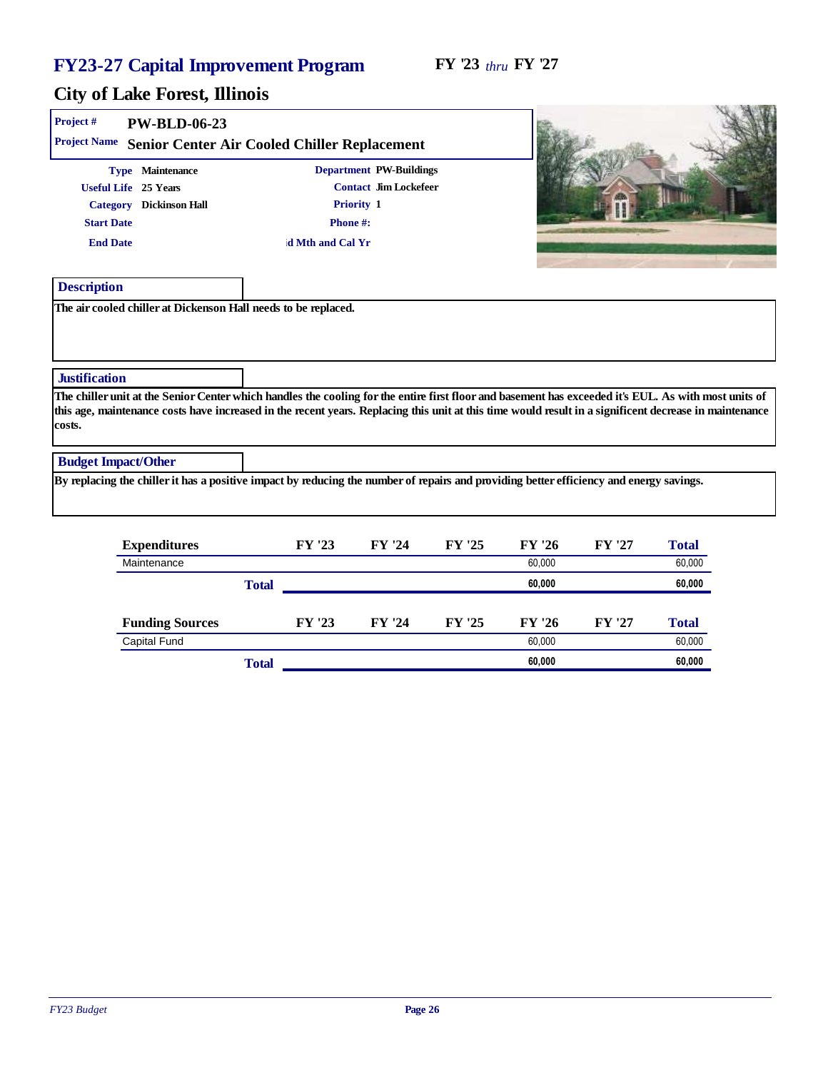# FY23-27 Capital Improvement Program

**FY '23** *thru* **FY '27**

## City of Lake Forest, Illinois

**Project #** PW-BLD-06-23

**Project Name** Senior Center Air Cooled Chiller Replacement

| | | | |
|---|---|---|---|
| **Type** | Maintenance | **Department** | PW-Buildings |
| **Useful Life** | 25 Years | **Contact** | Jim Lockefeer |
| **Category** | Dickinson Hall | **Priority** | 1 |
| **Start Date** | | **Phone #:** | |
| **End Date** | | **ıd Mth and Cal Yr** | |

### Description

The air cooled chiller at Dickenson Hall needs to be replaced.

### Justification

The chiller unit at the Senior Center which handles the cooling for the entire first floor and basement has exceeded it's EUL. As with most units of this age, maintenance costs have increased in the recent years. Replacing this unit at this time would result in a significant decrease in maintenance costs.

### Budget Impact/Other

By replacing the chiller it has a positive impact by reducing the number of repairs and providing better efficiency and energy savings.

| Expenditures | FY '23 | FY '24 | FY '25 | FY '26 | FY '27 | Total |
|---|---|---|---|---|---|---|
| Maintenance | | | | 60,000 | | 60,000 |
| **Total** | | | | **60,000** | | **60,000** |

| Funding Sources | FY '23 | FY '24 | FY '25 | FY '26 | FY '27 | Total |
|---|---|---|---|---|---|---|
| Capital Fund | | | | 60,000 | | 60,000 |
| **Total** | | | | **60,000** | | **60,000** |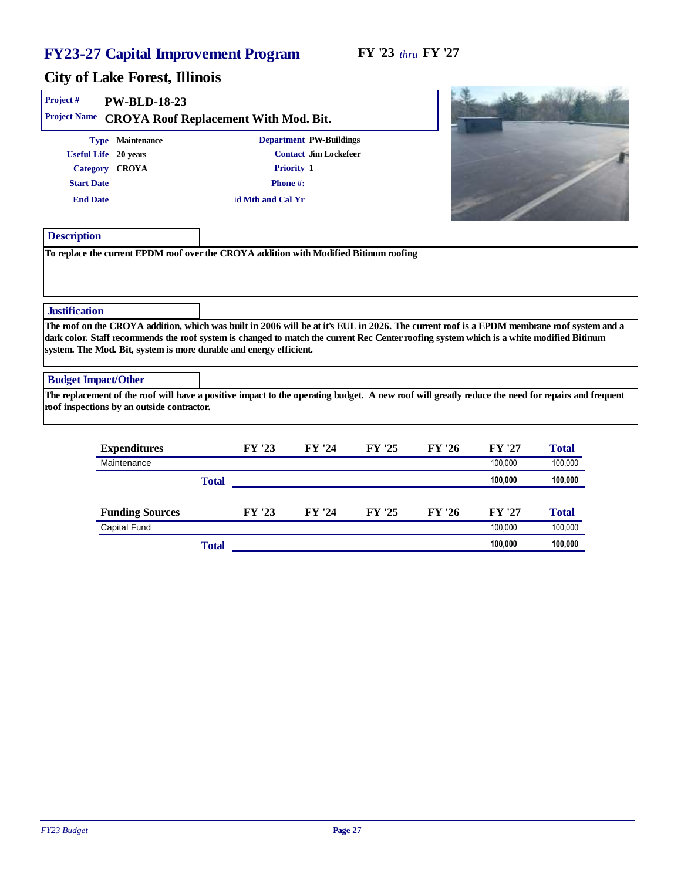# FY23-27 Capital Improvement Program

**FY '23** *thru* **FY '27**

## City of Lake Forest, Illinois

| | |
|---|---|
| **Project #** | **PW-BLD-18-23** |
| **Project Name** | **CROYA Roof Replacement With Mod. Bit.** |

| | | | |
|---|---|---|---|
| **Type** | Maintenance | **Department** | PW-Buildings |
| **Useful Life** | 20 years | **Contact** | Jim Lockefeer |
| **Category** | CROYA | **Priority** | 1 |
| **Start Date** | | **Phone #:** | |
| **End Date** | | **d Mth and Cal Yr** | |

### Description

To replace the current EPDM roof over the CROYA addition with Modified Bitinum roofing

### Justification

The roof on the CROYA addition, which was built in 2006 will be at it's EUL in 2026. The current roof is a EPDM membrane roof system and a dark color. Staff recommends the roof system is changed to match the current Rec Center roofing system which is a white modified Bitinum system. The Mod. Bit, system is more durable and energy efficient.

### Budget Impact/Other

The replacement of the roof will have a positive impact to the operating budget. A new roof will greatly reduce the need for repairs and frequent roof inspections by an outside contractor.

| Expenditures | FY '23 | FY '24 | FY '25 | FY '26 | FY '27 | Total |
|---|---|---|---|---|---|---|
| Maintenance | | | | | 100,000 | 100,000 |
| **Total** | | | | | **100,000** | **100,000** |

| Funding Sources | FY '23 | FY '24 | FY '25 | FY '26 | FY '27 | Total |
|---|---|---|---|---|---|---|
| Capital Fund | | | | | 100,000 | 100,000 |
| **Total** | | | | | **100,000** | **100,000** |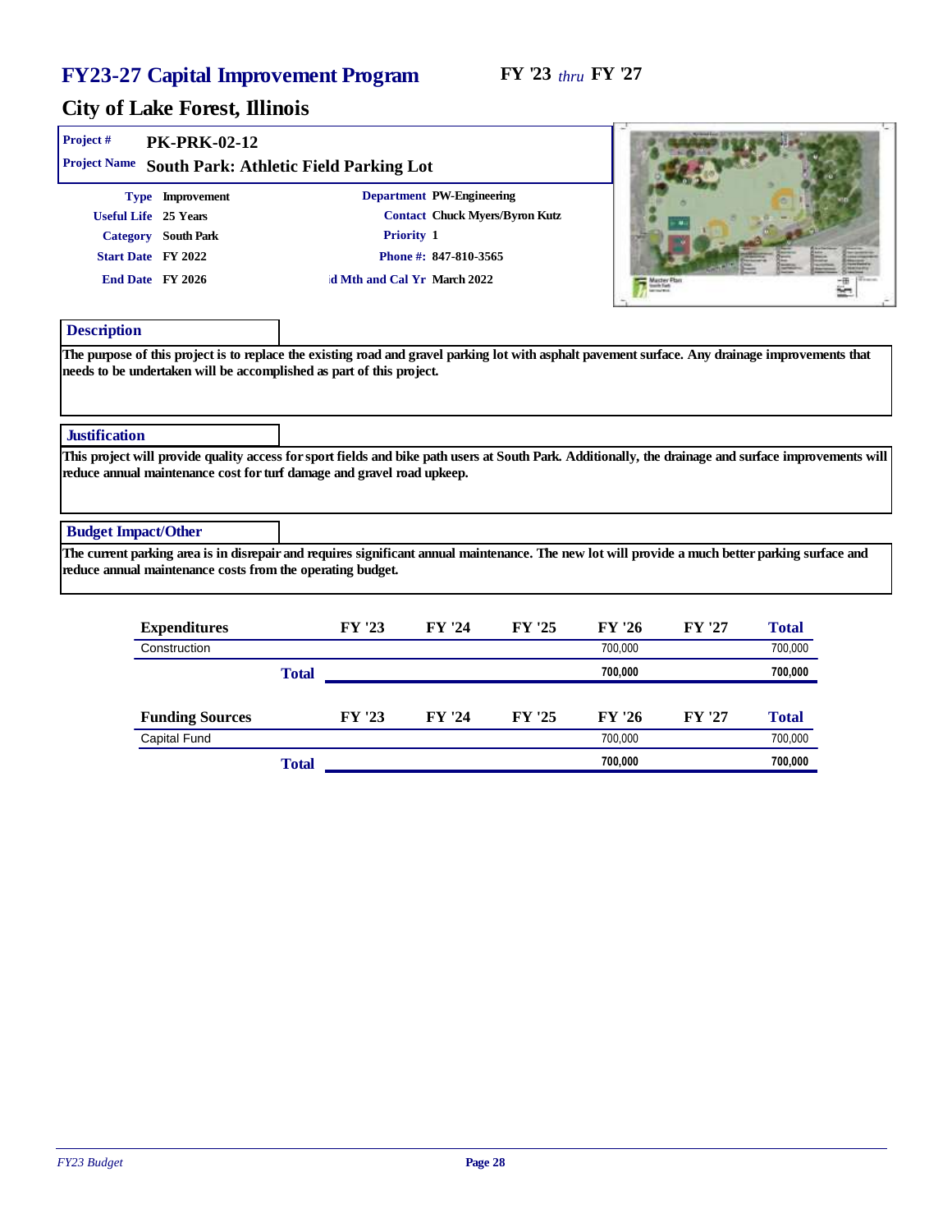# FY23-27 Capital Improvement Program

FY '23 *thru* FY '27

## City of Lake Forest, Illinois

**Project #** PK-PRK-02-12

**Project Name** South Park: Athletic Field Parking Lot

| | | | |
|---|---|---|---|
| **Type** | Improvement | **Department** | PW-Engineering |
| **Useful Life** | 25 Years | **Contact** | Chuck Myers/Byron Kutz |
| **Category** | South Park | **Priority** | 1 |
| **Start Date** | FY 2022 | **Phone #:** | 847-810-3565 |
| **End Date** | FY 2026 | **id Mth and Cal Yr** | March 2022 |

### Description

The purpose of this project is to replace the existing road and gravel parking lot with asphalt pavement surface. Any drainage improvements that needs to be undertaken will be accomplished as part of this project.

### Justification

This project will provide quality access for sport fields and bike path users at South Park. Additionally, the drainage and surface improvements will reduce annual maintenance cost for turf damage and gravel road upkeep.

### Budget Impact/Other

The current parking area is in disrepair and requires significant annual maintenance. The new lot will provide a much better parking surface and reduce annual maintenance costs from the operating budget.

| Expenditures | FY '23 | FY '24 | FY '25 | FY '26 | FY '27 | Total |
|---|---|---|---|---|---|---|
| Construction | | | | 700,000 | | 700,000 |
| **Total** | | | | **700,000** | | **700,000** |

| Funding Sources | FY '23 | FY '24 | FY '25 | FY '26 | FY '27 | Total |
|---|---|---|---|---|---|---|
| Capital Fund | | | | 700,000 | | 700,000 |
| **Total** | | | | **700,000** | | **700,000** |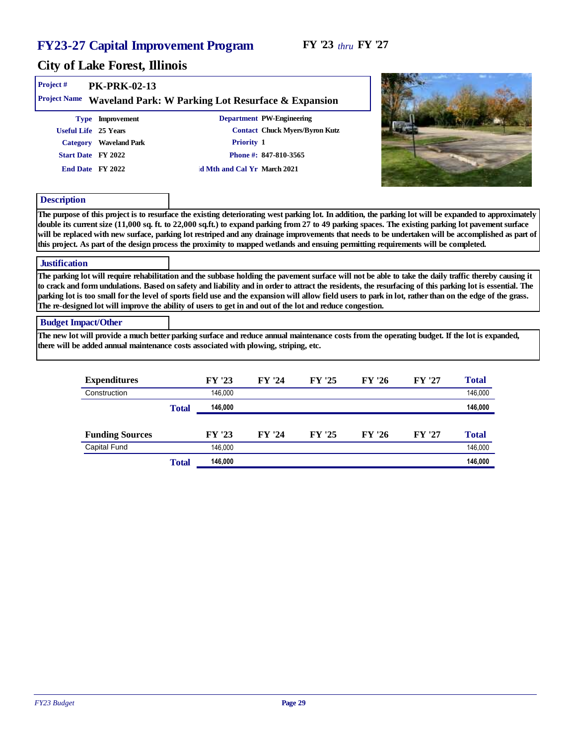# FY23-27 Capital Improvement Program

**FY '23** *thru* **FY '27**

## City of Lake Forest, Illinois

**Project #** PK-PRK-02-13

**Project Name** Waveland Park: W Parking Lot Resurface & Expansion

| | | | |
|---|---|---|---|
| **Type** | Improvement | **Department** | PW-Engineering |
| **Useful Life** | 25 Years | **Contact** | Chuck Myers/Byron Kutz |
| **Category** | Waveland Park | **Priority** | 1 |
| **Start Date** | FY 2022 | **Phone #:** | 847-810-3565 |
| **End Date** | FY 2022 | **ıd Mth and Cal Yr** | March 2021 |

### Description

The purpose of this project is to resurface the existing deteriorating west parking lot. In addition, the parking lot will be expanded to approximately double its current size (11,000 sq. ft. to 22,000 sq.ft.) to expand parking from 27 to 49 parking spaces. The existing parking lot pavement surface will be replaced with new surface, parking lot restriped and any drainage improvements that needs to be undertaken will be accomplished as part of this project. As part of the design process the proximity to mapped wetlands and ensuing permitting requirements will be completed.

### Justification

The parking lot will require rehabilitation and the subbase holding the pavement surface will not be able to take the daily traffic thereby causing it to crack and form undulations. Based on safety and liability and in order to attract the residents, the resurfacing of this parking lot is essential. The parking lot is too small for the level of sports field use and the expansion will allow field users to park in lot, rather than on the edge of the grass. The re-designed lot will improve the ability of users to get in and out of the lot and reduce congestion.

### Budget Impact/Other

The new lot will provide a much better parking surface and reduce annual maintenance costs from the operating budget. If the lot is expanded, there will be added annual maintenance costs associated with plowing, striping, etc.

| Expenditures | FY '23 | FY '24 | FY '25 | FY '26 | FY '27 | Total |
|---|---|---|---|---|---|---|
| Construction | 146,000 | | | | | 146,000 |
| **Total** | **146,000** | | | | | **146,000** |

| Funding Sources | FY '23 | FY '24 | FY '25 | FY '26 | FY '27 | Total |
|---|---|---|---|---|---|---|
| Capital Fund | 146,000 | | | | | 146,000 |
| **Total** | **146,000** | | | | | **146,000** |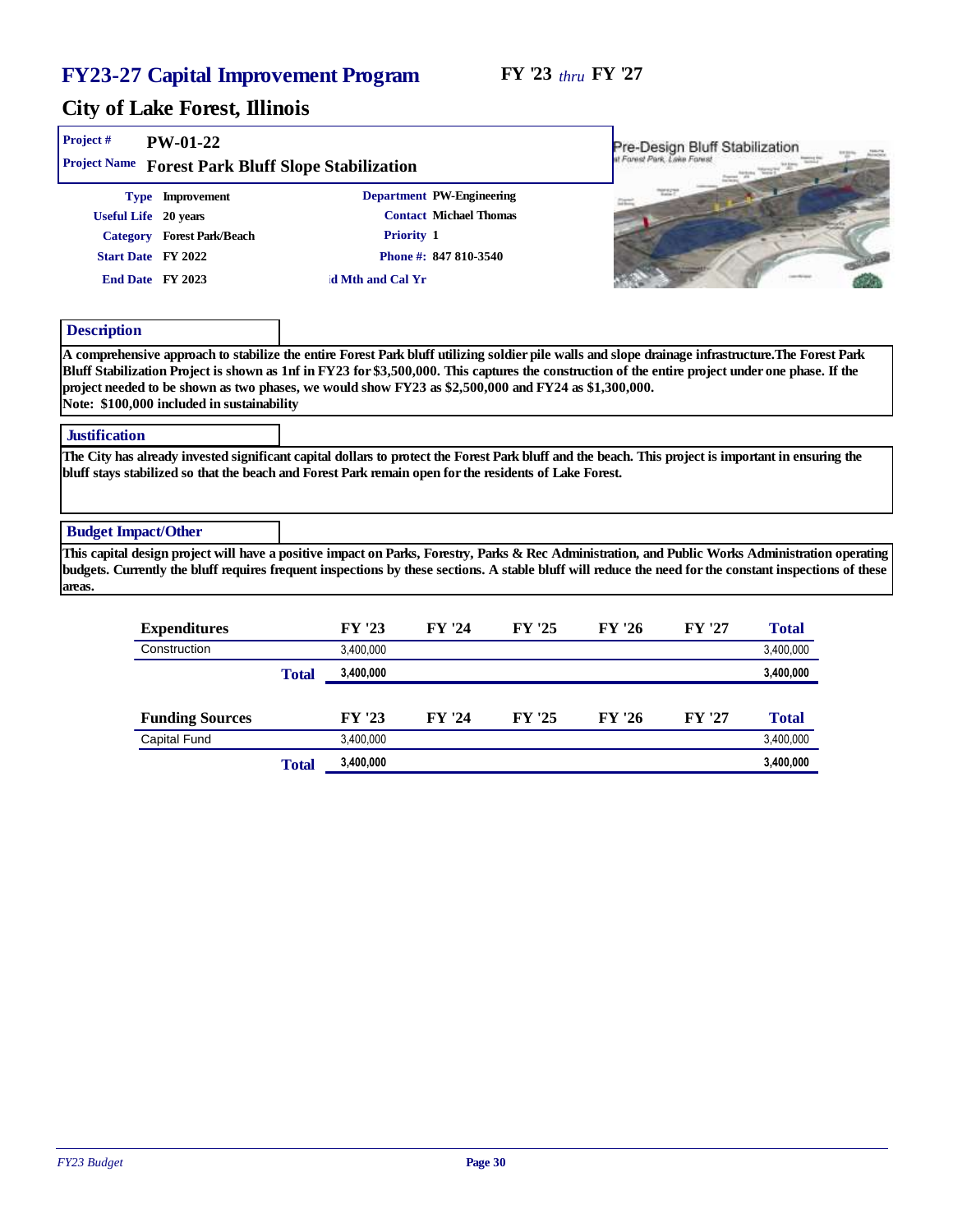# FY23-27 Capital Improvement Program

**FY '23** *thru* **FY '27**

## City of Lake Forest, Illinois

**Project #** PW-01-22

**Project Name** Forest Park Bluff Slope Stabilization

| | | | |
|---|---|---|---|
| **Type** | Improvement | **Department** | PW-Engineering |
| **Useful Life** | 20 years | **Contact** | Michael Thomas |
| **Category** | Forest Park/Beach | **Priority** | 1 |
| **Start Date** | FY 2022 | **Phone #:** | 847 810-3540 |
| **End Date** | FY 2023 | **id Mth and Cal Yr** | |

Pre-Design Bluff Stabilization
at Forest Park, Lake Forest

### Description

A comprehensive approach to stabilize the entire Forest Park bluff utilizing soldier pile walls and slope drainage infrastructure.The Forest Park Bluff Stabilization Project is shown as 1nf in FY23 for $3,500,000. This captures the construction of the entire project under one phase. If the project needed to be shown as two phases, we would show FY23 as $2,500,000 and FY24 as $1,300,000.
Note: $100,000 included in sustainability

### Justification

The City has already invested significant capital dollars to protect the Forest Park bluff and the beach. This project is important in ensuring the bluff stays stabilized so that the beach and Forest Park remain open for the residents of Lake Forest.

### Budget Impact/Other

This capital design project will have a positive impact on Parks, Forestry, Parks & Rec Administration, and Public Works Administration operating budgets. Currently the bluff requires frequent inspections by these sections. A stable bluff will reduce the need for the constant inspections of these areas.

| Expenditures | | FY '23 | FY '24 | FY '25 | FY '26 | FY '27 | Total |
|---|---|---|---|---|---|---|---|
| Construction | | 3,400,000 | | | | | 3,400,000 |
| | **Total** | **3,400,000** | | | | | **3,400,000** |

| Funding Sources | | FY '23 | FY '24 | FY '25 | FY '26 | FY '27 | Total |
|---|---|---|---|---|---|---|---|
| Capital Fund | | 3,400,000 | | | | | 3,400,000 |
| | **Total** | **3,400,000** | | | | | **3,400,000** |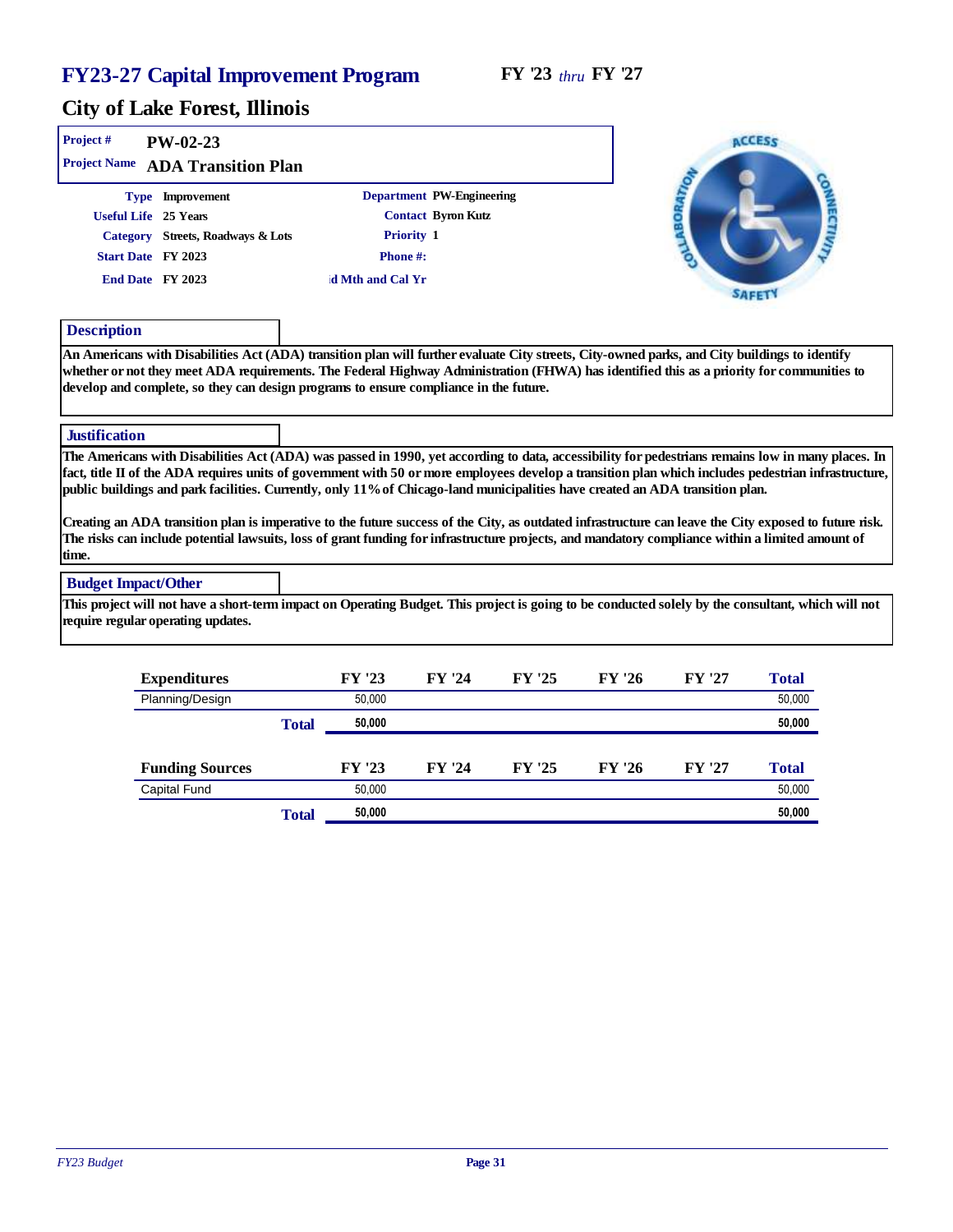# FY23-27 Capital Improvement Program

**FY '23** *thru* **FY '27**

## City of Lake Forest, Illinois

**Project #** PW-02-23

**Project Name** ADA Transition Plan

| | | | |
|---|---|---|---|
| **Type** | Improvement | **Department** | PW-Engineering |
| **Useful Life** | 25 Years | **Contact** | Byron Kutz |
| **Category** | Streets, Roadways & Lots | **Priority** | 1 |
| **Start Date** | FY 2023 | **Phone #:** | |
| **End Date** | FY 2023 | **d Mth and Cal Yr** | |

### Description

An Americans with Disabilities Act (ADA) transition plan will further evaluate City streets, City-owned parks, and City buildings to identify whether or not they meet ADA requirements. The Federal Highway Administration (FHWA) has identified this as a priority for communities to develop and complete, so they can design programs to ensure compliance in the future.

### Justification

The Americans with Disabilities Act (ADA) was passed in 1990, yet according to data, accessibility for pedestrians remains low in many places. In fact, title II of the ADA requires units of government with 50 or more employees develop a transition plan which includes pedestrian infrastructure, public buildings and park facilities. Currently, only 11% of Chicago-land municipalities have created an ADA transition plan.

Creating an ADA transition plan is imperative to the future success of the City, as outdated infrastructure can leave the City exposed to future risk. The risks can include potential lawsuits, loss of grant funding for infrastructure projects, and mandatory compliance within a limited amount of time.

### Budget Impact/Other

This project will not have a short-term impact on Operating Budget. This project is going to be conducted solely by the consultant, which will not require regular operating updates.

| Expenditures | FY '23 | FY '24 | FY '25 | FY '26 | FY '27 | Total |
|---|---|---|---|---|---|---|
| Planning/Design | 50,000 | | | | | 50,000 |
| **Total** | **50,000** | | | | | **50,000** |

| Funding Sources | FY '23 | FY '24 | FY '25 | FY '26 | FY '27 | Total |
|---|---|---|---|---|---|---|
| Capital Fund | 50,000 | | | | | 50,000 |
| **Total** | **50,000** | | | | | **50,000** |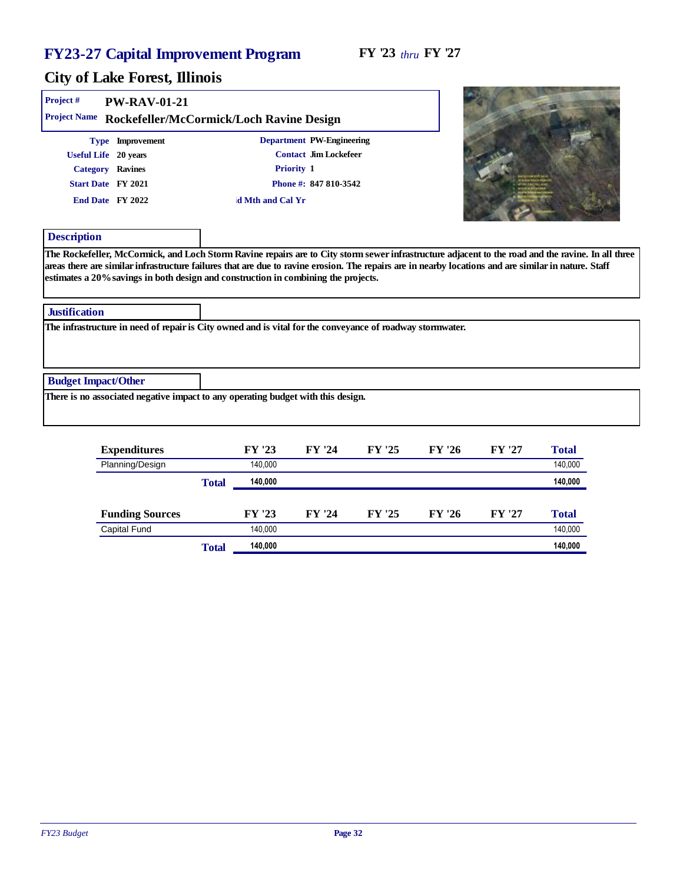# FY23-27 Capital Improvement Program

**FY '23** *thru* **FY '27**

## City of Lake Forest, Illinois

| | |
|---|---|
| **Project #** | **PW-RAV-01-21** |
| **Project Name** | **Rockefeller/McCormick/Loch Ravine Design** |

| | | | |
|---|---|---|---|
| **Type** | Improvement | **Department** | PW-Engineering |
| **Useful Life** | 20 years | **Contact** | Jim Lockefeer |
| **Category** | Ravines | **Priority** | 1 |
| **Start Date** | FY 2021 | **Phone #:** | 847 810-3542 |
| **End Date** | FY 2022 | **ıd Mth and Cal Yr** | |

### Description

The Rockefeller, McCormick, and Loch Storm Ravine repairs are to City storm sewer infrastructure adjacent to the road and the ravine. In all three areas there are similar infrastructure failures that are due to ravine erosion. The repairs are in nearby locations and are similar in nature. Staff estimates a 20% savings in both design and construction in combining the projects.

### Justification

The infrastructure in need of repair is City owned and is vital for the conveyance of roadway stormwater.

### Budget Impact/Other

There is no associated negative impact to any operating budget with this design.

| Expenditures | FY '23 | FY '24 | FY '25 | FY '26 | FY '27 | Total |
|---|---|---|---|---|---|---|
| Planning/Design | 140,000 | | | | | 140,000 |
| **Total** | **140,000** | | | | | **140,000** |

| Funding Sources | FY '23 | FY '24 | FY '25 | FY '26 | FY '27 | Total |
|---|---|---|---|---|---|---|
| Capital Fund | 140,000 | | | | | 140,000 |
| **Total** | **140,000** | | | | | **140,000** |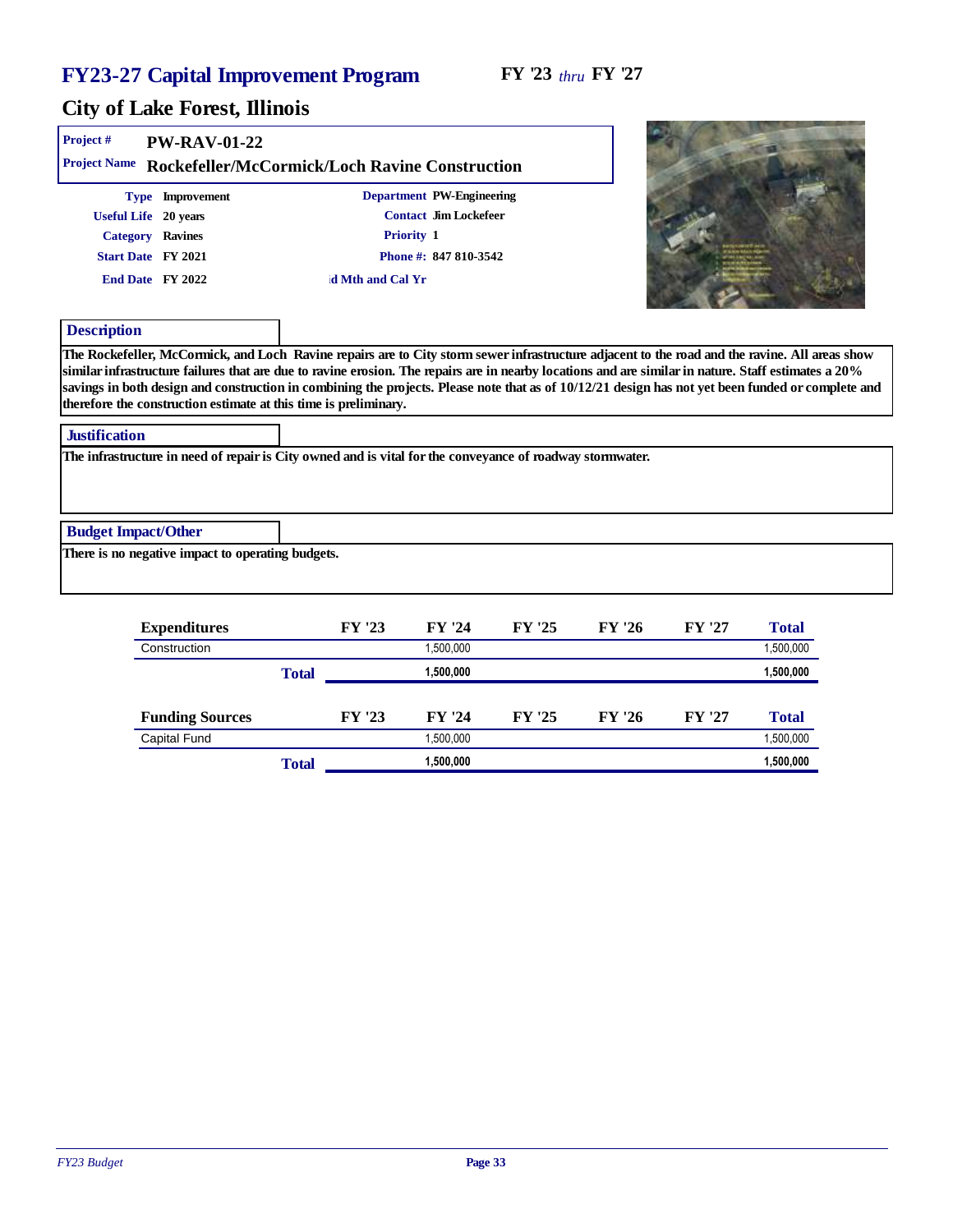# FY23-27 Capital Improvement Program

**FY '23** *thru* **FY '27**

## City of Lake Forest, Illinois

**Project #** PW-RAV-01-22

**Project Name** Rockefeller/McCormick/Loch Ravine Construction

| | | | |
|---|---|---|---|
| **Type** | Improvement | **Department** | PW-Engineering |
| **Useful Life** | 20 years | **Contact** | Jim Lockefeer |
| **Category** | Ravines | **Priority** | 1 |
| **Start Date** | FY 2021 | **Phone #:** | 847 810-3542 |
| **End Date** | FY 2022 | **d Mth and Cal Yr** | |

### Description

The Rockefeller, McCormick, and Loch Ravine repairs are to City storm sewer infrastructure adjacent to the road and the ravine. All areas show similar infrastructure failures that are due to ravine erosion. The repairs are in nearby locations and are similar in nature. Staff estimates a 20% savings in both design and construction in combining the projects. Please note that as of 10/12/21 design has not yet been funded or complete and therefore the construction estimate at this time is preliminary.

### Justification

The infrastructure in need of repair is City owned and is vital for the conveyance of roadway stormwater.

### Budget Impact/Other

There is no negative impact to operating budgets.

| Expenditures | FY '23 | FY '24 | FY '25 | FY '26 | FY '27 | Total |
|---|---|---|---|---|---|---|
| Construction | | 1,500,000 | | | | 1,500,000 |
| **Total** | | **1,500,000** | | | | **1,500,000** |

| Funding Sources | FY '23 | FY '24 | FY '25 | FY '26 | FY '27 | Total |
|---|---|---|---|---|---|---|
| Capital Fund | | 1,500,000 | | | | 1,500,000 |
| **Total** | | **1,500,000** | | | | **1,500,000** |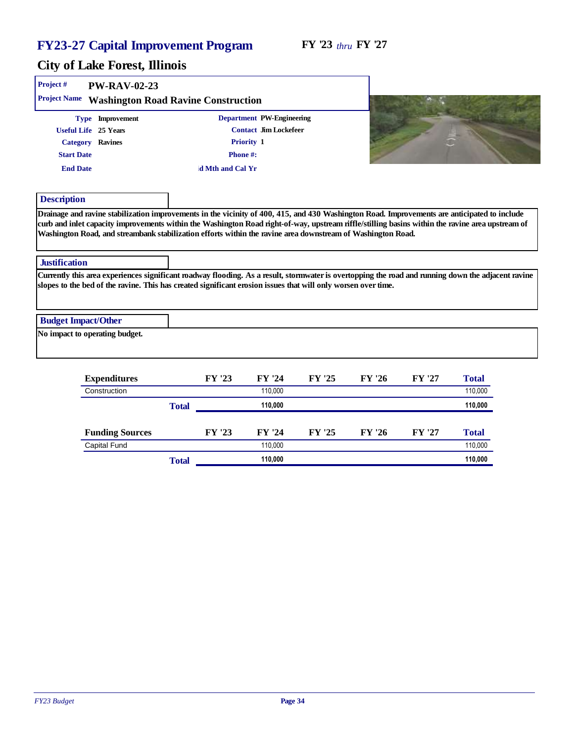# FY23-27 Capital Improvement Program

**FY '23** *thru* **FY '27**

## City of Lake Forest, Illinois

**Project #** PW-RAV-02-23

**Project Name** Washington Road Ravine Construction

| | | | |
|---|---|---|---|
| **Type** | Improvement | **Department** | PW-Engineering |
| **Useful Life** | 25 Years | **Contact** | Jim Lockefeer |
| **Category** | Ravines | **Priority** | 1 |
| **Start Date** | | **Phone #:** | |
| **End Date** | | **d Mth and Cal Yr** | |

### Description

Drainage and ravine stabilization improvements in the vicinity of 400, 415, and 430 Washington Road. Improvements are anticipated to include curb and inlet capacity improvements within the Washington Road right-of-way, upstream riffle/stilling basins within the ravine area upstream of Washington Road, and streambank stabilization efforts within the ravine area downstream of Washington Road.

### Justification

Currently this area experiences significant roadway flooding. As a result, stormwater is overtopping the road and running down the adjacent ravine slopes to the bed of the ravine. This has created significant erosion issues that will only worsen over time.

### Budget Impact/Other

No impact to operating budget.

| Expenditures | FY '23 | FY '24 | FY '25 | FY '26 | FY '27 | Total |
|---|---|---|---|---|---|---|
| Construction | | 110,000 | | | | 110,000 |
| **Total** | | **110,000** | | | | **110,000** |

| Funding Sources | FY '23 | FY '24 | FY '25 | FY '26 | FY '27 | Total |
|---|---|---|---|---|---|---|
| Capital Fund | | 110,000 | | | | 110,000 |
| **Total** | | **110,000** | | | | **110,000** |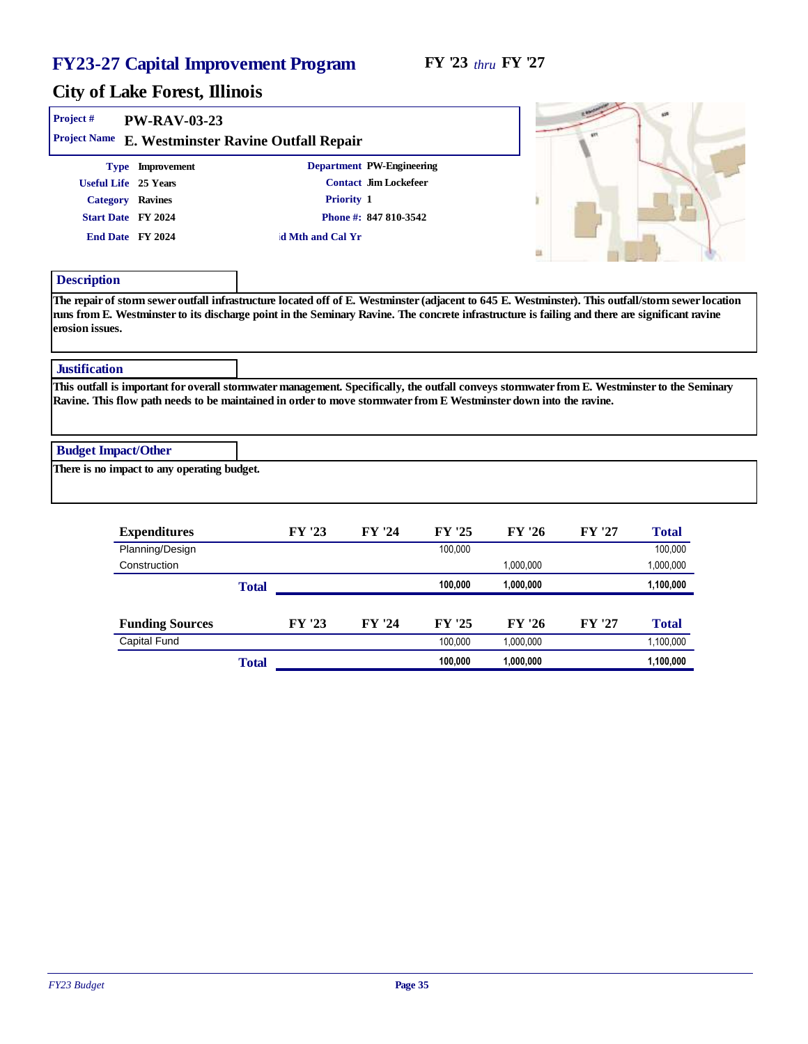# FY23-27 Capital Improvement Program

**FY '23** *thru* **FY '27**

## City of Lake Forest, Illinois

**Project #** PW-RAV-03-23

**Project Name** E. Westminster Ravine Outfall Repair

**Type** Improvement
**Useful Life** 25 Years
**Category** Ravines
**Start Date** FY 2024
**End Date** FY 2024

**Department** PW-Engineering
**Contact** Jim Lockefeer
**Priority** 1
**Phone #:** 847 810-3542
**id Mth and Cal Yr**

### Description

The repair of storm sewer outfall infrastructure located off of E. Westminster (adjacent to 645 E. Westminster). This outfall/storm sewer location runs from E. Westminster to its discharge point in the Seminary Ravine. The concrete infrastructure is failing and there are significant ravine erosion issues.

### Justification

This outfall is important for overall stormwater management. Specifically, the outfall conveys stormwater from E. Westminster to the Seminary Ravine. This flow path needs to be maintained in order to move stormwater from E Westminster down into the ravine.

### Budget Impact/Other

There is no impact to any operating budget.

| Expenditures | FY '23 | FY '24 | FY '25 | FY '26 | FY '27 | Total |
|---|---|---|---|---|---|---|
| Planning/Design | | | 100,000 | | | 100,000 |
| Construction | | | | 1,000,000 | | 1,000,000 |
| **Total** | | | **100,000** | **1,000,000** | | **1,100,000** |

| Funding Sources | FY '23 | FY '24 | FY '25 | FY '26 | FY '27 | Total |
|---|---|---|---|---|---|---|
| Capital Fund | | | 100,000 | 1,000,000 | | 1,100,000 |
| **Total** | | | **100,000** | **1,000,000** | | **1,100,000** |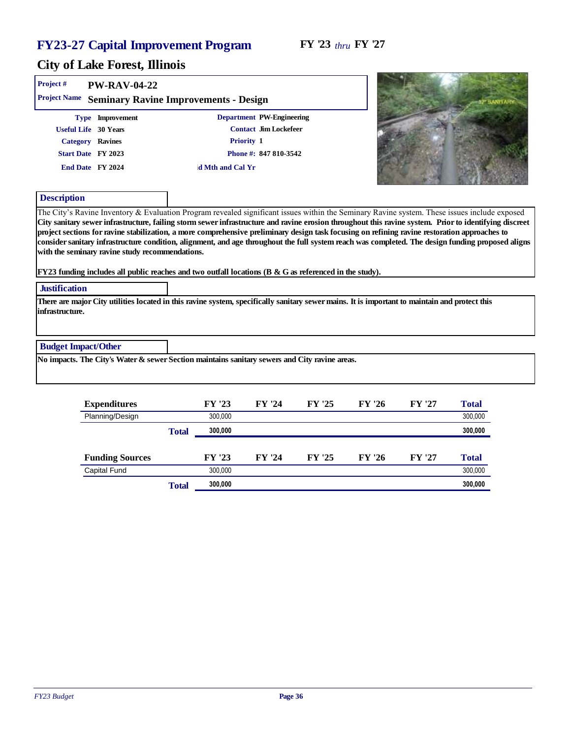# FY23-27 Capital Improvement Program

**FY '23** *thru* **FY '27**

## City of Lake Forest, Illinois

**Project #** PW-RAV-04-22

**Project Name** Seminary Ravine Improvements - Design

| | | | |
|---|---|---|---|
| **Type** | Improvement | **Department** | PW-Engineering |
| **Useful Life** | 30 Years | **Contact** | Jim Lockefeer |
| **Category** | Ravines | **Priority** | 1 |
| **Start Date** | FY 2023 | **Phone #:** | 847 810-3542 |
| **End Date** | FY 2024 | | id Mth and Cal Yr |

### Description

The City's Ravine Inventory & Evaluation Program revealed significant issues within the Seminary Ravine system. These issues include exposed City sanitary sewer infrastructure, failing storm sewer infrastructure and ravine erosion throughout this ravine system. Prior to identifying discreet project sections for ravine stabilization, a more comprehensive preliminary design task focusing on refining ravine restoration approaches to consider sanitary infrastructure condition, alignment, and age throughout the full system reach was completed. The design funding proposed aligns with the seminary ravine study recommendations.

FY23 funding includes all public reaches and two outfall locations (B & G as referenced in the study).

### Justification

There are major City utilities located in this ravine system, specifically sanitary sewer mains. It is important to maintain and protect this infrastructure.

### Budget Impact/Other

No impacts. The City's Water & sewer Section maintains sanitary sewers and City ravine areas.

| Expenditures | | FY '23 | FY '24 | FY '25 | FY '26 | FY '27 | Total |
|---|---|---|---|---|---|---|---|
| Planning/Design | | 300,000 | | | | | 300,000 |
| | **Total** | **300,000** | | | | | **300,000** |

| Funding Sources | | FY '23 | FY '24 | FY '25 | FY '26 | FY '27 | Total |
|---|---|---|---|---|---|---|---|
| Capital Fund | | 300,000 | | | | | 300,000 |
| | **Total** | **300,000** | | | | | **300,000** |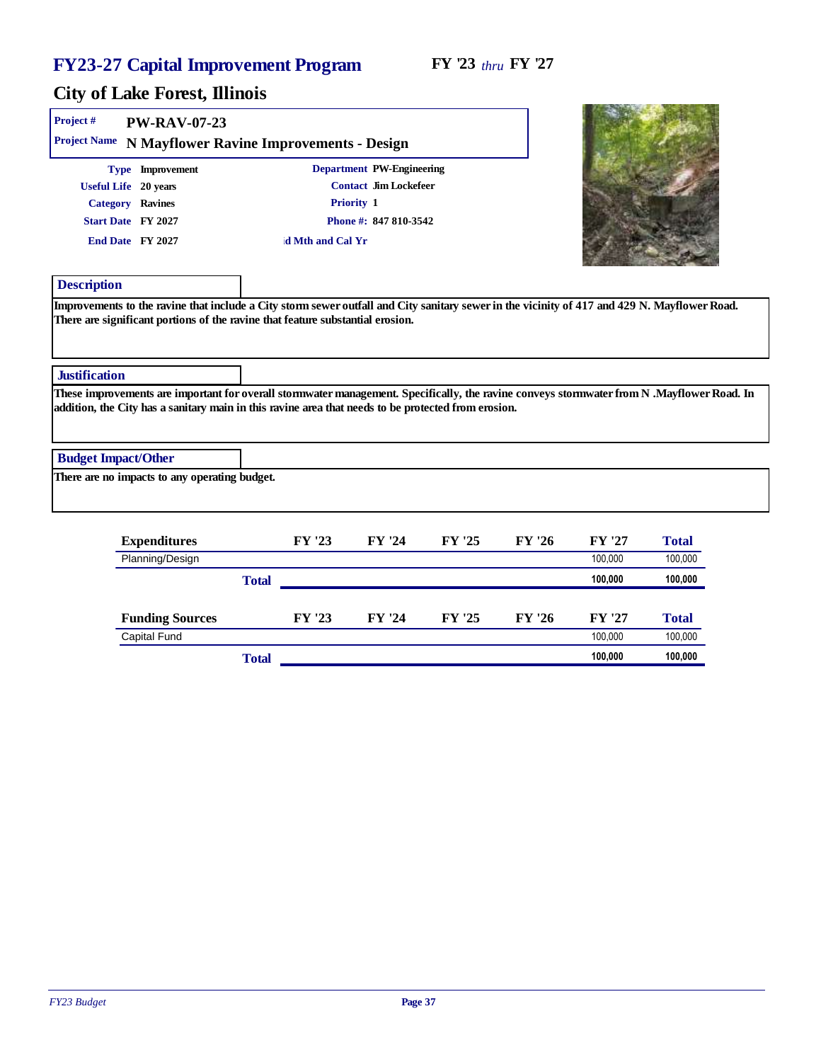# FY23-27 Capital Improvement Program

**FY '23** *thru* **FY '27**

## City of Lake Forest, Illinois

**Project #** PW-RAV-07-23

**Project Name** N Mayflower Ravine Improvements - Design

| | | | |
|---|---|---|---|
| **Type** | Improvement | **Department** | PW-Engineering |
| **Useful Life** | 20 years | **Contact** | Jim Lockefeer |
| **Category** | Ravines | **Priority** | 1 |
| **Start Date** | FY 2027 | **Phone #:** | 847 810-3542 |
| **End Date** | FY 2027 | | |

id Mth and Cal Yr

### Description

Improvements to the ravine that include a City storm sewer outfall and City sanitary sewer in the vicinity of 417 and 429 N. Mayflower Road. There are significant portions of the ravine that feature substantial erosion.

### Justification

These improvements are important for overall stormwater management. Specifically, the ravine conveys stormwater from N .Mayflower Road. In addition, the City has a sanitary main in this ravine area that needs to be protected from erosion.

### Budget Impact/Other

There are no impacts to any operating budget.

| Expenditures | FY '23 | FY '24 | FY '25 | FY '26 | FY '27 | Total |
|---|---|---|---|---|---|---|
| Planning/Design | | | | | 100,000 | 100,000 |
| **Total** | | | | | **100,000** | **100,000** |

| Funding Sources | FY '23 | FY '24 | FY '25 | FY '26 | FY '27 | Total |
|---|---|---|---|---|---|---|
| Capital Fund | | | | | 100,000 | 100,000 |
| **Total** | | | | | **100,000** | **100,000** |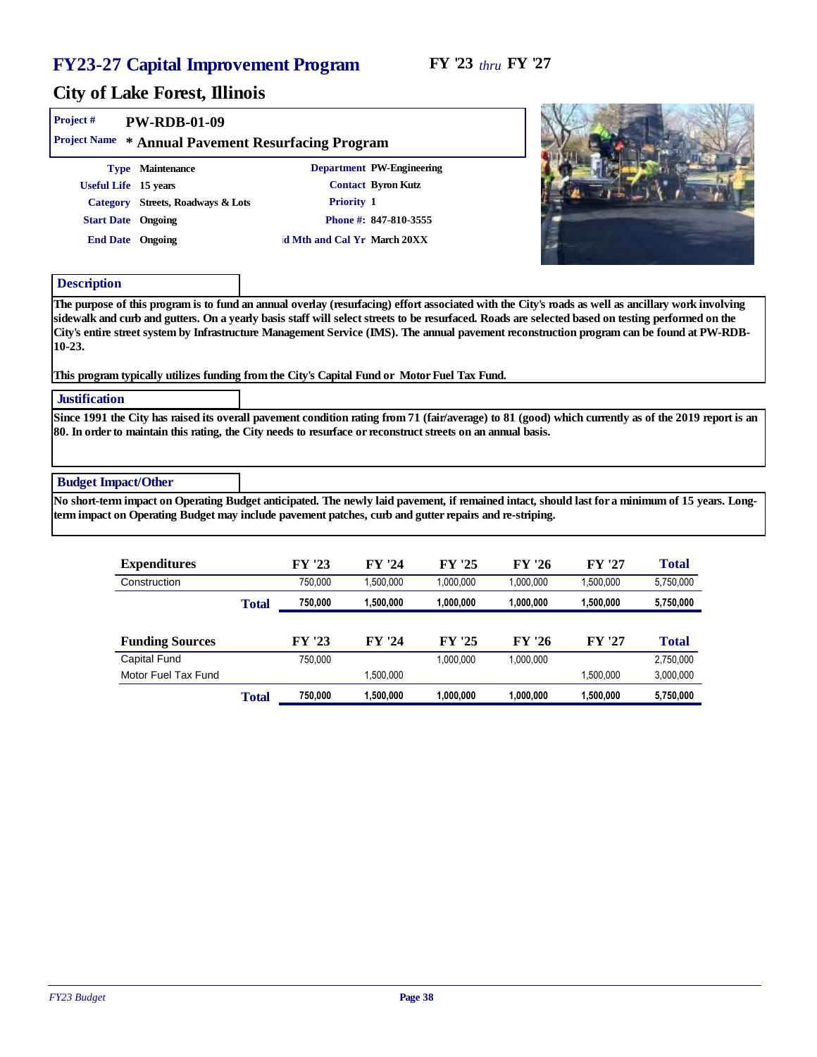# FY23-27 Capital Improvement Program

**FY '23** *thru* **FY '27**

## City of Lake Forest, Illinois

**Project #** PW-RDB-01-09

**Project Name** * Annual Pavement Resurfacing Program

| | | | |
|---|---|---|---|
| **Type** | Maintenance | **Department** | PW-Engineering |
| **Useful Life** | 15 years | **Contact** | Byron Kutz |
| **Category** | Streets, Roadways & Lots | **Priority** | 1 |
| **Start Date** | Ongoing | **Phone #:** | 847-810-3555 |
| **End Date** | Ongoing | **ıd Mth and Cal Yr** | March 20XX |

### Description

The purpose of this program is to fund an annual overlay (resurfacing) effort associated with the City's roads as well as ancillary work involving sidewalk and curb and gutters. On a yearly basis staff will select streets to be resurfaced. Roads are selected based on testing performed on the City's entire street system by Infrastructure Management Service (IMS). The annual pavement reconstruction program can be found at PW-RDB-10-23.

This program typically utilizes funding from the City's Capital Fund or Motor Fuel Tax Fund.

### Justification

Since 1991 the City has raised its overall pavement condition rating from 71 (fair/average) to 81 (good) which currently as of the 2019 report is an 80. In order to maintain this rating, the City needs to resurface or reconstruct streets on an annual basis.

### Budget Impact/Other

No short-term impact on Operating Budget anticipated. The newly laid pavement, if remained intact, should last for a minimum of 15 years. Long-term impact on Operating Budget may include pavement patches, curb and gutter repairs and re-striping.

| Expenditures | FY '23 | FY '24 | FY '25 | FY '26 | FY '27 | Total |
|---|---|---|---|---|---|---|
| Construction | 750,000 | 1,500,000 | 1,000,000 | 1,000,000 | 1,500,000 | 5,750,000 |
| **Total** | **750,000** | **1,500,000** | **1,000,000** | **1,000,000** | **1,500,000** | **5,750,000** |

| Funding Sources | FY '23 | FY '24 | FY '25 | FY '26 | FY '27 | Total |
|---|---|---|---|---|---|---|
| Capital Fund | 750,000 | | 1,000,000 | 1,000,000 | | 2,750,000 |
| Motor Fuel Tax Fund | | 1,500,000 | | | 1,500,000 | 3,000,000 |
| **Total** | **750,000** | **1,500,000** | **1,000,000** | **1,000,000** | **1,500,000** | **5,750,000** |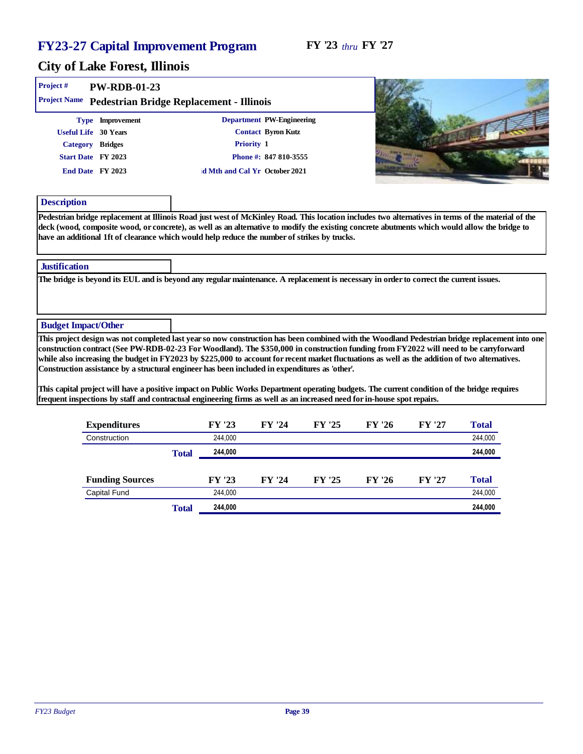# FY23-27 Capital Improvement Program

FY '23 *thru* FY '27

## City of Lake Forest, Illinois

**Project #** PW-RDB-01-23

**Project Name** Pedestrian Bridge Replacement - Illinois

| | | | |
|---|---|---|---|
| **Type** | Improvement | **Department** | PW-Engineering |
| **Useful Life** | 30 Years | **Contact** | Byron Kutz |
| **Category** | Bridges | **Priority** | 1 |
| **Start Date** | FY 2023 | **Phone #:** | 847 810-3555 |
| **End Date** | FY 2023 | **id Mth and Cal Yr** | October 2021 |

### Description

Pedestrian bridge replacement at Illinois Road just west of McKinley Road. This location includes two alternatives in terms of the material of the deck (wood, composite wood, or concrete), as well as an alternative to modify the existing concrete abutments which would allow the bridge to have an additional 1ft of clearance which would help reduce the number of strikes by trucks.

### Justification

The bridge is beyond its EUL and is beyond any regular maintenance. A replacement is necessary in order to correct the current issues.

### Budget Impact/Other

This project design was not completed last year so now construction has been combined with the Woodland Pedestrian bridge replacement into one construction contract (See PW-RDB-02-23 For Woodland). The $350,000 in construction funding from FY2022 will need to be carryforward while also increasing the budget in FY2023 by $225,000 to account for recent market fluctuations as well as the addition of two alternatives. Construction assistance by a structural engineer has been included in expenditures as 'other'.

This capital project will have a positive impact on Public Works Department operating budgets. The current condition of the bridge requires frequent inspections by staff and contractual engineering firms as well as an increased need for in-house spot repairs.

| Expenditures | FY '23 | FY '24 | FY '25 | FY '26 | FY '27 | Total |
|---|---|---|---|---|---|---|
| Construction | 244,000 | | | | | 244,000 |
| **Total** | **244,000** | | | | | **244,000** |

| Funding Sources | FY '23 | FY '24 | FY '25 | FY '26 | FY '27 | Total |
|---|---|---|---|---|---|---|
| Capital Fund | 244,000 | | | | | 244,000 |
| **Total** | **244,000** | | | | | **244,000** |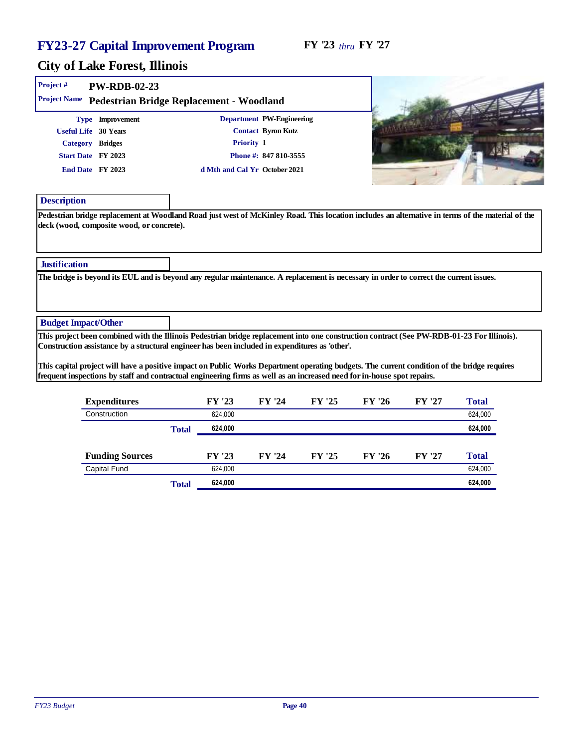# FY23-27 Capital Improvement Program

**FY '23** *thru* **FY '27**

## City of Lake Forest, Illinois

**Project #** PW-RDB-02-23

**Project Name** Pedestrian Bridge Replacement - Woodland

| | | | |
|---|---|---|---|
| **Type** | Improvement | **Department** | PW-Engineering |
| **Useful Life** | 30 Years | **Contact** | Byron Kutz |
| **Category** | Bridges | **Priority** | 1 |
| **Start Date** | FY 2023 | **Phone #:** | 847 810-3555 |
| **End Date** | FY 2023 | **d Mth and Cal Yr** | October 2021 |

### Description

Pedestrian bridge replacement at Woodland Road just west of McKinley Road. This location includes an alternative in terms of the material of the deck (wood, composite wood, or concrete).

### Justification

The bridge is beyond its EUL and is beyond any regular maintenance. A replacement is necessary in order to correct the current issues.

### Budget Impact/Other

This project been combined with the Illinois Pedestrian bridge replacement into one construction contract (See PW-RDB-01-23 For Illinois). Construction assistance by a structural engineer has been included in expenditures as 'other'.

This capital project will have a positive impact on Public Works Department operating budgets. The current condition of the bridge requires frequent inspections by staff and contractual engineering firms as well as an increased need for in-house spot repairs.

| Expenditures | FY '23 | FY '24 | FY '25 | FY '26 | FY '27 | Total |
|---|---|---|---|---|---|---|
| Construction | 624,000 | | | | | 624,000 |
| **Total** | **624,000** | | | | | **624,000** |

| Funding Sources | FY '23 | FY '24 | FY '25 | FY '26 | FY '27 | Total |
|---|---|---|---|---|---|---|
| Capital Fund | 624,000 | | | | | 624,000 |
| **Total** | **624,000** | | | | | **624,000** |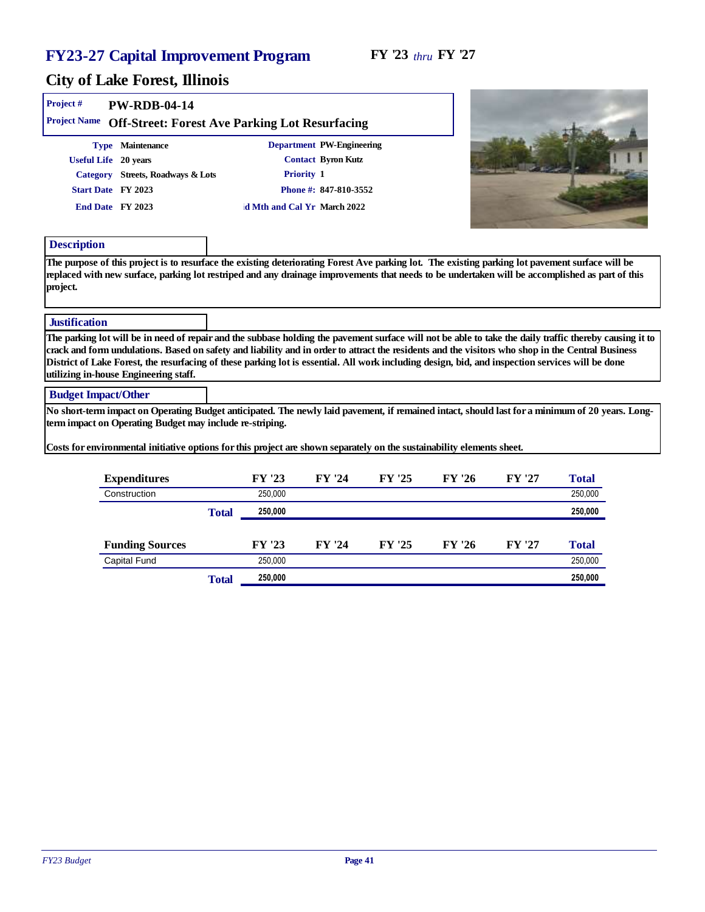# FY23-27 Capital Improvement Program

**FY '23** *thru* **FY '27**

## City of Lake Forest, Illinois

**Project #** PW-RDB-04-14

**Project Name** Off-Street: Forest Ave Parking Lot Resurfacing

| | | | |
|---|---|---|---|
| **Type** | Maintenance | **Department** | PW-Engineering |
| **Useful Life** | 20 years | **Contact** | Byron Kutz |
| **Category** | Streets, Roadways & Lots | **Priority** | 1 |
| **Start Date** | FY 2023 | **Phone #:** | 847-810-3552 |
| **End Date** | FY 2023 | **d Mth and Cal Yr** | March 2022 |

### Description

The purpose of this project is to resurface the existing deteriorating Forest Ave parking lot. The existing parking lot pavement surface will be replaced with new surface, parking lot restriped and any drainage improvements that needs to be undertaken will be accomplished as part of this project.

### Justification

The parking lot will be in need of repair and the subbase holding the pavement surface will not be able to take the daily traffic thereby causing it to crack and form undulations. Based on safety and liability and in order to attract the residents and the visitors who shop in the Central Business District of Lake Forest, the resurfacing of these parking lot is essential. All work including design, bid, and inspection services will be done utilizing in-house Engineering staff.

### Budget Impact/Other

No short-term impact on Operating Budget anticipated. The newly laid pavement, if remained intact, should last for a minimum of 20 years. Long-term impact on Operating Budget may include re-striping.

Costs for environmental initiative options for this project are shown separately on the sustainability elements sheet.

| Expenditures | FY '23 | FY '24 | FY '25 | FY '26 | FY '27 | Total |
|---|---|---|---|---|---|---|
| Construction | 250,000 | | | | | 250,000 |
| **Total** | **250,000** | | | | | **250,000** |

| Funding Sources | FY '23 | FY '24 | FY '25 | FY '26 | FY '27 | Total |
|---|---|---|---|---|---|---|
| Capital Fund | 250,000 | | | | | 250,000 |
| **Total** | **250,000** | | | | | **250,000** |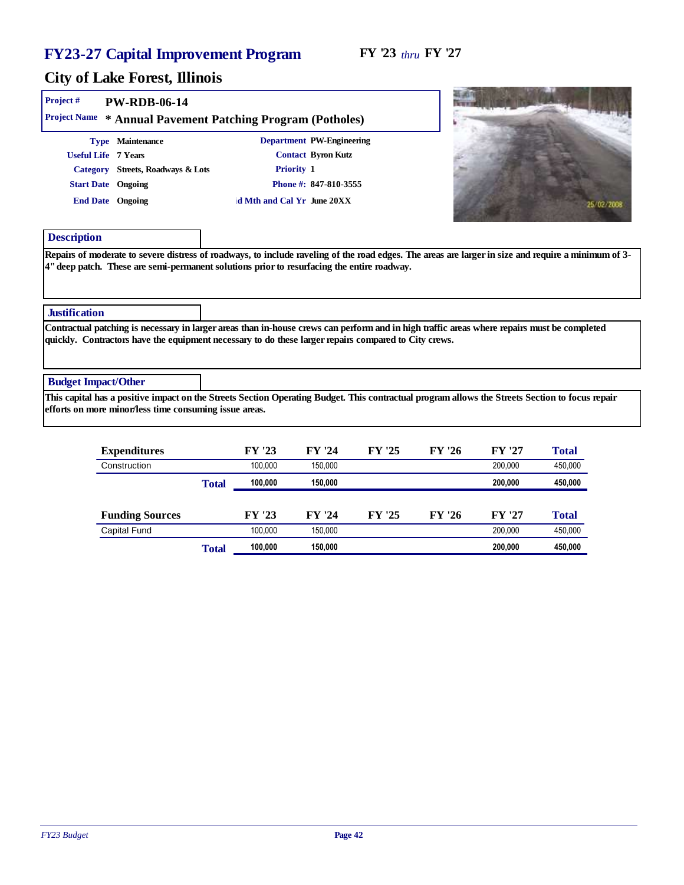# FY23-27 Capital Improvement Program

**FY '23** *thru* **FY '27**

## City of Lake Forest, Illinois

**Project #** PW-RDB-06-14

**Project Name** * Annual Pavement Patching Program (Potholes)

| | | | |
|---|---|---|---|
| **Type** | Maintenance | **Department** | PW-Engineering |
| **Useful Life** | 7 Years | **Contact** | Byron Kutz |
| **Category** | Streets, Roadways & Lots | **Priority** | 1 |
| **Start Date** | Ongoing | **Phone #:** | 847-810-3555 |
| **End Date** | Ongoing | **d Mth and Cal Yr** | June 20XX |

### Description

Repairs of moderate to severe distress of roadways, to include raveling of the road edges. The areas are larger in size and require a minimum of 3-4" deep patch. These are semi-permanent solutions prior to resurfacing the entire roadway.

### Justification

Contractual patching is necessary in larger areas than in-house crews can perform and in high traffic areas where repairs must be completed quickly. Contractors have the equipment necessary to do these larger repairs compared to City crews.

### Budget Impact/Other

This capital has a positive impact on the Streets Section Operating Budget. This contractual program allows the Streets Section to focus repair efforts on more minor/less time consuming issue areas.

| Expenditures | FY '23 | FY '24 | FY '25 | FY '26 | FY '27 | Total |
|---|---|---|---|---|---|---|
| Construction | 100,000 | 150,000 | | | 200,000 | 450,000 |
| **Total** | **100,000** | **150,000** | | | **200,000** | **450,000** |

| Funding Sources | FY '23 | FY '24 | FY '25 | FY '26 | FY '27 | Total |
|---|---|---|---|---|---|---|
| Capital Fund | 100,000 | 150,000 | | | 200,000 | 450,000 |
| **Total** | **100,000** | **150,000** | | | **200,000** | **450,000** |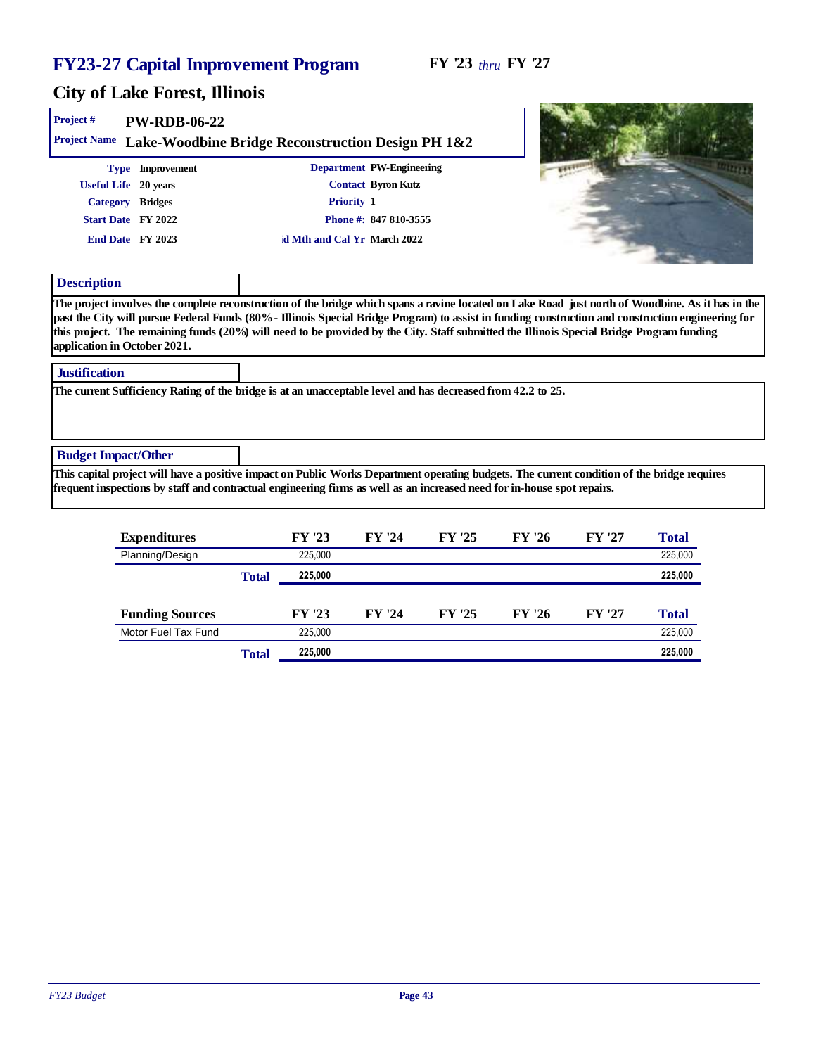# FY23-27 Capital Improvement Program

**FY '23** *thru* **FY '27**

## City of Lake Forest, Illinois

**Project #** PW-RDB-06-22

**Project Name** Lake-Woodbine Bridge Reconstruction Design PH 1&2

| | | | |
|---|---|---|---|
| **Type** | Improvement | **Department** | PW-Engineering |
| **Useful Life** | 20 years | **Contact** | Byron Kutz |
| **Category** | Bridges | **Priority** | 1 |
| **Start Date** | FY 2022 | **Phone #:** | 847 810-3555 |
| **End Date** | FY 2023 | **d Mth and Cal Yr** | March 2022 |

### Description

The project involves the complete reconstruction of the bridge which spans a ravine located on Lake Road just north of Woodbine. As it has in the past the City will pursue Federal Funds (80% - Illinois Special Bridge Program) to assist in funding construction and construction engineering for this project. The remaining funds (20%) will need to be provided by the City. Staff submitted the Illinois Special Bridge Program funding application in October 2021.

### Justification

The current Sufficiency Rating of the bridge is at an unacceptable level and has decreased from 42.2 to 25.

### Budget Impact/Other

This capital project will have a positive impact on Public Works Department operating budgets. The current condition of the bridge requires frequent inspections by staff and contractual engineering firms as well as an increased need for in-house spot repairs.

| Expenditures | FY '23 | FY '24 | FY '25 | FY '26 | FY '27 | Total |
|---|---|---|---|---|---|---|
| Planning/Design | 225,000 | | | | | 225,000 |
| **Total** | **225,000** | | | | | **225,000** |

| Funding Sources | FY '23 | FY '24 | FY '25 | FY '26 | FY '27 | Total |
|---|---|---|---|---|---|---|
| Motor Fuel Tax Fund | 225,000 | | | | | 225,000 |
| **Total** | **225,000** | | | | | **225,000** |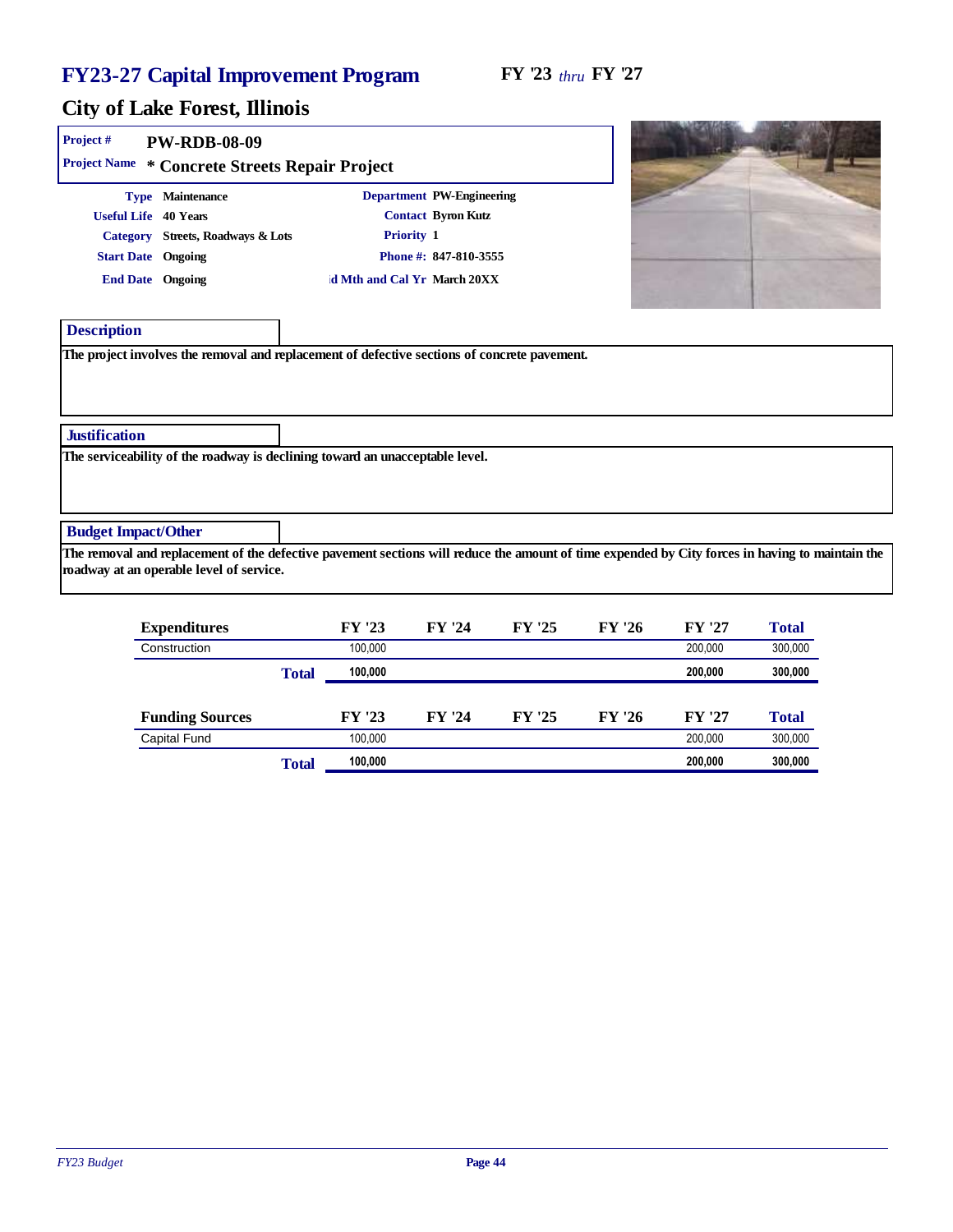# FY23-27 Capital Improvement Program

**FY '23** *thru* **FY '27**

## City of Lake Forest, Illinois

**Project #** PW-RDB-08-09

**Project Name** * Concrete Streets Repair Project

**Type** Maintenance

**Useful Life** 40 Years

**Category** Streets, Roadways & Lots

**Start Date** Ongoing

**End Date** Ongoing

**Department** PW-Engineering

**Contact** Byron Kutz

**Priority** 1

**Phone #:** 847-810-3555

**ld Mth and Cal Yr** March 20XX

### Description

The project involves the removal and replacement of defective sections of concrete pavement.

### Justification

The serviceability of the roadway is declining toward an unacceptable level.

### Budget Impact/Other

The removal and replacement of the defective pavement sections will reduce the amount of time expended by City forces in having to maintain the roadway at an operable level of service.

| Expenditures | FY '23 | FY '24 | FY '25 | FY '26 | FY '27 | Total |
|---|---|---|---|---|---|---|
| Construction | 100,000 | | | | 200,000 | 300,000 |
| **Total** | **100,000** | | | | **200,000** | **300,000** |

| Funding Sources | FY '23 | FY '24 | FY '25 | FY '26 | FY '27 | Total |
|---|---|---|---|---|---|---|
| Capital Fund | 100,000 | | | | 200,000 | 300,000 |
| **Total** | **100,000** | | | | **200,000** | **300,000** |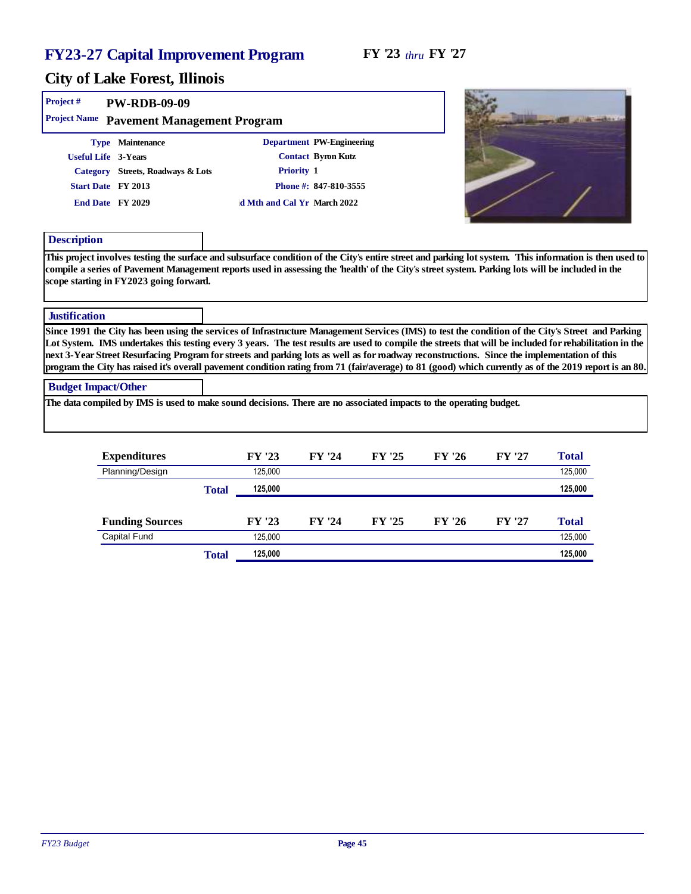# FY23-27 Capital Improvement Program

**FY '23** *thru* **FY '27**

## City of Lake Forest, Illinois

**Project #** PW-RDB-09-09

**Project Name** Pavement Management Program

| | | | |
|---|---|---|---|
| **Type** | Maintenance | **Department** | PW-Engineering |
| **Useful Life** | 3-Years | **Contact** | Byron Kutz |
| **Category** | Streets, Roadways & Lots | **Priority** | 1 |
| **Start Date** | FY 2013 | **Phone #:** | 847-810-3555 |
| **End Date** | FY 2029 | **id Mth and Cal Yr** | March 2022 |

### Description

This project involves testing the surface and subsurface condition of the City's entire street and parking lot system. This information is then used to compile a series of Pavement Management reports used in assessing the 'health' of the City's street system. Parking lots will be included in the scope starting in FY2023 going forward.

### Justification

Since 1991 the City has been using the services of Infrastructure Management Services (IMS) to test the condition of the City's Street and Parking Lot System. IMS undertakes this testing every 3 years. The test results are used to compile the streets that will be included for rehabilitation in the next 3-Year Street Resurfacing Program for streets and parking lots as well as for roadway reconstructions. Since the implementation of this program the City has raised it's overall pavement condition rating from 71 (fair/average) to 81 (good) which currently as of the 2019 report is an 80.

### Budget Impact/Other

The data compiled by IMS is used to make sound decisions. There are no associated impacts to the operating budget.

| Expenditures | FY '23 | FY '24 | FY '25 | FY '26 | FY '27 | Total |
|---|---|---|---|---|---|---|
| Planning/Design | 125,000 | | | | | 125,000 |
| **Total** | **125,000** | | | | | **125,000** |

| Funding Sources | FY '23 | FY '24 | FY '25 | FY '26 | FY '27 | Total |
|---|---|---|---|---|---|---|
| Capital Fund | 125,000 | | | | | 125,000 |
| **Total** | **125,000** | | | | | **125,000** |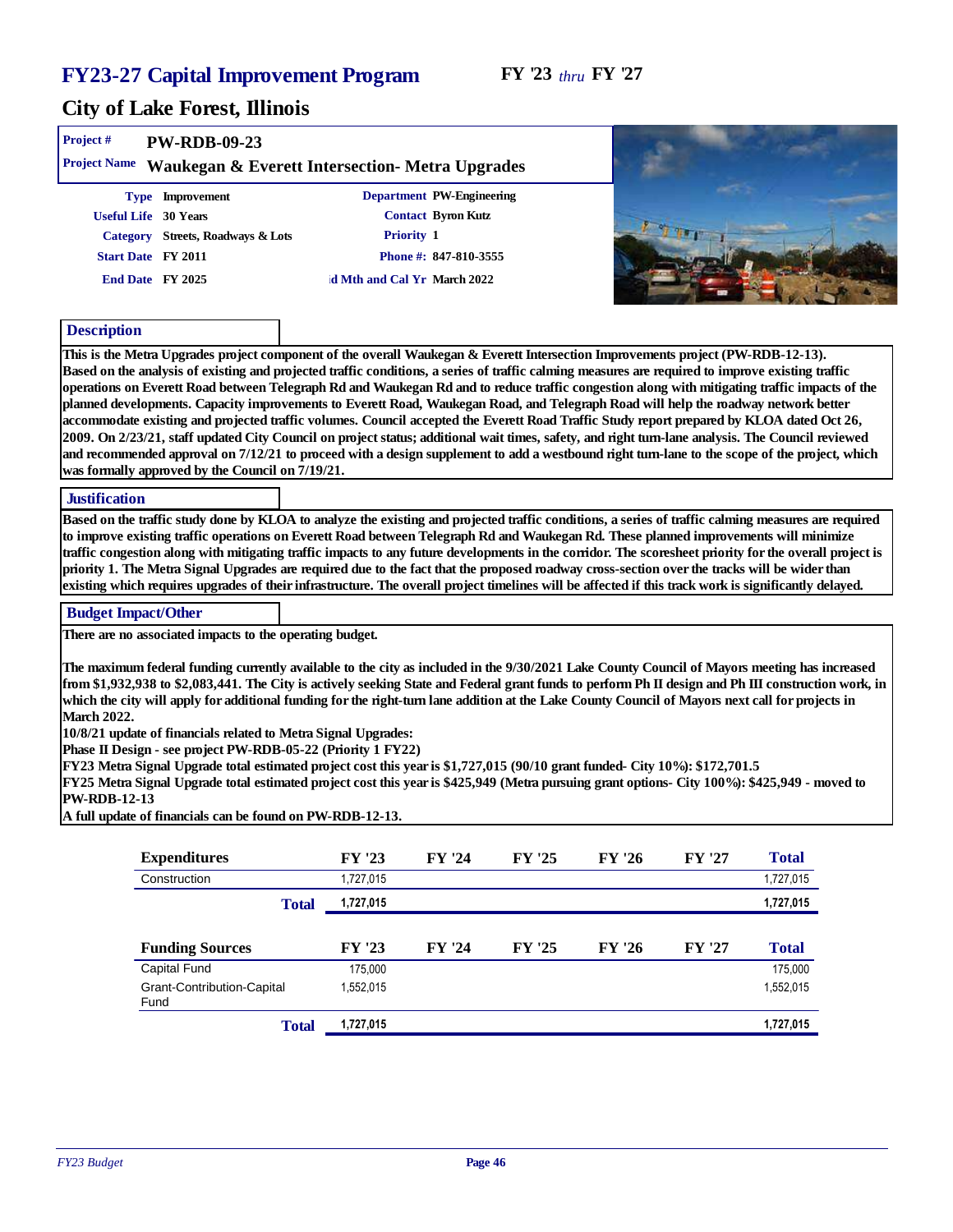# FY23-27 Capital Improvement Program

**FY '23** *thru* **FY '27**

## City of Lake Forest, Illinois

**Project #** PW-RDB-09-23

**Project Name** Waukegan & Everett Intersection- Metra Upgrades

| | | | |
|---|---|---|---|
| **Type** | Improvement | **Department** | PW-Engineering |
| **Useful Life** | 30 Years | **Contact** | Byron Kutz |
| **Category** | Streets, Roadways & Lots | **Priority** | 1 |
| **Start Date** | FY 2011 | **Phone #:** | 847-810-3555 |
| **End Date** | FY 2025 | **id Mth and Cal Yr** | March 2022 |

### Description

This is the Metra Upgrades project component of the overall Waukegan & Everett Intersection Improvements project (PW-RDB-12-13). Based on the analysis of existing and projected traffic conditions, a series of traffic calming measures are required to improve existing traffic operations on Everett Road between Telegraph Rd and Waukegan Rd and to reduce traffic congestion along with mitigating traffic impacts of the planned developments. Capacity improvements to Everett Road, Waukegan Road, and Telegraph Road will help the roadway network better accommodate existing and projected traffic volumes. Council accepted the Everett Road Traffic Study report prepared by KLOA dated Oct 26, 2009. On 2/23/21, staff updated City Council on project status; additional wait times, safety, and right turn-lane analysis. The Council reviewed and recommended approval on 7/12/21 to proceed with a design supplement to add a westbound right turn-lane to the scope of the project, which was formally approved by the Council on 7/19/21.

### Justification

Based on the traffic study done by KLOA to analyze the existing and projected traffic conditions, a series of traffic calming measures are required to improve existing traffic operations on Everett Road between Telegraph Rd and Waukegan Rd. These planned improvements will minimize traffic congestion along with mitigating traffic impacts to any future developments in the corridor. The scoresheet priority for the overall project is priority 1. The Metra Signal Upgrades are required due to the fact that the proposed roadway cross-section over the tracks will be wider than existing which requires upgrades of their infrastructure. The overall project timelines will be affected if this track work is significantly delayed.

### Budget Impact/Other

There are no associated impacts to the operating budget.

The maximum federal funding currently available to the city as included in the 9/30/2021 Lake County Council of Mayors meeting has increased from $1,932,938 to $2,083,441. The City is actively seeking State and Federal grant funds to perform Ph II design and Ph III construction work, in which the city will apply for additional funding for the right-turn lane addition at the Lake County Council of Mayors next call for projects in March 2022.
10/8/21 update of financials related to Metra Signal Upgrades:
Phase II Design - see project PW-RDB-05-22 (Priority 1 FY22)
FY23 Metra Signal Upgrade total estimated project cost this year is $1,727,015 (90/10 grant funded- City 10%): $172,701.5
FY25 Metra Signal Upgrade total estimated project cost this year is $425,949 (Metra pursuing grant options- City 100%): $425,949 - moved to PW-RDB-12-13
A full update of financials can be found on PW-RDB-12-13.

| Expenditures | FY '23 | FY '24 | FY '25 | FY '26 | FY '27 | Total |
|---|---|---|---|---|---|---|
| Construction | 1,727,015 | | | | | 1,727,015 |
| **Total** | **1,727,015** | | | | | **1,727,015** |

| Funding Sources | FY '23 | FY '24 | FY '25 | FY '26 | FY '27 | Total |
|---|---|---|---|---|---|---|
| Capital Fund | 175,000 | | | | | 175,000 |
| Grant-Contribution-Capital Fund | 1,552,015 | | | | | 1,552,015 |
| **Total** | **1,727,015** | | | | | **1,727,015** |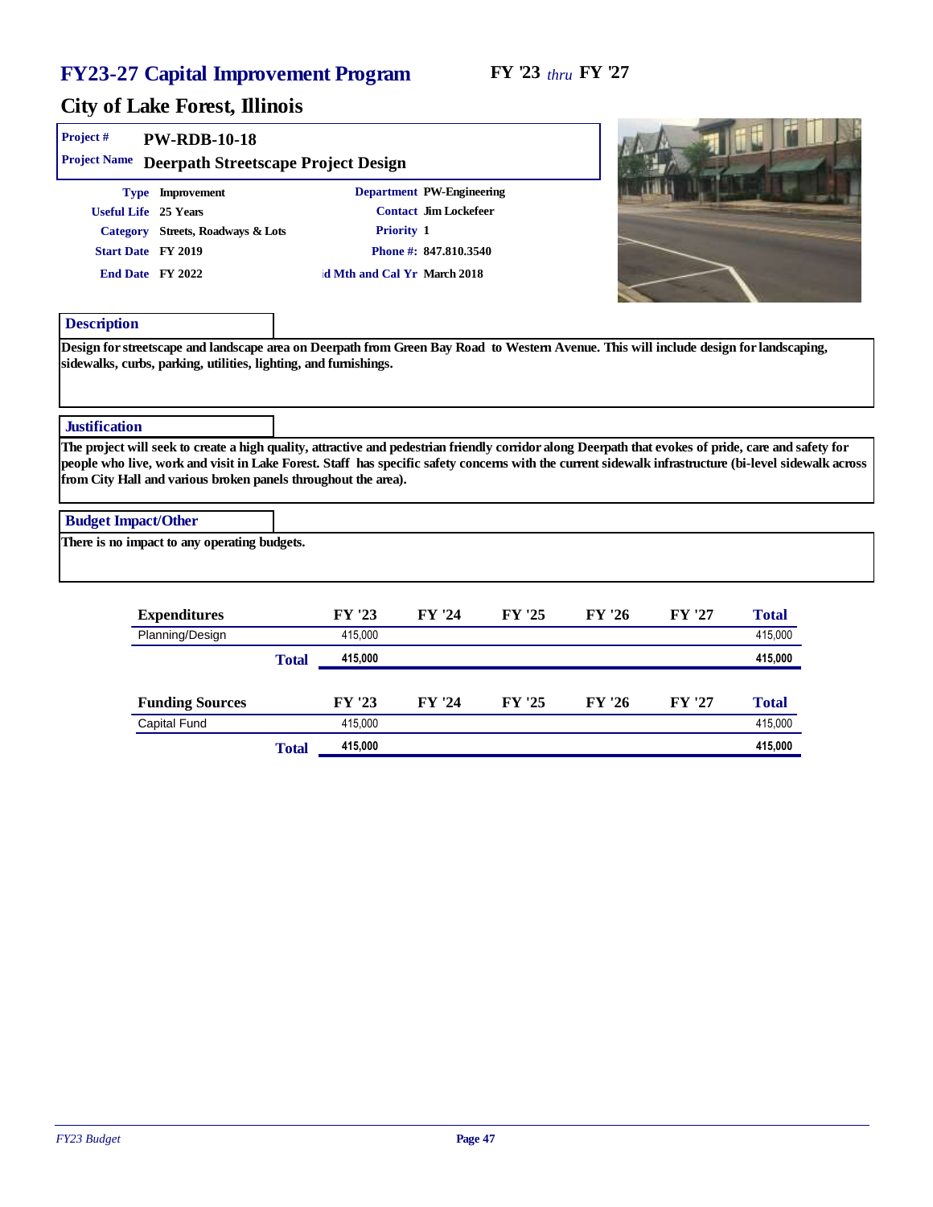# FY23-27 Capital Improvement Program

**FY '23** *thru* **FY '27**

## City of Lake Forest, Illinois

**Project #** PW-RDB-10-18

**Project Name** Deerpath Streetscape Project Design

**Type** Improvement
**Useful Life** 25 Years
**Category** Streets, Roadways & Lots
**Start Date** FY 2019
**End Date** FY 2022

**Department** PW-Engineering
**Contact** Jim Lockefeer
**Priority** 1
**Phone #:** 847.810.3540
**d Mth and Cal Yr** March 2018

### Description

Design for streetscape and landscape area on Deerpath from Green Bay Road to Western Avenue. This will include design for landscaping, sidewalks, curbs, parking, utilities, lighting, and furnishings.

### Justification

The project will seek to create a high quality, attractive and pedestrian friendly corridor along Deerpath that evokes of pride, care and safety for people who live, work and visit in Lake Forest. Staff has specific safety concerns with the current sidewalk infrastructure (bi-level sidewalk across from City Hall and various broken panels throughout the area).

### Budget Impact/Other

There is no impact to any operating budgets.

| Expenditures | FY '23 | FY '24 | FY '25 | FY '26 | FY '27 | Total |
|---|---|---|---|---|---|---|
| Planning/Design | 415,000 | | | | | 415,000 |
| **Total** | **415,000** | | | | | **415,000** |

| Funding Sources | FY '23 | FY '24 | FY '25 | FY '26 | FY '27 | Total |
|---|---|---|---|---|---|---|
| Capital Fund | 415,000 | | | | | 415,000 |
| **Total** | **415,000** | | | | | **415,000** |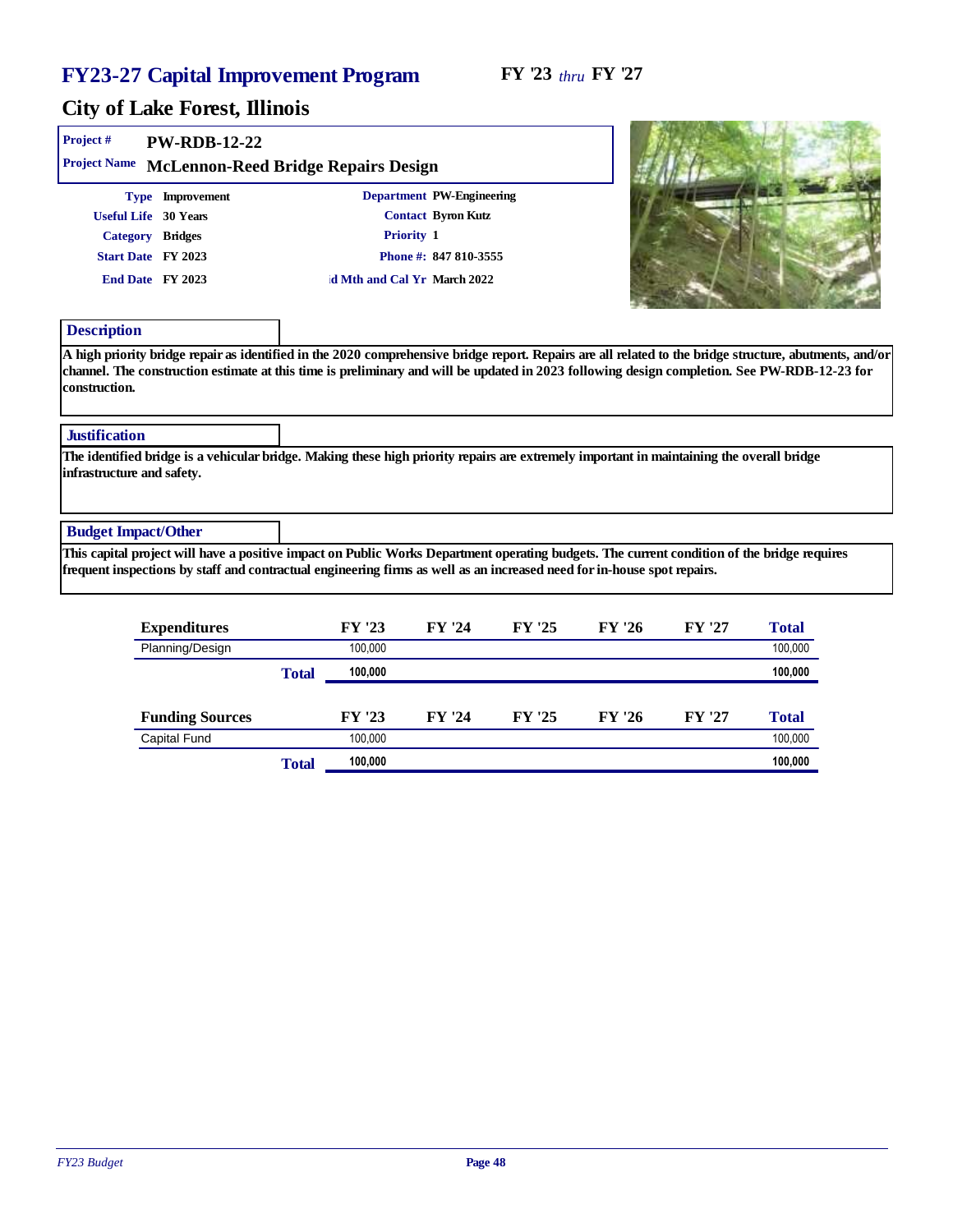# FY23-27 Capital Improvement Program

**FY '23** *thru* **FY '27**

## City of Lake Forest, Illinois

**Project #** PW-RDB-12-22

**Project Name** McLennon-Reed Bridge Repairs Design

**Type** Improvement
**Useful Life** 30 Years
**Category** Bridges
**Start Date** FY 2023
**End Date** FY 2023

**Department** PW-Engineering
**Contact** Byron Kutz
**Priority** 1
**Phone #:** 847 810-3555
**d Mth and Cal Yr** March 2022

### Description

A high priority bridge repair as identified in the 2020 comprehensive bridge report. Repairs are all related to the bridge structure, abutments, and/or channel. The construction estimate at this time is preliminary and will be updated in 2023 following design completion. See PW-RDB-12-23 for construction.

### Justification

The identified bridge is a vehicular bridge. Making these high priority repairs are extremely important in maintaining the overall bridge infrastructure and safety.

### Budget Impact/Other

This capital project will have a positive impact on Public Works Department operating budgets. The current condition of the bridge requires frequent inspections by staff and contractual engineering firms as well as an increased need for in-house spot repairs.

| Expenditures | FY '23 | FY '24 | FY '25 | FY '26 | FY '27 | Total |
|---|---|---|---|---|---|---|
| Planning/Design | 100,000 | | | | | 100,000 |
| **Total** | **100,000** | | | | | **100,000** |

| Funding Sources | FY '23 | FY '24 | FY '25 | FY '26 | FY '27 | Total |
|---|---|---|---|---|---|---|
| Capital Fund | 100,000 | | | | | 100,000 |
| **Total** | **100,000** | | | | | **100,000** |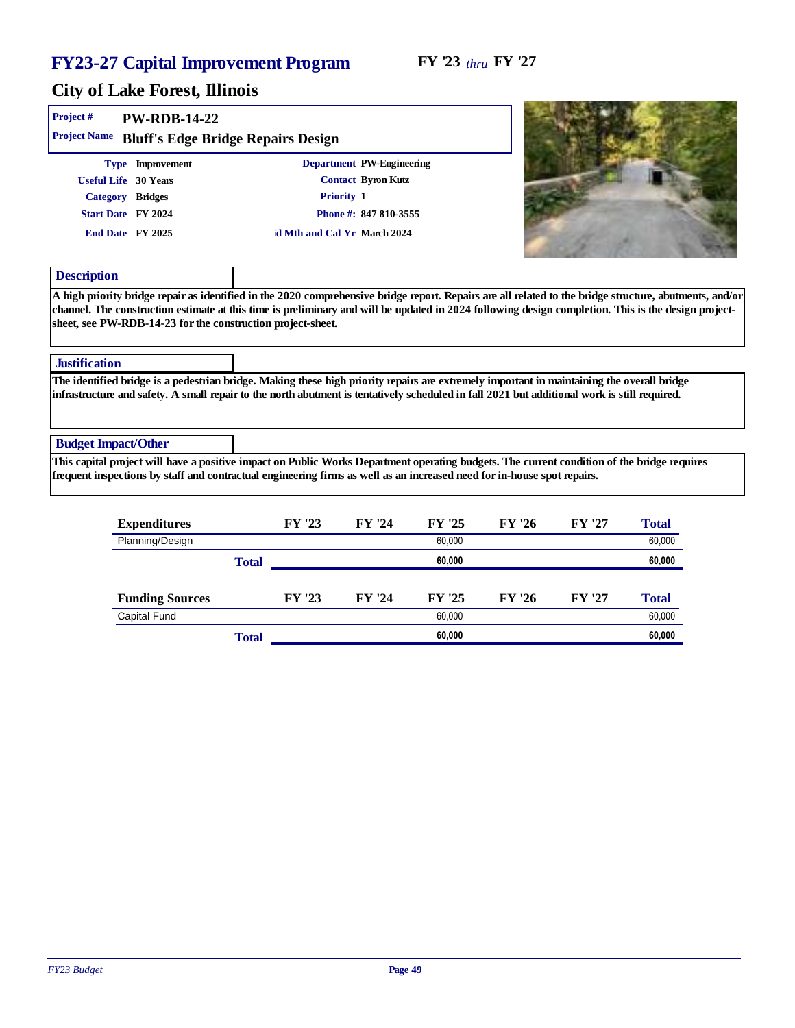# FY23-27 Capital Improvement Program

**FY '23** *thru* **FY '27**

## City of Lake Forest, Illinois

**Project #** PW-RDB-14-22

**Project Name** Bluff's Edge Bridge Repairs Design

| | | | |
|---|---|---|---|
| **Type** | Improvement | **Department** | PW-Engineering |
| **Useful Life** | 30 Years | **Contact** | Byron Kutz |
| **Category** | Bridges | **Priority** | 1 |
| **Start Date** | FY 2024 | **Phone #:** | 847 810-3555 |
| **End Date** | FY 2025 | **d Mth and Cal Yr** | March 2024 |

### Description

A high priority bridge repair as identified in the 2020 comprehensive bridge report. Repairs are all related to the bridge structure, abutments, and/or channel. The construction estimate at this time is preliminary and will be updated in 2024 following design completion. This is the design project-sheet, see PW-RDB-14-23 for the construction project-sheet.

### Justification

The identified bridge is a pedestrian bridge. Making these high priority repairs are extremely important in maintaining the overall bridge infrastructure and safety. A small repair to the north abutment is tentatively scheduled in fall 2021 but additional work is still required.

### Budget Impact/Other

This capital project will have a positive impact on Public Works Department operating budgets. The current condition of the bridge requires frequent inspections by staff and contractual engineering firms as well as an increased need for in-house spot repairs.

| Expenditures | FY '23 | FY '24 | FY '25 | FY '26 | FY '27 | Total |
|---|---|---|---|---|---|---|
| Planning/Design | | | 60,000 | | | 60,000 |
| **Total** | | | **60,000** | | | **60,000** |

| Funding Sources | FY '23 | FY '24 | FY '25 | FY '26 | FY '27 | Total |
|---|---|---|---|---|---|---|
| Capital Fund | | | 60,000 | | | 60,000 |
| **Total** | | | **60,000** | | | **60,000** |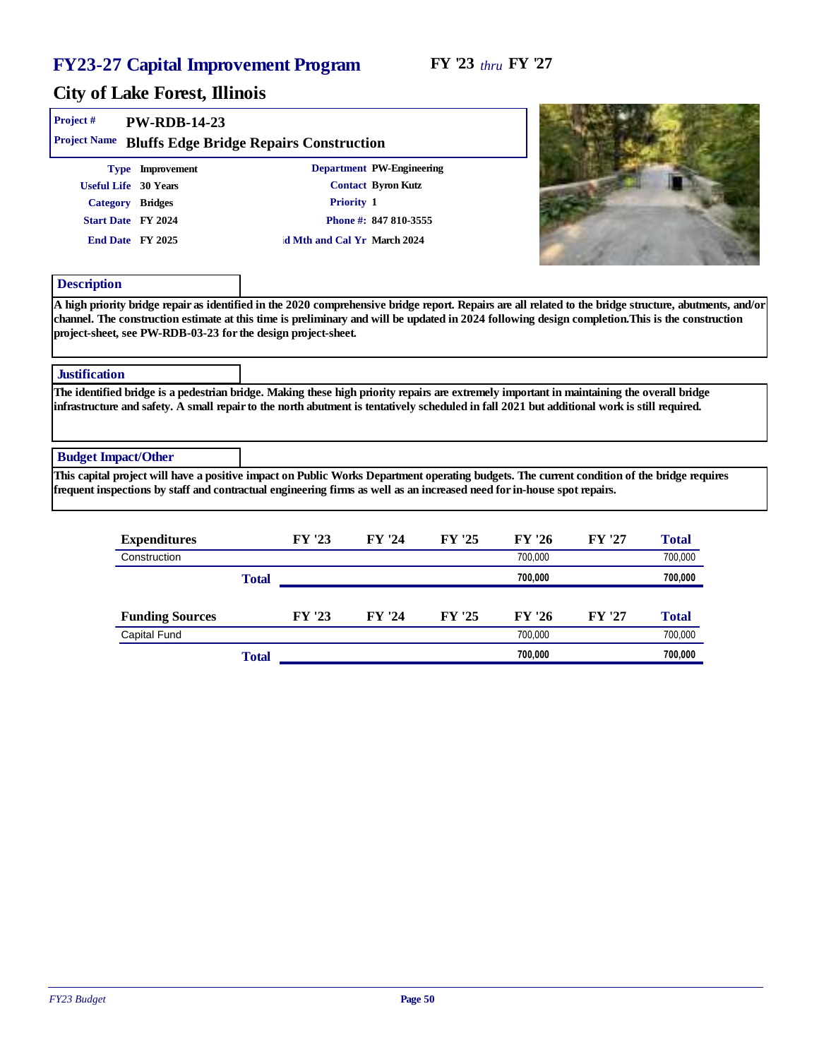# FY23-27 Capital Improvement Program

FY '23 *thru* FY '27

## City of Lake Forest, Illinois

**Project #** PW-RDB-14-23

**Project Name** Bluffs Edge Bridge Repairs Construction

**Type** Improvement
**Useful Life** 30 Years
**Category** Bridges
**Start Date** FY 2024
**End Date** FY 2025

**Department** PW-Engineering
**Contact** Byron Kutz
**Priority** 1
**Phone #:** 847 810-3555
**d Mth and Cal Yr** March 2024

### Description

A high priority bridge repair as identified in the 2020 comprehensive bridge report. Repairs are all related to the bridge structure, abutments, and/or channel. The construction estimate at this time is preliminary and will be updated in 2024 following design completion.This is the construction project-sheet, see PW-RDB-03-23 for the design project-sheet.

### Justification

The identified bridge is a pedestrian bridge. Making these high priority repairs are extremely important in maintaining the overall bridge infrastructure and safety. A small repair to the north abutment is tentatively scheduled in fall 2021 but additional work is still required.

### Budget Impact/Other

This capital project will have a positive impact on Public Works Department operating budgets. The current condition of the bridge requires frequent inspections by staff and contractual engineering firms as well as an increased need for in-house spot repairs.

| Expenditures | FY '23 | FY '24 | FY '25 | FY '26 | FY '27 | Total |
|---|---|---|---|---|---|---|
| Construction | | | | 700,000 | | 700,000 |
| **Total** | | | | **700,000** | | **700,000** |

| Funding Sources | FY '23 | FY '24 | FY '25 | FY '26 | FY '27 | Total |
|---|---|---|---|---|---|---|
| Capital Fund | | | | 700,000 | | 700,000 |
| **Total** | | | | **700,000** | | **700,000** |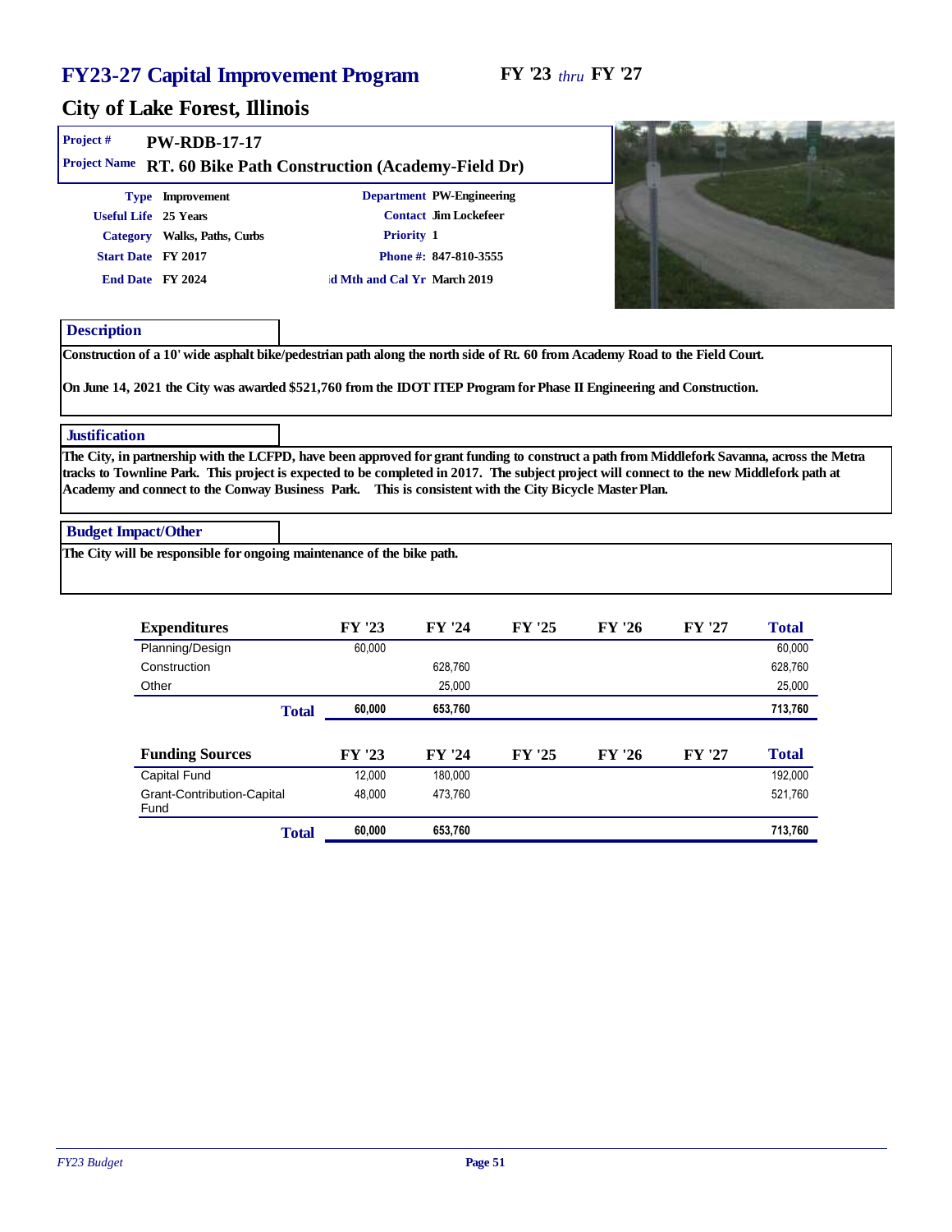# FY23-27 Capital Improvement Program

**FY '23** *thru* **FY '27**

## City of Lake Forest, Illinois

**Project #** PW-RDB-17-17

**Project Name** RT. 60 Bike Path Construction (Academy-Field Dr)

| | | | |
|---|---|---|---|
| **Type** | Improvement | **Department** | PW-Engineering |
| **Useful Life** | 25 Years | **Contact** | Jim Lockefeer |
| **Category** | Walks, Paths, Curbs | **Priority** | 1 |
| **Start Date** | FY 2017 | **Phone #:** | 847-810-3555 |
| **End Date** | FY 2024 | **d Mth and Cal Yr** | March 2019 |

### Description

Construction of a 10' wide asphalt bike/pedestrian path along the north side of Rt. 60 from Academy Road to the Field Court.

On June 14, 2021 the City was awarded $521,760 from the IDOT ITEP Program for Phase II Engineering and Construction.

### Justification

The City, in partnership with the LCFPD, have been approved for grant funding to construct a path from Middlefork Savanna, across the Metra tracks to Townline Park. This project is expected to be completed in 2017. The subject project will connect to the new Middlefork path at Academy and connect to the Conway Business Park. This is consistent with the City Bicycle Master Plan.

### Budget Impact/Other

The City will be responsible for ongoing maintenance of the bike path.

| Expenditures | FY '23 | FY '24 | FY '25 | FY '26 | FY '27 | Total |
|---|---|---|---|---|---|---|
| Planning/Design | 60,000 | | | | | 60,000 |
| Construction | | 628,760 | | | | 628,760 |
| Other | | 25,000 | | | | 25,000 |
| **Total** | **60,000** | **653,760** | | | | **713,760** |

| Funding Sources | FY '23 | FY '24 | FY '25 | FY '26 | FY '27 | Total |
|---|---|---|---|---|---|---|
| Capital Fund | 12,000 | 180,000 | | | | 192,000 |
| Grant-Contribution-Capital Fund | 48,000 | 473,760 | | | | 521,760 |
| **Total** | **60,000** | **653,760** | | | | **713,760** |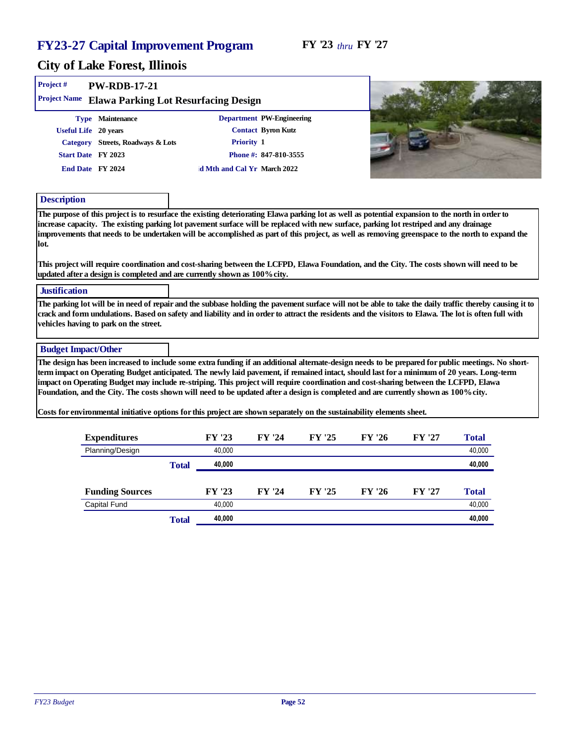# FY23-27 Capital Improvement Program

FY '23 *thru* FY '27

## City of Lake Forest, Illinois

**Project #** PW-RDB-17-21

**Project Name** Elawa Parking Lot Resurfacing Design

| | | | |
|---|---|---|---|
| **Type** | Maintenance | **Department** | PW-Engineering |
| **Useful Life** | 20 years | **Contact** | Byron Kutz |
| **Category** | Streets, Roadways & Lots | **Priority** | 1 |
| **Start Date** | FY 2023 | **Phone #:** | 847-810-3555 |
| **End Date** | FY 2024 | **d Mth and Cal Yr** | March 2022 |

### Description

The purpose of this project is to resurface the existing deteriorating Elawa parking lot as well as potential expansion to the north in order to increase capacity. The existing parking lot pavement surface will be replaced with new surface, parking lot restriped and any drainage improvements that needs to be undertaken will be accomplished as part of this project, as well as removing greenspace to the north to expand the lot.

This project will require coordination and cost-sharing between the LCFPD, Elawa Foundation, and the City. The costs shown will need to be updated after a design is completed and are currently shown as 100% city.

### Justification

The parking lot will be in need of repair and the subbase holding the pavement surface will not be able to take the daily traffic thereby causing it to crack and form undulations. Based on safety and liability and in order to attract the residents and the visitors to Elawa. The lot is often full with vehicles having to park on the street.

### Budget Impact/Other

The design has been increased to include some extra funding if an additional alternate-design needs to be prepared for public meetings. No short-term impact on Operating Budget anticipated. The newly laid pavement, if remained intact, should last for a minimum of 20 years. Long-term impact on Operating Budget may include re-striping. This project will require coordination and cost-sharing between the LCFPD, Elawa Foundation, and the City. The costs shown will need to be updated after a design is completed and are currently shown as 100% city.

Costs for environmental initiative options for this project are shown separately on the sustainability elements sheet.

| Expenditures | FY '23 | FY '24 | FY '25 | FY '26 | FY '27 | Total |
|---|---|---|---|---|---|---|
| Planning/Design | 40,000 | | | | | 40,000 |
| **Total** | **40,000** | | | | | **40,000** |

| Funding Sources | FY '23 | FY '24 | FY '25 | FY '26 | FY '27 | Total |
|---|---|---|---|---|---|---|
| Capital Fund | 40,000 | | | | | 40,000 |
| **Total** | **40,000** | | | | | **40,000** |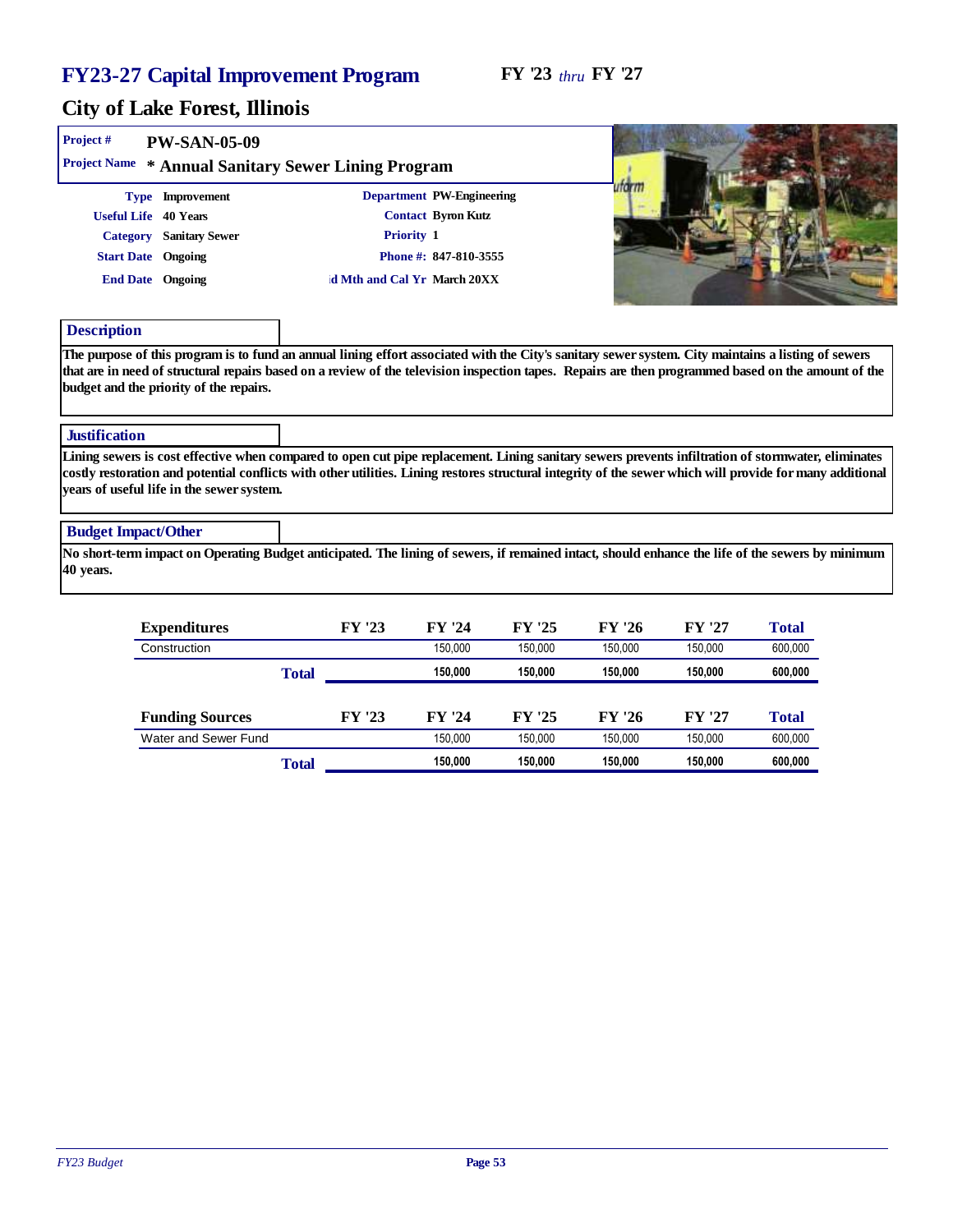# FY23-27 Capital Improvement Program

**FY '23** *thru* **FY '27**

## City of Lake Forest, Illinois

**Project #** PW-SAN-05-09

**Project Name** * Annual Sanitary Sewer Lining Program

| | | | |
|---|---|---|---|
| **Type** | Improvement | **Department** | PW-Engineering |
| **Useful Life** | 40 Years | **Contact** | Byron Kutz |
| **Category** | Sanitary Sewer | **Priority** | 1 |
| **Start Date** | Ongoing | **Phone #:** | 847-810-3555 |
| **End Date** | Ongoing | **ıd Mth and Cal Yr** | March 20XX |

### Description

The purpose of this program is to fund an annual lining effort associated with the City's sanitary sewer system. City maintains a listing of sewers that are in need of structural repairs based on a review of the television inspection tapes. Repairs are then programmed based on the amount of the budget and the priority of the repairs.

### Justification

Lining sewers is cost effective when compared to open cut pipe replacement. Lining sanitary sewers prevents infiltration of stormwater, eliminates costly restoration and potential conflicts with other utilities. Lining restores structural integrity of the sewer which will provide for many additional years of useful life in the sewer system.

### Budget Impact/Other

No short-term impact on Operating Budget anticipated. The lining of sewers, if remained intact, should enhance the life of the sewers by minimum 40 years.

| Expenditures | FY '23 | FY '24 | FY '25 | FY '26 | FY '27 | Total |
|---|---|---|---|---|---|---|
| Construction | | 150,000 | 150,000 | 150,000 | 150,000 | 600,000 |
| **Total** | | **150,000** | **150,000** | **150,000** | **150,000** | **600,000** |

| Funding Sources | FY '23 | FY '24 | FY '25 | FY '26 | FY '27 | Total |
|---|---|---|---|---|---|---|
| Water and Sewer Fund | | 150,000 | 150,000 | 150,000 | 150,000 | 600,000 |
| **Total** | | **150,000** | **150,000** | **150,000** | **150,000** | **600,000** |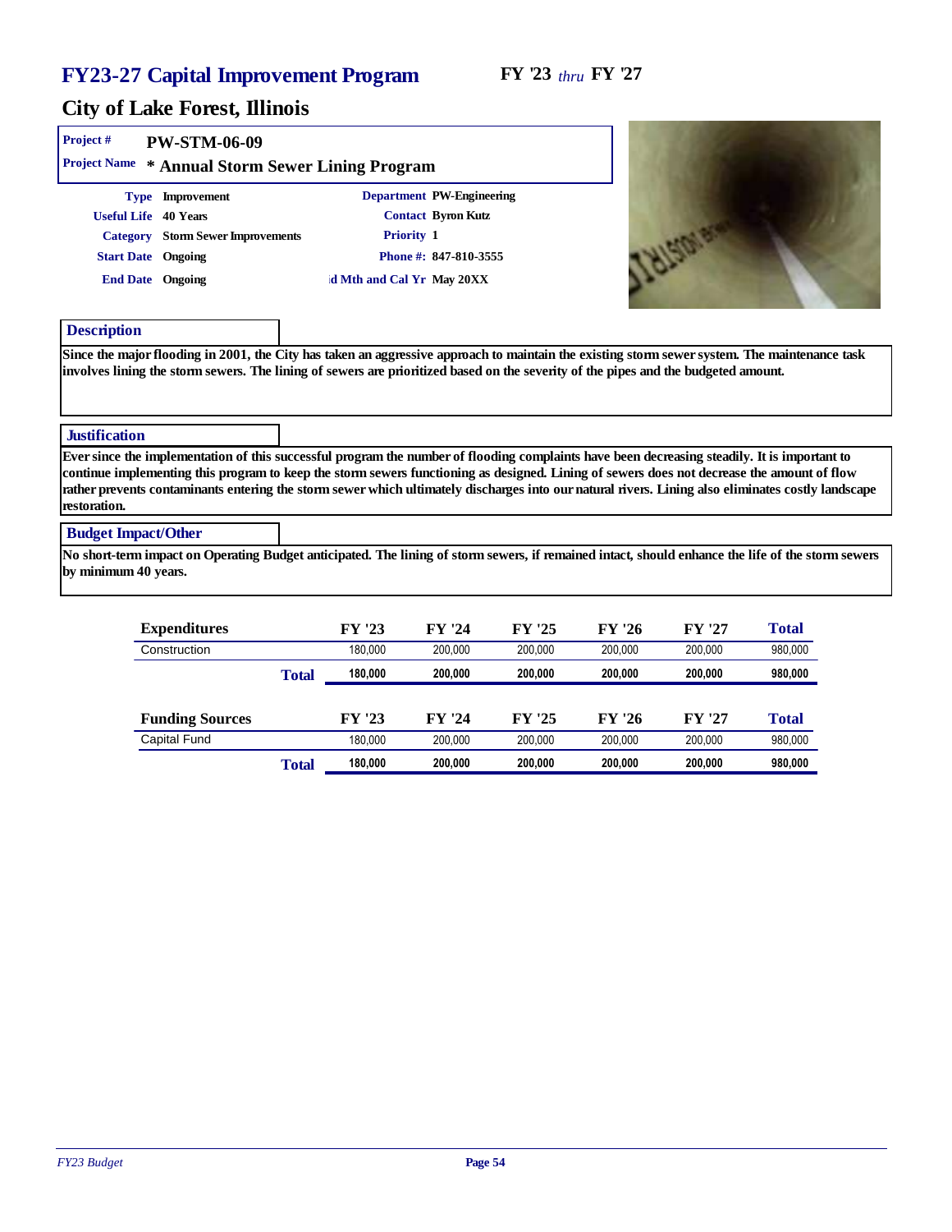# FY23-27 Capital Improvement Program

FY '23 *thru* FY '27

## City of Lake Forest, Illinois

**Project #** PW-STM-06-09

**Project Name** * Annual Storm Sewer Lining Program

| | | | |
|---|---|---|---|
| **Type** | Improvement | **Department** | PW-Engineering |
| **Useful Life** | 40 Years | **Contact** | Byron Kutz |
| **Category** | Storm Sewer Improvements | **Priority** | 1 |
| **Start Date** | Ongoing | **Phone #:** | 847-810-3555 |
| **End Date** | Ongoing | **d Mth and Cal Yr** | May 20XX |

### Description

Since the major flooding in 2001, the City has taken an aggressive approach to maintain the existing storm sewer system. The maintenance task involves lining the storm sewers. The lining of sewers are prioritized based on the severity of the pipes and the budgeted amount.

### Justification

Ever since the implementation of this successful program the number of flooding complaints have been decreasing steadily. It is important to continue implementing this program to keep the storm sewers functioning as designed. Lining of sewers does not decrease the amount of flow rather prevents contaminants entering the storm sewer which ultimately discharges into our natural rivers. Lining also eliminates costly landscape restoration.

### Budget Impact/Other

No short-term impact on Operating Budget anticipated. The lining of storm sewers, if remained intact, should enhance the life of the storm sewers by minimum 40 years.

| Expenditures | FY '23 | FY '24 | FY '25 | FY '26 | FY '27 | Total |
|---|---|---|---|---|---|---|
| Construction | 180,000 | 200,000 | 200,000 | 200,000 | 200,000 | 980,000 |
| **Total** | **180,000** | **200,000** | **200,000** | **200,000** | **200,000** | **980,000** |

| Funding Sources | FY '23 | FY '24 | FY '25 | FY '26 | FY '27 | Total |
|---|---|---|---|---|---|---|
| Capital Fund | 180,000 | 200,000 | 200,000 | 200,000 | 200,000 | 980,000 |
| **Total** | **180,000** | **200,000** | **200,000** | **200,000** | **200,000** | **980,000** |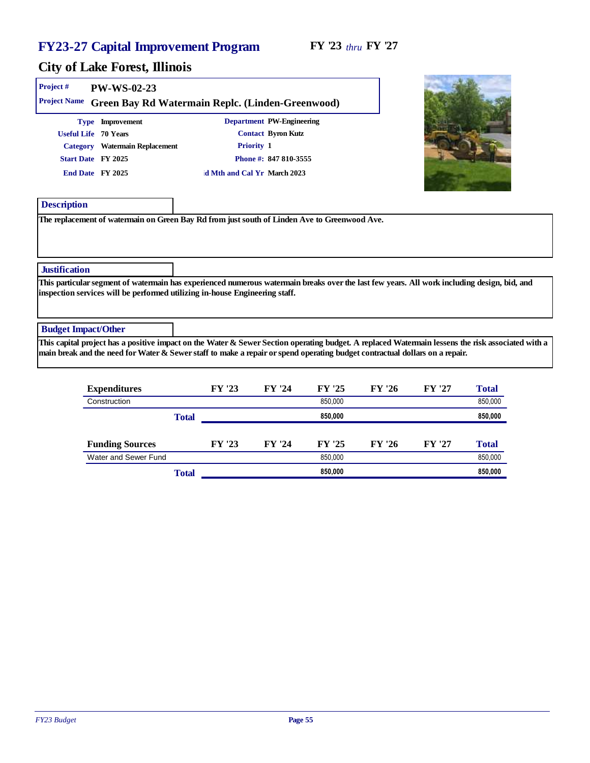# FY23-27 Capital Improvement Program

FY '23 *thru* FY '27

## City of Lake Forest, Illinois

**Project #** PW-WS-02-23

**Project Name** Green Bay Rd Watermain Replc. (Linden-Greenwood)

| | | | |
|---|---|---|---|
| **Type** | Improvement | **Department** | PW-Engineering |
| **Useful Life** | 70 Years | **Contact** | Byron Kutz |
| **Category** | Watermain Replacement | **Priority** | 1 |
| **Start Date** | FY 2025 | **Phone #:** | 847 810-3555 |
| **End Date** | FY 2025 | **d Mth and Cal Yr** | March 2023 |

### Description

The replacement of watermain on Green Bay Rd from just south of Linden Ave to Greenwood Ave.

### Justification

This particular segment of watermain has experienced numerous watermain breaks over the last few years. All work including design, bid, and inspection services will be performed utilizing in-house Engineering staff.

### Budget Impact/Other

This capital project has a positive impact on the Water & Sewer Section operating budget. A replaced Watermain lessens the risk associated with a main break and the need for Water & Sewer staff to make a repair or spend operating budget contractual dollars on a repair.

| Expenditures | FY '23 | FY '24 | FY '25 | FY '26 | FY '27 | Total |
|---|---|---|---|---|---|---|
| Construction | | | 850,000 | | | 850,000 |
| **Total** | | | **850,000** | | | **850,000** |

| Funding Sources | FY '23 | FY '24 | FY '25 | FY '26 | FY '27 | Total |
|---|---|---|---|---|---|---|
| Water and Sewer Fund | | | 850,000 | | | 850,000 |
| **Total** | | | **850,000** | | | **850,000** |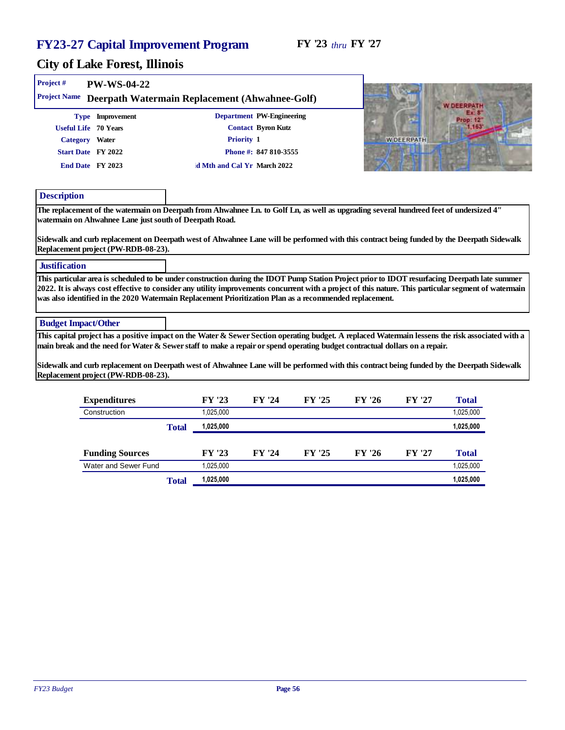# FY23-27 Capital Improvement Program

**FY '23** *thru* **FY '27**

## City of Lake Forest, Illinois

**Project #** PW-WS-04-22

**Project Name** Deerpath Watermain Replacement (Ahwahnee-Golf)

| | | | |
|---|---|---|---|
| **Type** | Improvement | **Department** | PW-Engineering |
| **Useful Life** | 70 Years | **Contact** | Byron Kutz |
| **Category** | Water | **Priority** | 1 |
| **Start Date** | FY 2022 | **Phone #:** | 847 810-3555 |
| **End Date** | FY 2023 | **d Mth and Cal Yr** | March 2022 |

### Description

The replacement of the watermain on Deerpath from Ahwahnee Ln. to Golf Ln, as well as upgrading several hundred feet of undersized 4" watermain on Ahwahnee Lane just south of Deerpath Road.

Sidewalk and curb replacement on Deerpath west of Ahwahnee Lane will be performed with this contract being funded by the Deerpath Sidewalk Replacement project (PW-RDB-08-23).

### Justification

This particular area is scheduled to be under construction during the IDOT Pump Station Project prior to IDOT resurfacing Deerpath late summer 2022. It is always cost effective to consider any utility improvements concurrent with a project of this nature. This particular segment of watermain was also identified in the 2020 Watermain Replacement Prioritization Plan as a recommended replacement.

### Budget Impact/Other

This capital project has a positive impact on the Water & Sewer Section operating budget. A replaced Watermain lessens the risk associated with a main break and the need for Water & Sewer staff to make a repair or spend operating budget contractual dollars on a repair.

Sidewalk and curb replacement on Deerpath west of Ahwahnee Lane will be performed with this contract being funded by the Deerpath Sidewalk Replacement project (PW-RDB-08-23).

| Expenditures | FY '23 | FY '24 | FY '25 | FY '26 | FY '27 | Total |
|---|---|---|---|---|---|---|
| Construction | 1,025,000 | | | | | 1,025,000 |
| **Total** | **1,025,000** | | | | | **1,025,000** |

| Funding Sources | FY '23 | FY '24 | FY '25 | FY '26 | FY '27 | Total |
|---|---|---|---|---|---|---|
| Water and Sewer Fund | 1,025,000 | | | | | 1,025,000 |
| **Total** | **1,025,000** | | | | | **1,025,000** |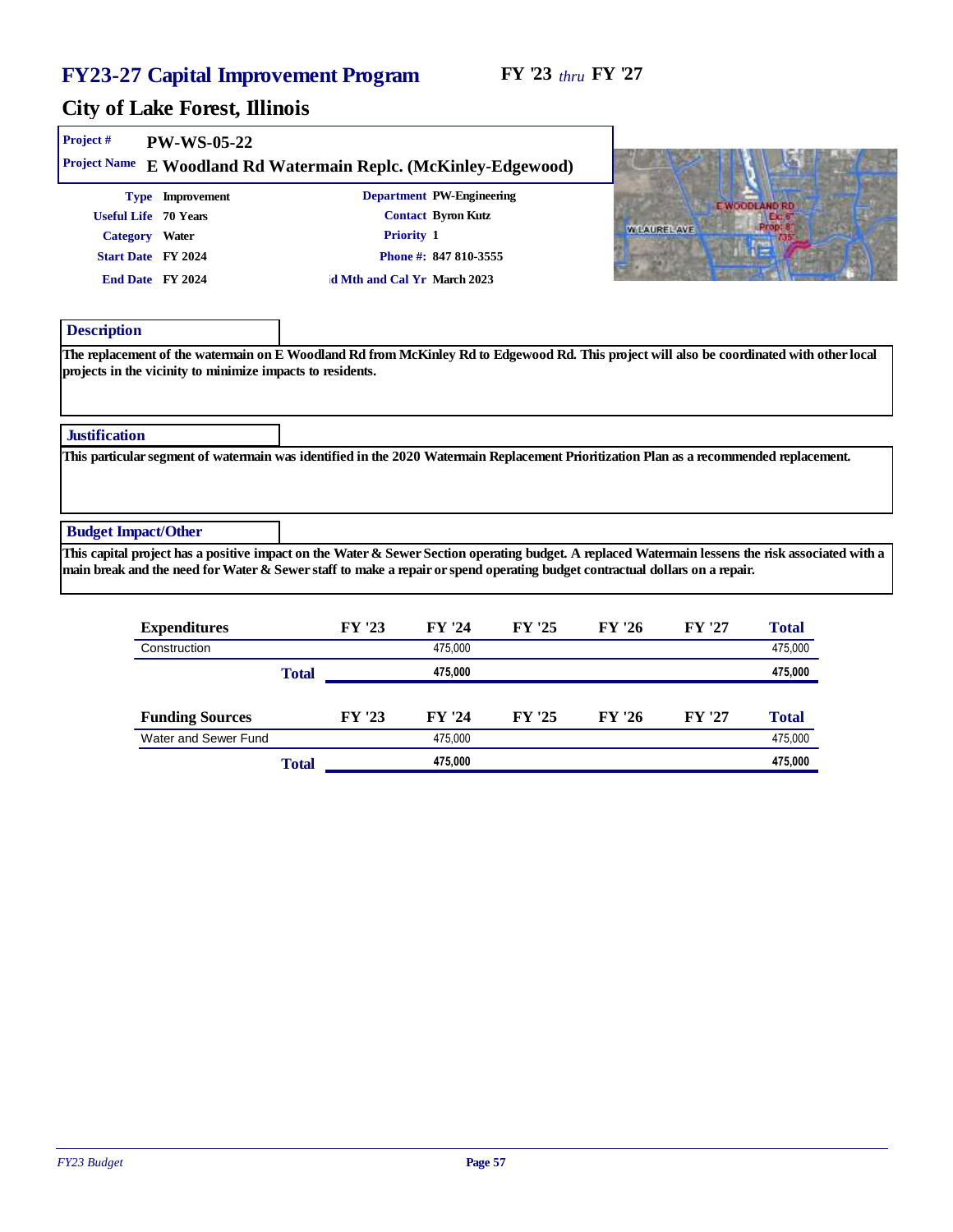# FY23-27 Capital Improvement Program

**FY '23** *thru* **FY '27**

## City of Lake Forest, Illinois

**Project #** PW-WS-05-22

**Project Name** E Woodland Rd Watermain Replc. (McKinley-Edgewood)

| | | | |
|---|---|---|---|
| **Type** | Improvement | **Department** | PW-Engineering |
| **Useful Life** | 70 Years | **Contact** | Byron Kutz |
| **Category** | Water | **Priority** | 1 |
| **Start Date** | FY 2024 | **Phone #:** | 847 810-3555 |
| **End Date** | FY 2024 | **id Mth and Cal Yr** | March 2023 |

### Description

The replacement of the watermain on E Woodland Rd from McKinley Rd to Edgewood Rd. This project will also be coordinated with other local projects in the vicinity to minimize impacts to residents.

### Justification

This particular segment of watermain was identified in the 2020 Watermain Replacement Prioritization Plan as a recommended replacement.

### Budget Impact/Other

This capital project has a positive impact on the Water & Sewer Section operating budget. A replaced Watermain lessens the risk associated with a main break and the need for Water & Sewer staff to make a repair or spend operating budget contractual dollars on a repair.

| Expenditures | FY '23 | FY '24 | FY '25 | FY '26 | FY '27 | Total |
|---|---|---|---|---|---|---|
| Construction | | 475,000 | | | | 475,000 |
| **Total** | | **475,000** | | | | **475,000** |

| Funding Sources | FY '23 | FY '24 | FY '25 | FY '26 | FY '27 | Total |
|---|---|---|---|---|---|---|
| Water and Sewer Fund | | 475,000 | | | | 475,000 |
| **Total** | | **475,000** | | | | **475,000** |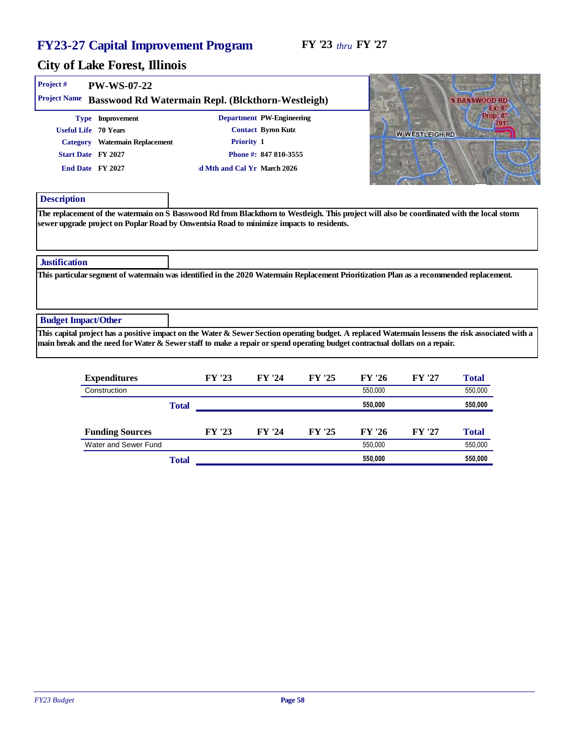# FY23-27 Capital Improvement Program

**FY '23** *thru* **FY '27**

## City of Lake Forest, Illinois

**Project #** PW-WS-07-22

**Project Name** Basswood Rd Watermain Repl. (Blckthorn-Westleigh)

| | | | |
|---|---|---|---|
| **Type** | Improvement | **Department** | PW-Engineering |
| **Useful Life** | 70 Years | **Contact** | Byron Kutz |
| **Category** | Watermain Replacement | **Priority** | 1 |
| **Start Date** | FY 2027 | **Phone #:** | 847 810-3555 |
| **End Date** | FY 2027 | **d Mth and Cal Yr** | March 2026 |

### Description

The replacement of the watermain on S Basswood Rd from Blackthorn to Westleigh. This project will also be coordinated with the local storm sewer upgrade project on Poplar Road by Onwentsia Road to minimize impacts to residents.

### Justification

This particular segment of watermain was identified in the 2020 Watermain Replacement Prioritization Plan as a recommended replacement.

### Budget Impact/Other

This capital project has a positive impact on the Water & Sewer Section operating budget. A replaced Watermain lessens the risk associated with a main break and the need for Water & Sewer staff to make a repair or spend operating budget contractual dollars on a repair.

| Expenditures | FY '23 | FY '24 | FY '25 | FY '26 | FY '27 | Total |
|---|---|---|---|---|---|---|
| Construction | | | | 550,000 | | 550,000 |
| **Total** | | | | **550,000** | | **550,000** |

| Funding Sources | FY '23 | FY '24 | FY '25 | FY '26 | FY '27 | Total |
|---|---|---|---|---|---|---|
| Water and Sewer Fund | | | | 550,000 | | 550,000 |
| **Total** | | | | **550,000** | | **550,000** |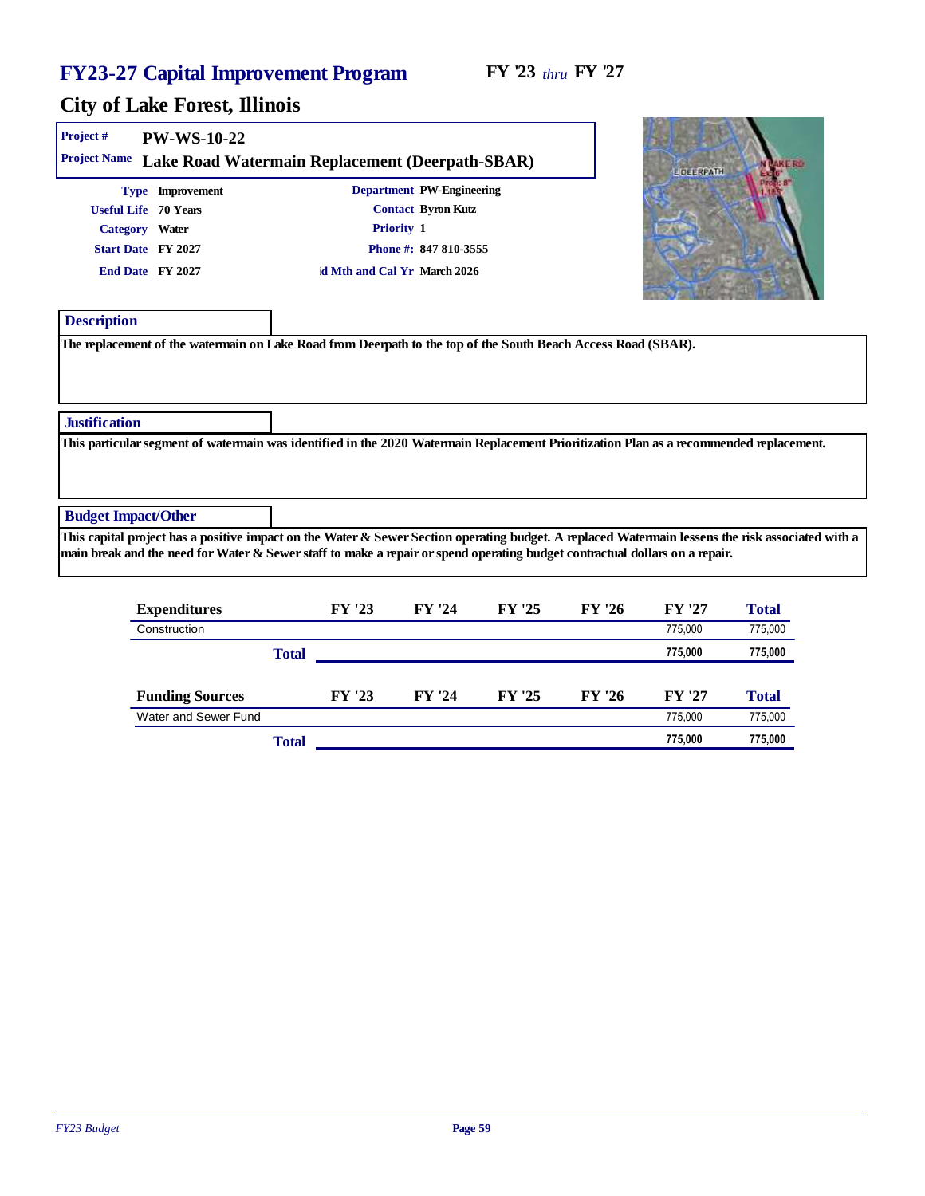# FY23-27 Capital Improvement Program

**FY '23** *thru* **FY '27**

## City of Lake Forest, Illinois

**Project #** PW-WS-10-22

**Project Name** Lake Road Watermain Replacement (Deerpath-SBAR)

| | | | |
|---|---|---|---|
| **Type** | Improvement | **Department** | PW-Engineering |
| **Useful Life** | 70 Years | **Contact** | Byron Kutz |
| **Category** | Water | **Priority** | 1 |
| **Start Date** | FY 2027 | **Phone #:** | 847 810-3555 |
| **End Date** | FY 2027 | **id Mth and Cal Yr** | March 2026 |

### Description

The replacement of the watermain on Lake Road from Deerpath to the top of the South Beach Access Road (SBAR).

### Justification

This particular segment of watermain was identified in the 2020 Watermain Replacement Prioritization Plan as a recommended replacement.

### Budget Impact/Other

This capital project has a positive impact on the Water & Sewer Section operating budget. A replaced Watermain lessens the risk associated with a main break and the need for Water & Sewer staff to make a repair or spend operating budget contractual dollars on a repair.

| Expenditures | FY '23 | FY '24 | FY '25 | FY '26 | FY '27 | Total |
|---|---|---|---|---|---|---|
| Construction | | | | | 775,000 | 775,000 |
| **Total** | | | | | **775,000** | **775,000** |

| Funding Sources | FY '23 | FY '24 | FY '25 | FY '26 | FY '27 | Total |
|---|---|---|---|---|---|---|
| Water and Sewer Fund | | | | | 775,000 | 775,000 |
| **Total** | | | | | **775,000** | **775,000** |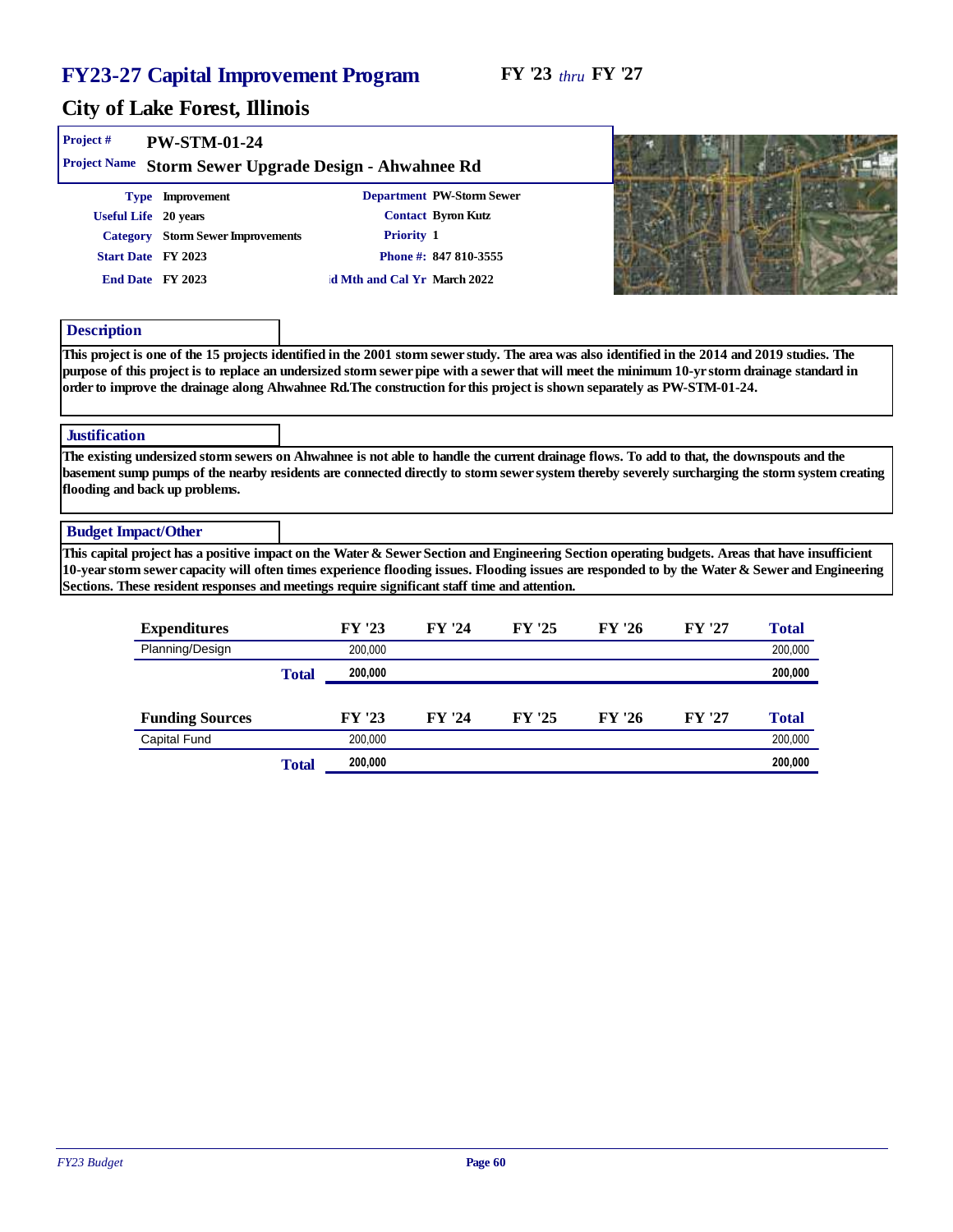# FY23-27 Capital Improvement Program

**FY '23** *thru* **FY '27**

## City of Lake Forest, Illinois

**Project #** PW-STM-01-24

**Project Name** Storm Sewer Upgrade Design - Ahwahnee Rd

| | | | |
|---|---|---|---|
| **Type** | Improvement | **Department** | PW-Storm Sewer |
| **Useful Life** | 20 years | **Contact** | Byron Kutz |
| **Category** | Storm Sewer Improvements | **Priority** | 1 |
| **Start Date** | FY 2023 | **Phone #:** | 847 810-3555 |
| **End Date** | FY 2023 | **d Mth and Cal Yr** | March 2022 |

### Description

This project is one of the 15 projects identified in the 2001 storm sewer study. The area was also identified in the 2014 and 2019 studies. The purpose of this project is to replace an undersized storm sewer pipe with a sewer that will meet the minimum 10-yr storm drainage standard in order to improve the drainage along Ahwahnee Rd.The construction for this project is shown separately as PW-STM-01-24.

### Justification

The existing undersized storm sewers on Ahwahnee is not able to handle the current drainage flows. To add to that, the downspouts and the basement sump pumps of the nearby residents are connected directly to storm sewer system thereby severely surcharging the storm system creating flooding and back up problems.

### Budget Impact/Other

This capital project has a positive impact on the Water & Sewer Section and Engineering Section operating budgets. Areas that have insufficient 10-year storm sewer capacity will often times experience flooding issues. Flooding issues are responded to by the Water & Sewer and Engineering Sections. These resident responses and meetings require significant staff time and attention.

| Expenditures | FY '23 | FY '24 | FY '25 | FY '26 | FY '27 | Total |
|---|---|---|---|---|---|---|
| Planning/Design | 200,000 | | | | | 200,000 |
| **Total** | **200,000** | | | | | **200,000** |

| Funding Sources | FY '23 | FY '24 | FY '25 | FY '26 | FY '27 | Total |
|---|---|---|---|---|---|---|
| Capital Fund | 200,000 | | | | | 200,000 |
| **Total** | **200,000** | | | | | **200,000** |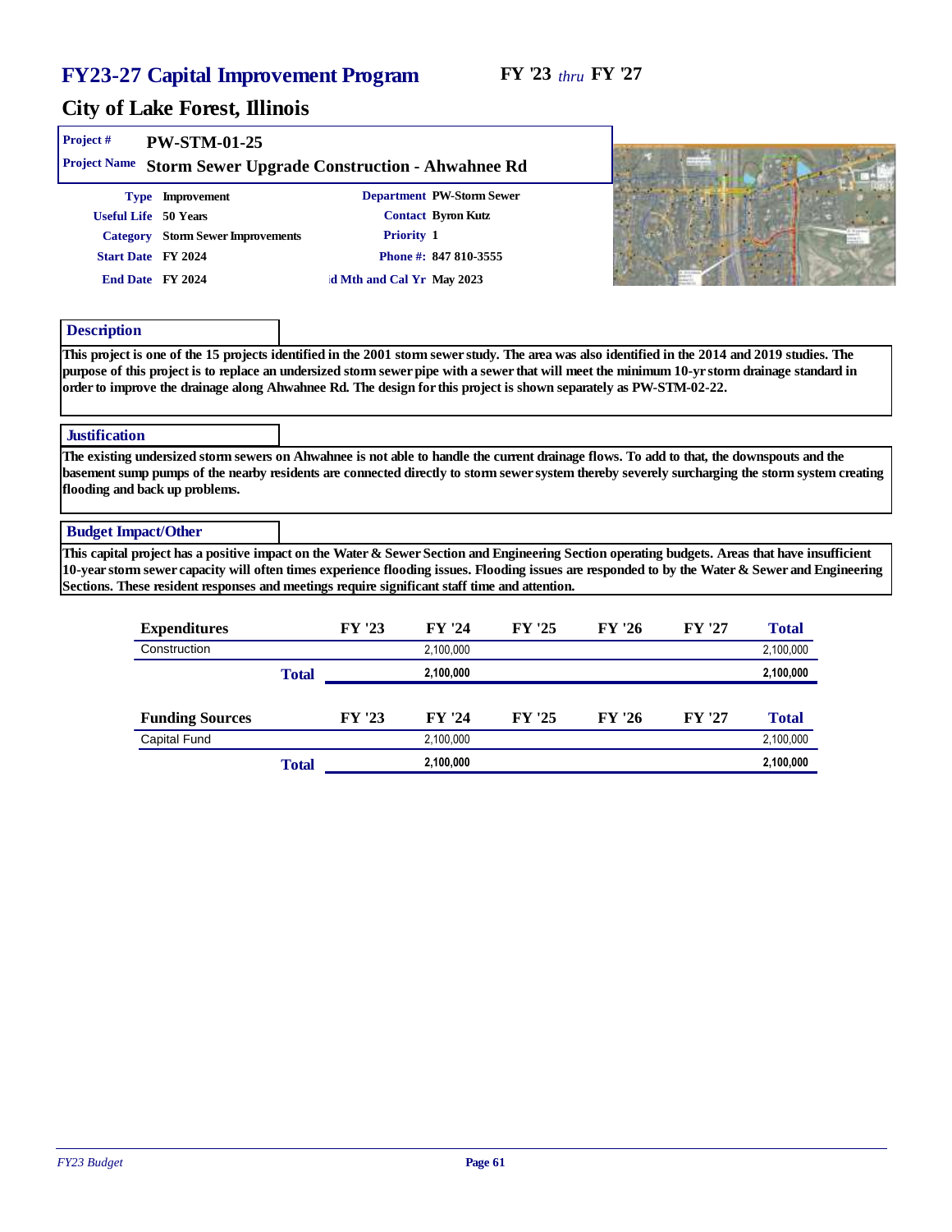# FY23-27 Capital Improvement Program

**FY '23** *thru* **FY '27**

## City of Lake Forest, Illinois

**Project #** PW-STM-01-25

**Project Name** Storm Sewer Upgrade Construction - Ahwahnee Rd

**Type** Improvement
**Useful Life** 50 Years
**Category** Storm Sewer Improvements
**Start Date** FY 2024
**End Date** FY 2024

**Department** PW-Storm Sewer
**Contact** Byron Kutz
**Priority** 1
**Phone #:** 847 810-3555
**id Mth and Cal Yr** May 2023

### Description

This project is one of the 15 projects identified in the 2001 storm sewer study. The area was also identified in the 2014 and 2019 studies. The purpose of this project is to replace an undersized storm sewer pipe with a sewer that will meet the minimum 10-yr storm drainage standard in order to improve the drainage along Ahwahnee Rd. The design for this project is shown separately as PW-STM-02-22.

### Justification

The existing undersized storm sewers on Ahwahnee is not able to handle the current drainage flows. To add to that, the downspouts and the basement sump pumps of the nearby residents are connected directly to storm sewer system thereby severely surcharging the storm system creating flooding and back up problems.

### Budget Impact/Other

This capital project has a positive impact on the Water & Sewer Section and Engineering Section operating budgets. Areas that have insufficient 10-year storm sewer capacity will often times experience flooding issues. Flooding issues are responded to by the Water & Sewer and Engineering Sections. These resident responses and meetings require significant staff time and attention.

| Expenditures | FY '23 | FY '24 | FY '25 | FY '26 | FY '27 | Total |
|---|---|---|---|---|---|---|
| Construction | | 2,100,000 | | | | 2,100,000 |
| **Total** | | **2,100,000** | | | | **2,100,000** |

| Funding Sources | FY '23 | FY '24 | FY '25 | FY '26 | FY '27 | Total |
|---|---|---|---|---|---|---|
| Capital Fund | | 2,100,000 | | | | 2,100,000 |
| **Total** | | **2,100,000** | | | | **2,100,000** |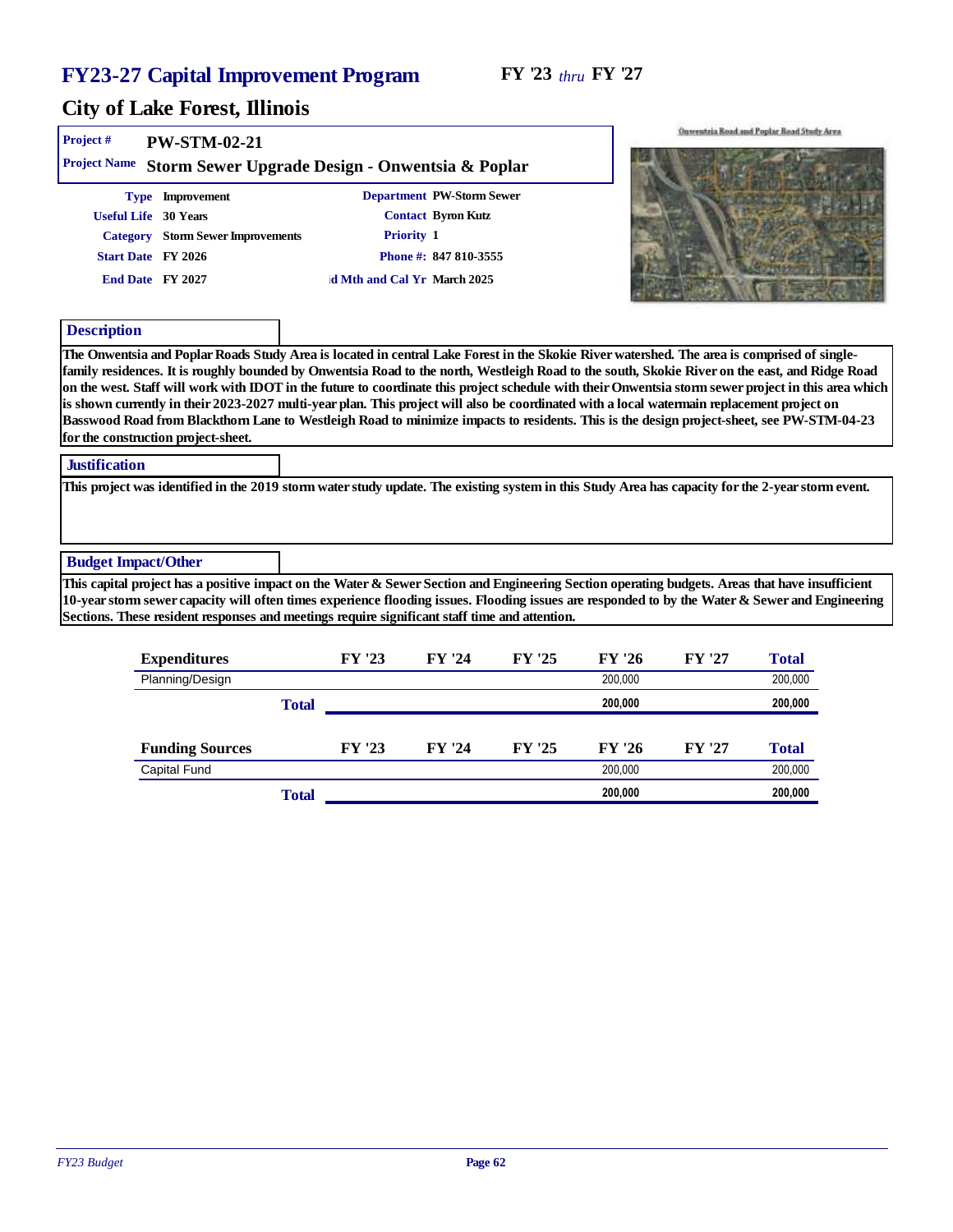# FY23-27 Capital Improvement Program

**FY '23** *thru* **FY '27**

## City of Lake Forest, Illinois

| | |
|---|---|
| **Project #** | **PW-STM-02-21** |
| **Project Name** | **Storm Sewer Upgrade Design - Onwentsia & Poplar** |

| | | | |
|---|---|---|---|
| **Type** | Improvement | **Department** | PW-Storm Sewer |
| **Useful Life** | 30 Years | **Contact** | Byron Kutz |
| **Category** | Storm Sewer Improvements | **Priority** | 1 |
| **Start Date** | FY 2026 | **Phone #:** | 847 810-3555 |
| **End Date** | FY 2027 | **d Mth and Cal Yr** | March 2025 |

Onwentsia Road and Poplar Road Study Area

### Description

The Onwentsia and Poplar Roads Study Area is located in central Lake Forest in the Skokie River watershed. The area is comprised of single-family residences. It is roughly bounded by Onwentsia Road to the north, Westleigh Road to the south, Skokie River on the east, and Ridge Road on the west. Staff will work with IDOT in the future to coordinate this project schedule with their Onwentsia storm sewer project in this area which is shown currently in their 2023-2027 multi-year plan. This project will also be coordinated with a local watermain replacement project on Basswood Road from Blackthorn Lane to Westleigh Road to minimize impacts to residents. This is the design project-sheet, see PW-STM-04-23 for the construction project-sheet.

### Justification

This project was identified in the 2019 storm water study update. The existing system in this Study Area has capacity for the 2-year storm event.

### Budget Impact/Other

This capital project has a positive impact on the Water & Sewer Section and Engineering Section operating budgets. Areas that have insufficient 10-year storm sewer capacity will often times experience flooding issues. Flooding issues are responded to by the Water & Sewer and Engineering Sections. These resident responses and meetings require significant staff time and attention.

| Expenditures | FY '23 | FY '24 | FY '25 | FY '26 | FY '27 | Total |
|---|---|---|---|---|---|---|
| Planning/Design | | | | 200,000 | | 200,000 |
| **Total** | | | | **200,000** | | **200,000** |

| Funding Sources | FY '23 | FY '24 | FY '25 | FY '26 | FY '27 | Total |
|---|---|---|---|---|---|---|
| Capital Fund | | | | 200,000 | | 200,000 |
| **Total** | | | | **200,000** | | **200,000** |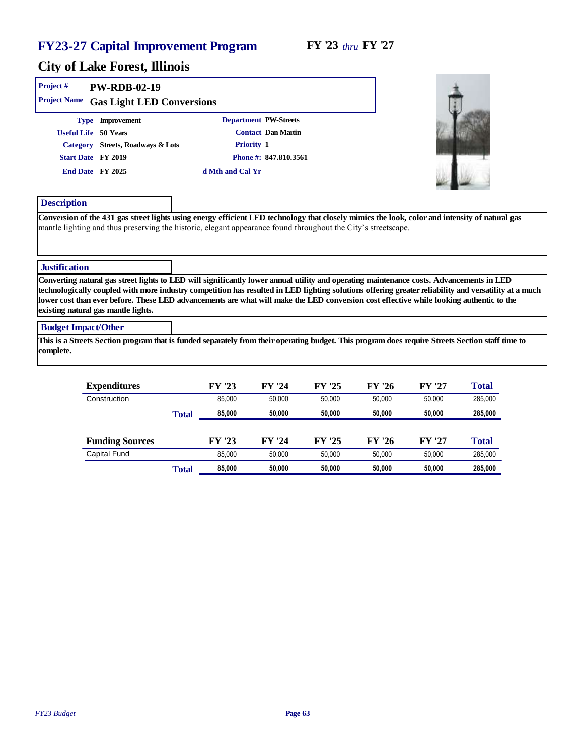# FY23-27 Capital Improvement Program

**FY '23** *thru* **FY '27**

## City of Lake Forest, Illinois

**Project #** PW-RDB-02-19

**Project Name** Gas Light LED Conversions

**Type** Improvement
**Useful Life** 50 Years
**Category** Streets, Roadways & Lots
**Start Date** FY 2019
**End Date** FY 2025

**Department** PW-Streets
**Contact** Dan Martin
**Priority** 1
**Phone #:** 847.810.3561
**d Mth and Cal Yr**

### Description

**Conversion of the 431 gas street lights using energy efficient LED technology that closely mimics the look, color and intensity of natural gas** mantle lighting and thus preserving the historic, elegant appearance found throughout the City's streetscape.

### Justification

**Converting natural gas street lights to LED will significantly lower annual utility and operating maintenance costs. Advancements in LED technologically coupled with more industry competition has resulted in LED lighting solutions offering greater reliability and versatility at a much lower cost than ever before. These LED advancements are what will make the LED conversion cost effective while looking authentic to the existing natural gas mantle lights.**

### Budget Impact/Other

**This is a Streets Section program that is funded separately from their operating budget. This program does require Streets Section staff time to complete.**

| Expenditures | FY '23 | FY '24 | FY '25 | FY '26 | FY '27 | Total |
|---|---|---|---|---|---|---|
| Construction | 85,000 | 50,000 | 50,000 | 50,000 | 50,000 | 285,000 |
| **Total** | **85,000** | **50,000** | **50,000** | **50,000** | **50,000** | **285,000** |

| Funding Sources | FY '23 | FY '24 | FY '25 | FY '26 | FY '27 | Total |
|---|---|---|---|---|---|---|
| Capital Fund | 85,000 | 50,000 | 50,000 | 50,000 | 50,000 | 285,000 |
| **Total** | **85,000** | **50,000** | **50,000** | **50,000** | **50,000** | **285,000** |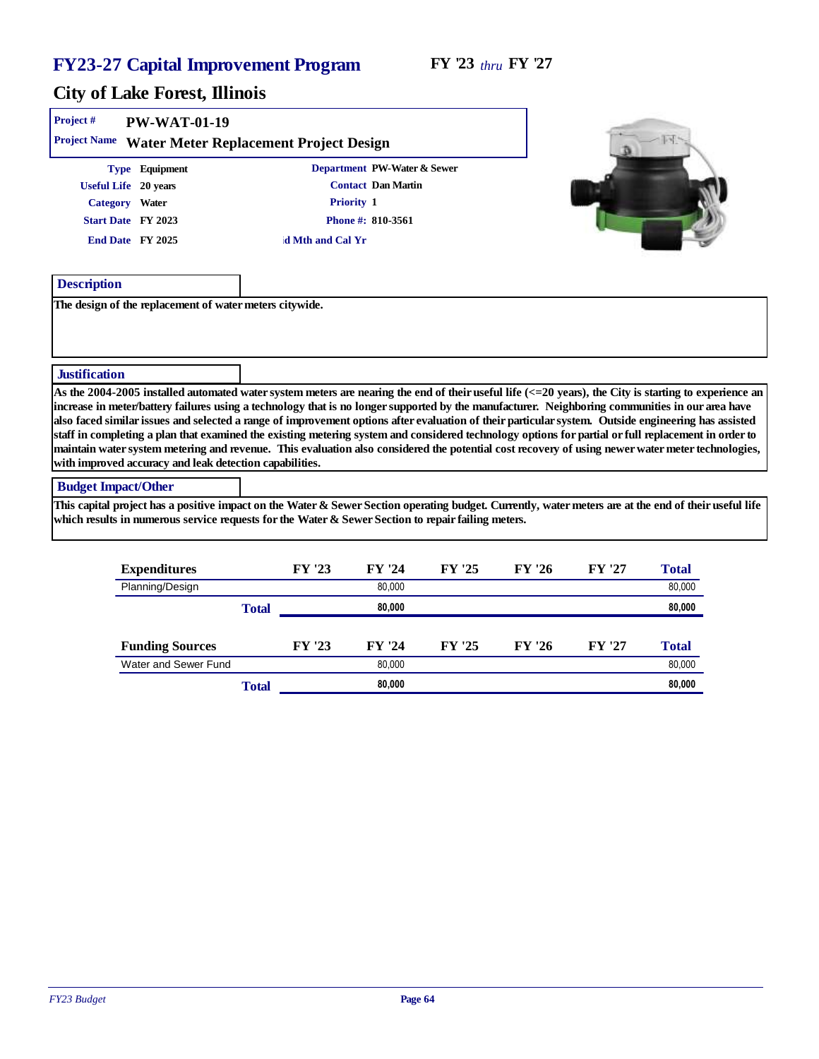# FY23-27 Capital Improvement Program

**FY '23** *thru* **FY '27**

## City of Lake Forest, Illinois

**Project #** PW-WAT-01-19

**Project Name** Water Meter Replacement Project Design

**Type** Equipment
**Useful Life** 20 years
**Category** Water
**Start Date** FY 2023
**End Date** FY 2025

**Department** PW-Water & Sewer
**Contact** Dan Martin
**Priority** 1
**Phone #:** 810-3561
**d Mth and Cal Yr**

### Description

The design of the replacement of water meters citywide.

### Justification

As the 2004-2005 installed automated water system meters are nearing the end of their useful life (<=20 years), the City is starting to experience an increase in meter/battery failures using a technology that is no longer supported by the manufacturer. Neighboring communities in our area have also faced similar issues and selected a range of improvement options after evaluation of their particular system. Outside engineering has assisted staff in completing a plan that examined the existing metering system and considered technology options for partial or full replacement in order to maintain water system metering and revenue. This evaluation also considered the potential cost recovery of using newer water meter technologies, with improved accuracy and leak detection capabilities.

### Budget Impact/Other

This capital project has a positive impact on the Water & Sewer Section operating budget. Currently, water meters are at the end of their useful life which results in numerous service requests for the Water & Sewer Section to repair failing meters.

| Expenditures | FY '23 | FY '24 | FY '25 | FY '26 | FY '27 | Total |
|---|---|---|---|---|---|---|
| Planning/Design | | 80,000 | | | | 80,000 |
| **Total** | | **80,000** | | | | **80,000** |

| Funding Sources | FY '23 | FY '24 | FY '25 | FY '26 | FY '27 | Total |
|---|---|---|---|---|---|---|
| Water and Sewer Fund | | 80,000 | | | | 80,000 |
| **Total** | | **80,000** | | | | **80,000** |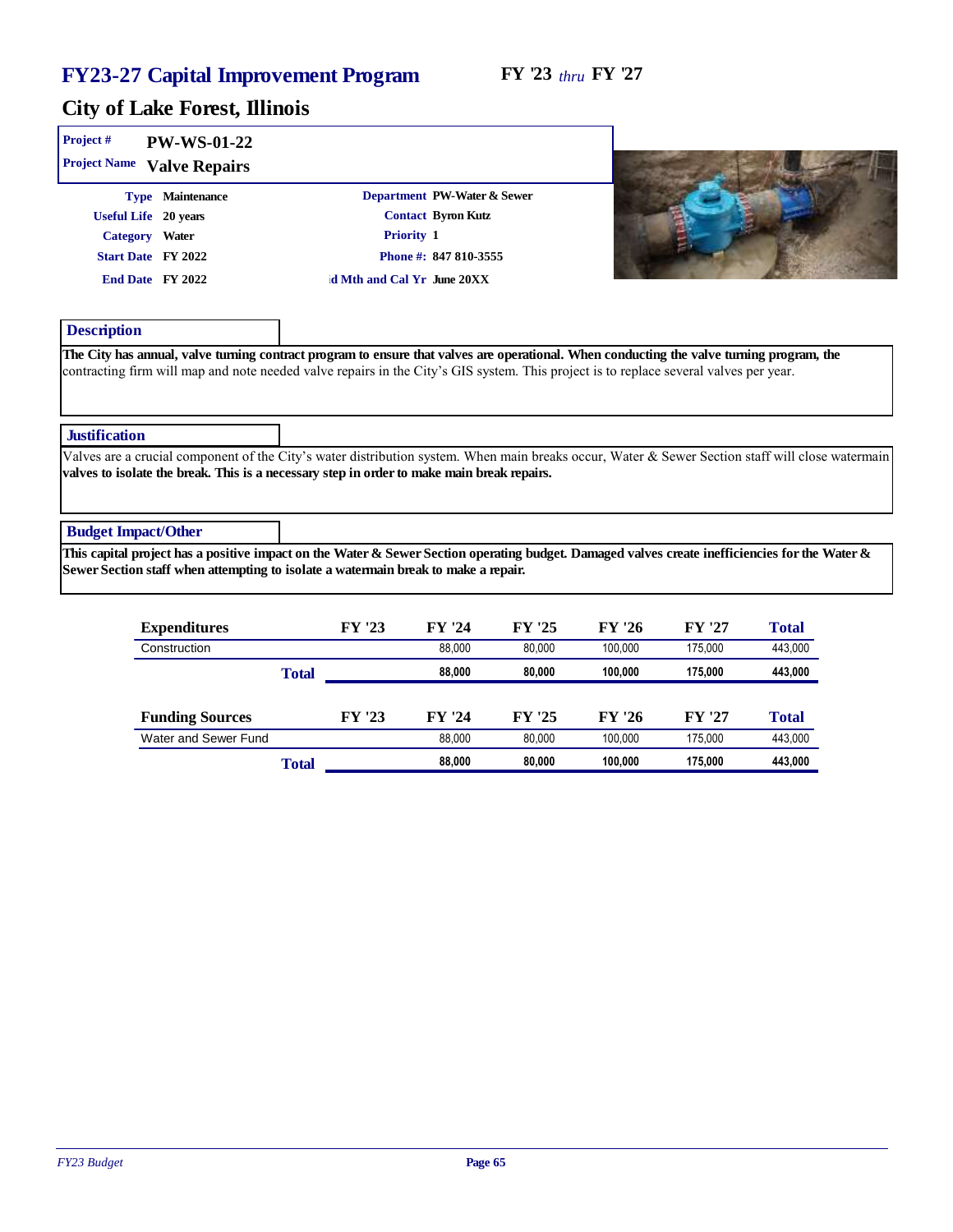# FY23-27 Capital Improvement Program

**FY '23** *thru* **FY '27**

## City of Lake Forest, Illinois

**Project #** PW-WS-01-22

**Project Name** Valve Repairs

| | | | |
|---|---|---|---|
| **Type** | Maintenance | **Department** | PW-Water & Sewer |
| **Useful Life** | 20 years | **Contact** | Byron Kutz |
| **Category** | Water | **Priority** | 1 |
| **Start Date** | FY 2022 | **Phone #:** | 847 810-3555 |
| **End Date** | FY 2022 | **id Mth and Cal Yr** | June 20XX |

### Description

The City has annual, valve turning contract program to ensure that valves are operational. When conducting the valve turning program, the contracting firm will map and note needed valve repairs in the City's GIS system. This project is to replace several valves per year.

### Justification

Valves are a crucial component of the City's water distribution system. When main breaks occur, Water & Sewer Section staff will close watermain valves to isolate the break. This is a necessary step in order to make main break repairs.

### Budget Impact/Other

This capital project has a positive impact on the Water & Sewer Section operating budget. Damaged valves create inefficiencies for the Water & Sewer Section staff when attempting to isolate a watermain break to make a repair.

| Expenditures | FY '23 | FY '24 | FY '25 | FY '26 | FY '27 | Total |
|---|---|---|---|---|---|---|
| Construction | | 88,000 | 80,000 | 100,000 | 175,000 | 443,000 |
| **Total** | | **88,000** | **80,000** | **100,000** | **175,000** | **443,000** |

| Funding Sources | FY '23 | FY '24 | FY '25 | FY '26 | FY '27 | Total |
|---|---|---|---|---|---|---|
| Water and Sewer Fund | | 88,000 | 80,000 | 100,000 | 175,000 | 443,000 |
| **Total** | | **88,000** | **80,000** | **100,000** | **175,000** | **443,000** |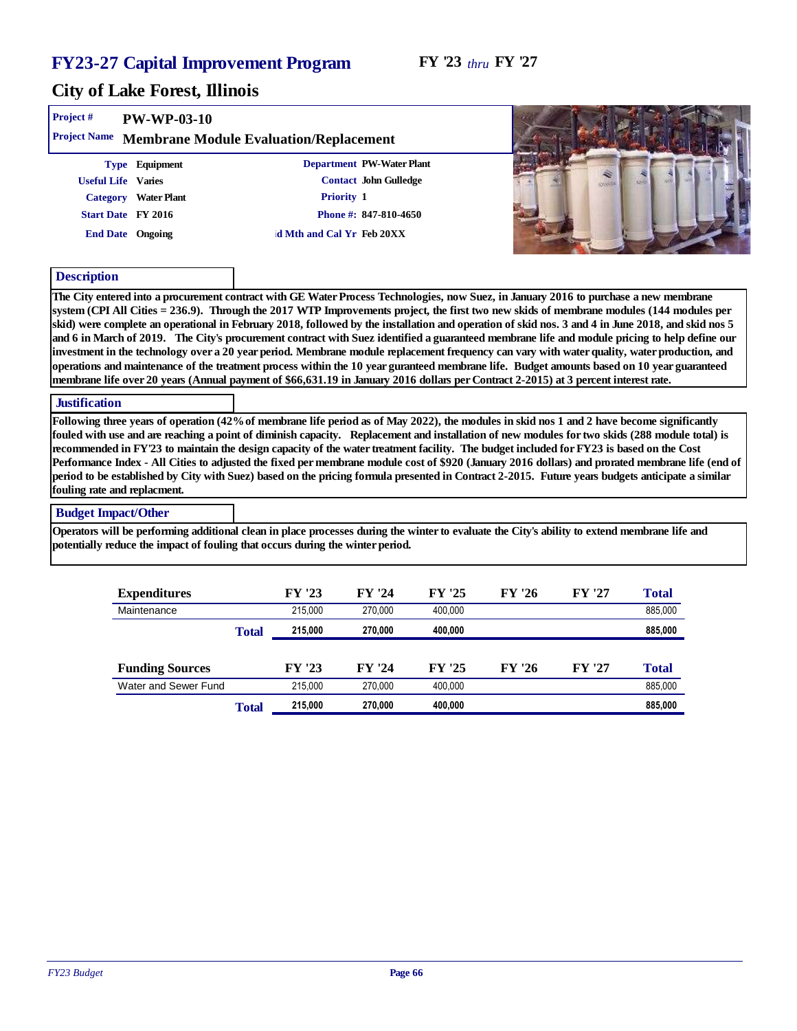# FY23-27 Capital Improvement Program

**FY '23** *thru* **FY '27**

## City of Lake Forest, Illinois

**Project #** PW-WP-03-10

**Project Name** Membrane Module Evaluation/Replacement

| | | | |
|---|---|---|---|
| **Type** | Equipment | **Department** | PW-Water Plant |
| **Useful Life** | Varies | **Contact** | John Gulledge |
| **Category** | Water Plant | **Priority** | 1 |
| **Start Date** | FY 2016 | **Phone #:** | 847-810-4650 |
| **End Date** | Ongoing | **id Mth and Cal Yr** | Feb 20XX |

### Description

The City entered into a procurement contract with GE Water Process Technologies, now Suez, in January 2016 to purchase a new membrane system (CPI All Cities = 236.9). Through the 2017 WTP Improvements project, the first two new skids of membrane modules (144 modules per skid) were complete an operational in February 2018, followed by the installation and operation of skid nos. 3 and 4 in June 2018, and skid nos 5 and 6 in March of 2019. The City's procurement contract with Suez identified a guaranteed membrane life and module pricing to help define our investment in the technology over a 20 year period. Membrane module replacement frequency can vary with water quality, water production, and operations and maintenance of the treatment process within the 10 year guranteed membrane life. Budget amounts based on 10 year guaranteed membrane life over 20 years (Annual payment of $66,631.19 in January 2016 dollars per Contract 2-2015) at 3 percent interest rate.

### Justification

Following three years of operation (42% of membrane life period as of May 2022), the modules in skid nos 1 and 2 have become significantly fouled with use and are reaching a point of diminish capacity. Replacement and installation of new modules for two skids (288 module total) is recommended in FY'23 to maintain the design capacity of the water treatment facility. The budget included for FY23 is based on the Cost Performance Index - All Cities to adjusted the fixed per membrane module cost of $920 (January 2016 dollars) and prorated membrane life (end of period to be established by City with Suez) based on the pricing formula presented in Contract 2-2015. Future years budgets anticipate a similar fouling rate and replacment.

### Budget Impact/Other

Operators will be performing additional clean in place processes during the winter to evaluate the City's ability to extend membrane life and potentially reduce the impact of fouling that occurs during the winter period.

| Expenditures | FY '23 | FY '24 | FY '25 | FY '26 | FY '27 | Total |
|---|---|---|---|---|---|---|
| Maintenance | 215,000 | 270,000 | 400,000 | | | 885,000 |
| **Total** | **215,000** | **270,000** | **400,000** | | | **885,000** |

| Funding Sources | FY '23 | FY '24 | FY '25 | FY '26 | FY '27 | Total |
|---|---|---|---|---|---|---|
| Water and Sewer Fund | 215,000 | 270,000 | 400,000 | | | 885,000 |
| **Total** | **215,000** | **270,000** | **400,000** | | | **885,000** |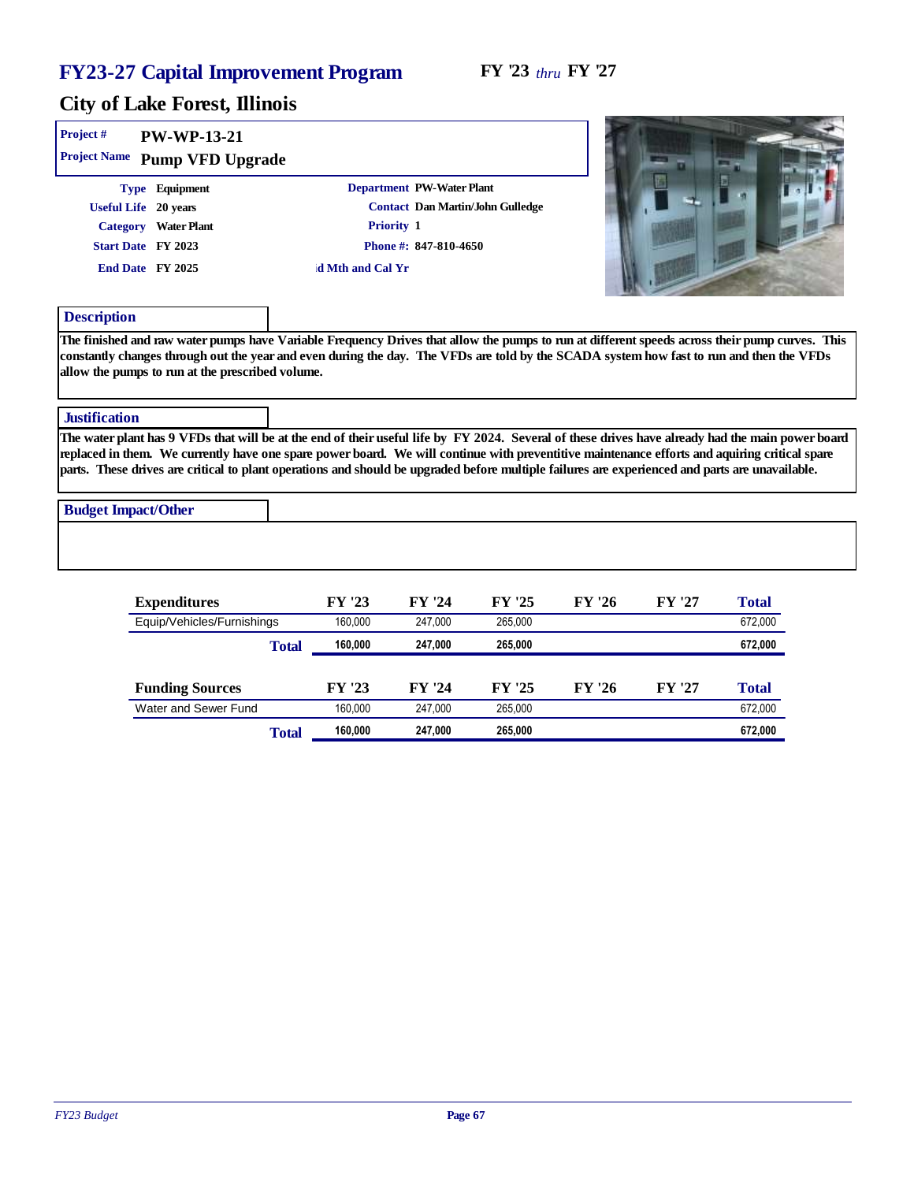# FY23-27 Capital Improvement Program

**FY '23** *thru* **FY '27**

## City of Lake Forest, Illinois

**Project #** PW-WP-13-21

**Project Name** Pump VFD Upgrade

| | | | |
|---|---|---|---|
| **Type** | Equipment | **Department** | PW-Water Plant |
| **Useful Life** | 20 years | **Contact** | Dan Martin/John Gulledge |
| **Category** | Water Plant | **Priority** | 1 |
| **Start Date** | FY 2023 | **Phone #:** | 847-810-4650 |
| **End Date** | FY 2025 | **ıd Mth and Cal Yr** | |

### Description

The finished and raw water pumps have Variable Frequency Drives that allow the pumps to run at different speeds across their pump curves. This constantly changes through out the year and even during the day. The VFDs are told by the SCADA system how fast to run and then the VFDs allow the pumps to run at the prescribed volume.

### Justification

The water plant has 9 VFDs that will be at the end of their useful life by FY 2024. Several of these drives have already had the main power board replaced in them. We currently have one spare power board. We will continue with preventitive maintenance efforts and aquiring critical spare parts. These drives are critical to plant operations and should be upgraded before multiple failures are experienced and parts are unavailable.

### Budget Impact/Other

| Expenditures | FY '23 | FY '24 | FY '25 | FY '26 | FY '27 | Total |
|---|---|---|---|---|---|---|
| Equip/Vehicles/Furnishings | 160,000 | 247,000 | 265,000 | | | 672,000 |
| **Total** | **160,000** | **247,000** | **265,000** | | | **672,000** |

| Funding Sources | FY '23 | FY '24 | FY '25 | FY '26 | FY '27 | Total |
|---|---|---|---|---|---|---|
| Water and Sewer Fund | 160,000 | 247,000 | 265,000 | | | 672,000 |
| **Total** | **160,000** | **247,000** | **265,000** | | | **672,000** |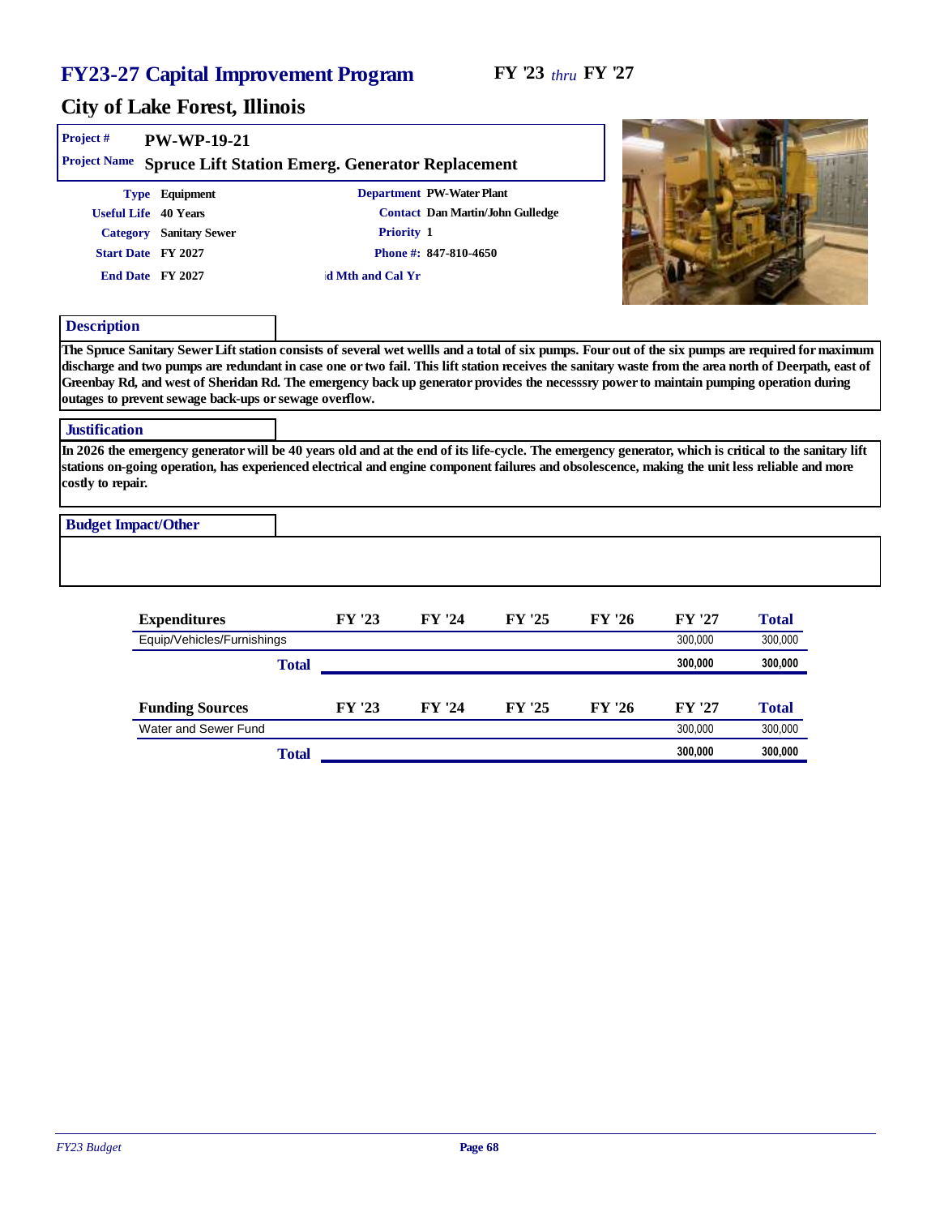# FY23-27 Capital Improvement Program

**FY '23** *thru* **FY '27**

## City of Lake Forest, Illinois

**Project #** PW-WP-19-21

**Project Name** Spruce Lift Station Emerg. Generator Replacement

**Type** Equipment
**Useful Life** 40 Years
**Category** Sanitary Sewer
**Start Date** FY 2027
**End Date** FY 2027

**Department** PW-Water Plant
**Contact** Dan Martin/John Gulledge
**Priority** 1
**Phone #:** 847-810-4650
**d Mth and Cal Yr**

### Description

The Spruce Sanitary Sewer Lift station consists of several wet wellls and a total of six pumps. Four out of the six pumps are required for maximum discharge and two pumps are redundant in case one or two fail. This lift station receives the sanitary waste from the area north of Deerpath, east of Greenbay Rd, and west of Sheridan Rd. The emergency back up generator provides the necesssry power to maintain pumping operation during outages to prevent sewage back-ups or sewage overflow.

### Justification

In 2026 the emergency generator will be 40 years old and at the end of its life-cycle. The emergency generator, which is critical to the sanitary lift stations on-going operation, has experienced electrical and engine component failures and obsolescence, making the unit less reliable and more costly to repair.

### Budget Impact/Other

| Expenditures | FY '23 | FY '24 | FY '25 | FY '26 | FY '27 | Total |
|---|---|---|---|---|---|---|
| Equip/Vehicles/Furnishings | | | | | 300,000 | 300,000 |
| **Total** | | | | | **300,000** | **300,000** |

| Funding Sources | FY '23 | FY '24 | FY '25 | FY '26 | FY '27 | Total |
|---|---|---|---|---|---|---|
| Water and Sewer Fund | | | | | 300,000 | 300,000 |
| **Total** | | | | | **300,000** | **300,000** |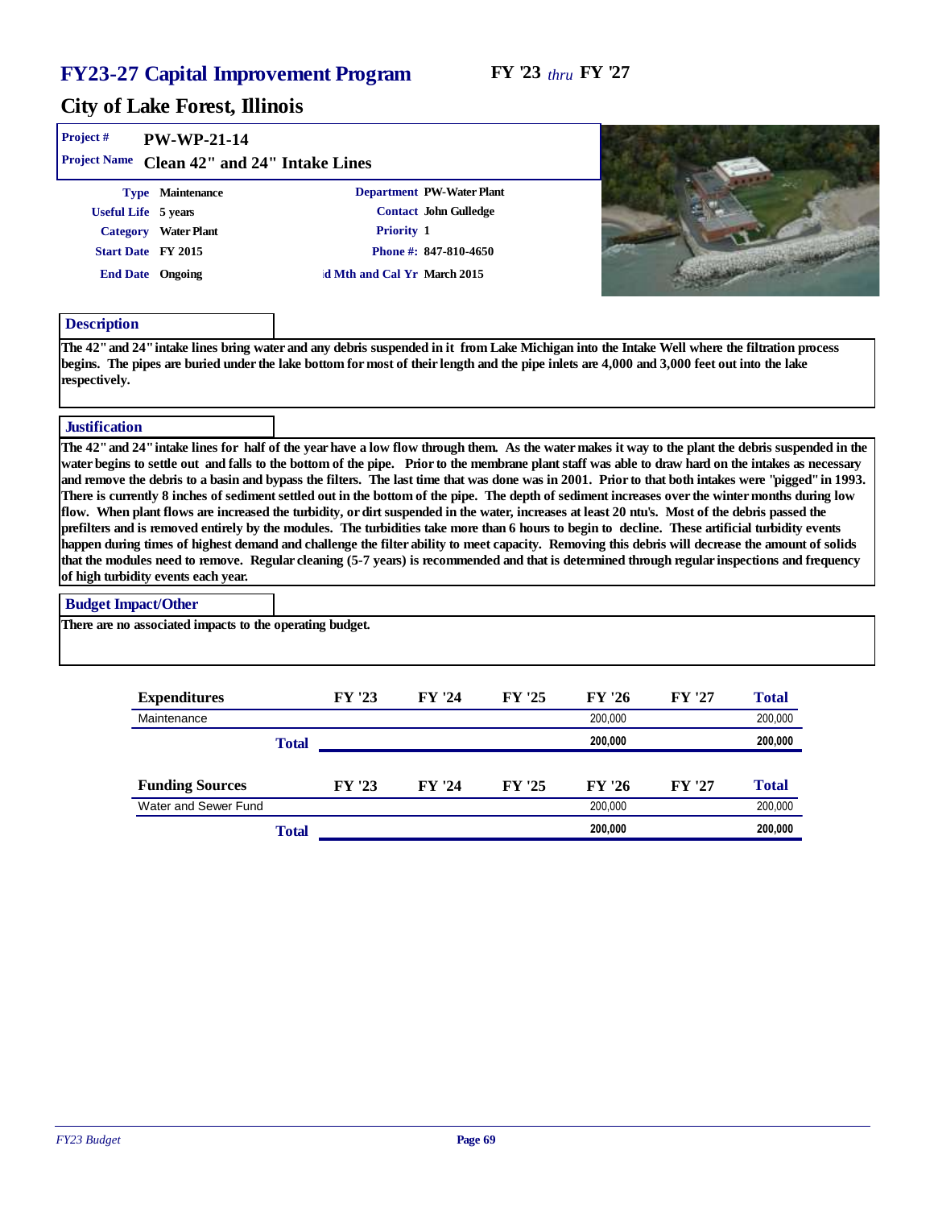# FY23-27 Capital Improvement Program

**FY '23** *thru* **FY '27**

## City of Lake Forest, Illinois

**Project #** PW-WP-21-14

**Project Name** Clean 42" and 24" Intake Lines

| | | | |
|---|---|---|---|
| **Type** | Maintenance | **Department** | PW-Water Plant |
| **Useful Life** | 5 years | **Contact** | John Gulledge |
| **Category** | Water Plant | **Priority** | 1 |
| **Start Date** | FY 2015 | **Phone #:** | 847-810-4650 |
| **End Date** | Ongoing | **d Mth and Cal Yr** | March 2015 |

### Description

The 42" and 24" intake lines bring water and any debris suspended in it from Lake Michigan into the Intake Well where the filtration process begins. The pipes are buried under the lake bottom for most of their length and the pipe inlets are 4,000 and 3,000 feet out into the lake respectively.

### Justification

The 42" and 24" intake lines for half of the year have a low flow through them. As the water makes it way to the plant the debris suspended in the water begins to settle out and falls to the bottom of the pipe. Prior to the membrane plant staff was able to draw hard on the intakes as necessary and remove the debris to a basin and bypass the filters. The last time that was done was in 2001. Prior to that both intakes were "pigged" in 1993. There is currently 8 inches of sediment settled out in the bottom of the pipe. The depth of sediment increases over the winter months during low flow. When plant flows are increased the turbidity, or dirt suspended in the water, increases at least 20 ntu's. Most of the debris passed the prefilters and is removed entirely by the modules. The turbidities take more than 6 hours to begin to decline. These artificial turbidity events happen during times of highest demand and challenge the filter ability to meet capacity. Removing this debris will decrease the amount of solids that the modules need to remove. Regular cleaning (5-7 years) is recommended and that is determined through regular inspections and frequency of high turbidity events each year.

### Budget Impact/Other

There are no associated impacts to the operating budget.

| Expenditures | FY '23 | FY '24 | FY '25 | FY '26 | FY '27 | Total |
|---|---|---|---|---|---|---|
| Maintenance | | | | 200,000 | | 200,000 |
| **Total** | | | | **200,000** | | **200,000** |

| Funding Sources | FY '23 | FY '24 | FY '25 | FY '26 | FY '27 | Total |
|---|---|---|---|---|---|---|
| Water and Sewer Fund | | | | 200,000 | | 200,000 |
| **Total** | | | | **200,000** | | **200,000** |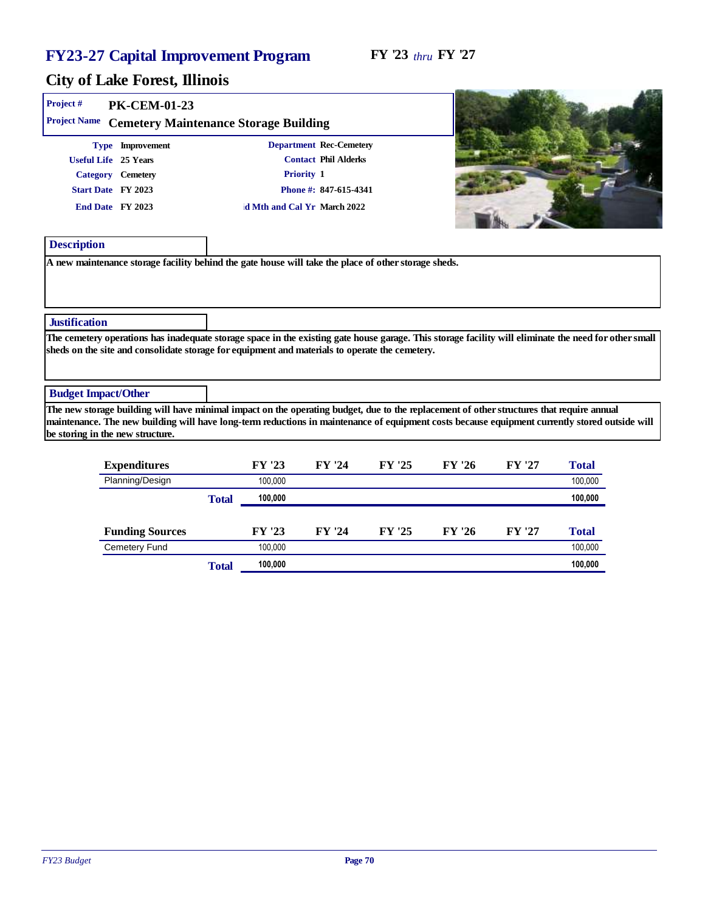# FY23-27 Capital Improvement Program

**FY '23** *thru* **FY '27**

## City of Lake Forest, Illinois

**Project #** PK-CEM-01-23

**Project Name** Cemetery Maintenance Storage Building

| | | | |
|---|---|---|---|
| **Type** | Improvement | **Department** | Rec-Cemetery |
| **Useful Life** | 25 Years | **Contact** | Phil Alderks |
| **Category** | Cemetery | **Priority** | 1 |
| **Start Date** | FY 2023 | **Phone #:** | 847-615-4341 |
| **End Date** | FY 2023 | **ıd Mth and Cal Yr** | March 2022 |

### Description

A new maintenance storage facility behind the gate house will take the place of other storage sheds.

### Justification

The cemetery operations has inadequate storage space in the existing gate house garage. This storage facility will eliminate the need for other small sheds on the site and consolidate storage for equipment and materials to operate the cemetery.

### Budget Impact/Other

The new storage building will have minimal impact on the operating budget, due to the replacement of other structures that require annual maintenance. The new building will have long-term reductions in maintenance of equipment costs because equipment currently stored outside will be storing in the new structure.

| Expenditures | FY '23 | FY '24 | FY '25 | FY '26 | FY '27 | Total |
|---|---|---|---|---|---|---|
| Planning/Design | 100,000 | | | | | 100,000 |
| **Total** | **100,000** | | | | | **100,000** |

| Funding Sources | FY '23 | FY '24 | FY '25 | FY '26 | FY '27 | Total |
|---|---|---|---|---|---|---|
| Cemetery Fund | 100,000 | | | | | 100,000 |
| **Total** | **100,000** | | | | | **100,000** |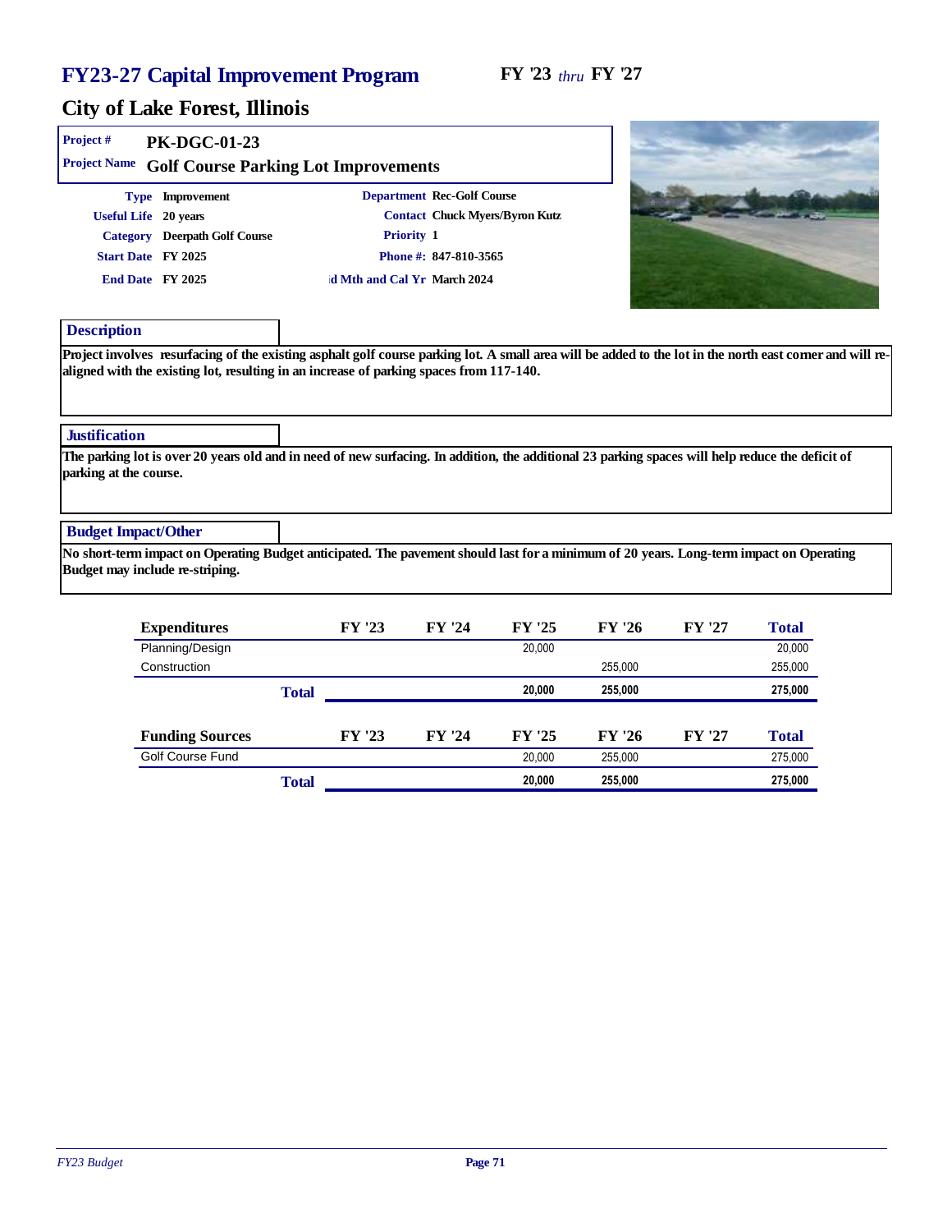# FY23-27 Capital Improvement Program

**FY '23** *thru* **FY '27**

## City of Lake Forest, Illinois

**Project #** PK-DGC-01-23

**Project Name** Golf Course Parking Lot Improvements

| | | | |
|---|---|---|---|
| **Type** | Improvement | **Department** | Rec-Golf Course |
| **Useful Life** | 20 years | **Contact** | Chuck Myers/Byron Kutz |
| **Category** | Deerpath Golf Course | **Priority** | 1 |
| **Start Date** | FY 2025 | **Phone #:** | 847-810-3565 |
| **End Date** | FY 2025 | **d Mth and Cal Yr** | March 2024 |

### Description

Project involves resurfacing of the existing asphalt golf course parking lot. A small area will be added to the lot in the north east corner and will re-aligned with the existing lot, resulting in an increase of parking spaces from 117-140.

### Justification

The parking lot is over 20 years old and in need of new surfacing. In addition, the additional 23 parking spaces will help reduce the deficit of parking at the course.

### Budget Impact/Other

No short-term impact on Operating Budget anticipated. The pavement should last for a minimum of 20 years. Long-term impact on Operating Budget may include re-striping.

| Expenditures | FY '23 | FY '24 | FY '25 | FY '26 | FY '27 | Total |
|---|---|---|---|---|---|---|
| Planning/Design | | | 20,000 | | | 20,000 |
| Construction | | | | 255,000 | | 255,000 |
| **Total** | | | **20,000** | **255,000** | | **275,000** |

| Funding Sources | FY '23 | FY '24 | FY '25 | FY '26 | FY '27 | Total |
|---|---|---|---|---|---|---|
| Golf Course Fund | | | 20,000 | 255,000 | | 275,000 |
| **Total** | | | **20,000** | **255,000** | | **275,000** |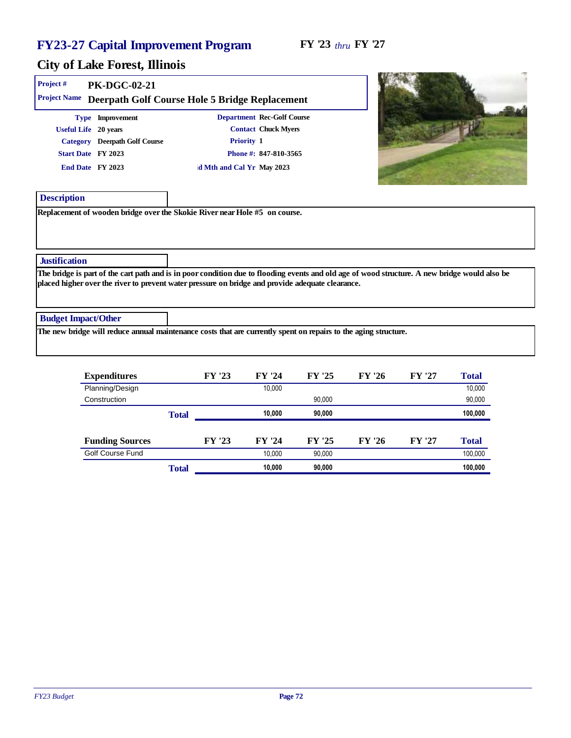# FY23-27 Capital Improvement Program

**FY '23** *thru* **FY '27**

## City of Lake Forest, Illinois

**Project #** PK-DGC-02-21

**Project Name** Deerpath Golf Course Hole 5 Bridge Replacement

| | | | |
|---|---|---|---|
| **Type** | Improvement | **Department** | Rec-Golf Course |
| **Useful Life** | 20 years | **Contact** | Chuck Myers |
| **Category** | Deerpath Golf Course | **Priority** | 1 |
| **Start Date** | FY 2023 | **Phone #:** | 847-810-3565 |
| **End Date** | FY 2023 | **id Mth and Cal Yr** | May 2023 |

### Description

Replacement of wooden bridge over the Skokie River near Hole #5 on course.

### Justification

The bridge is part of the cart path and is in poor condition due to flooding events and old age of wood structure. A new bridge would also be placed higher over the river to prevent water pressure on bridge and provide adequate clearance.

### Budget Impact/Other

The new bridge will reduce annual maintenance costs that are currently spent on repairs to the aging structure.

| Expenditures | FY '23 | FY '24 | FY '25 | FY '26 | FY '27 | Total |
|---|---|---|---|---|---|---|
| Planning/Design | | 10,000 | | | | 10,000 |
| Construction | | | 90,000 | | | 90,000 |
| **Total** | | **10,000** | **90,000** | | | **100,000** |

| Funding Sources | FY '23 | FY '24 | FY '25 | FY '26 | FY '27 | Total |
|---|---|---|---|---|---|---|
| Golf Course Fund | | 10,000 | 90,000 | | | 100,000 |
| **Total** | | **10,000** | **90,000** | | | **100,000** |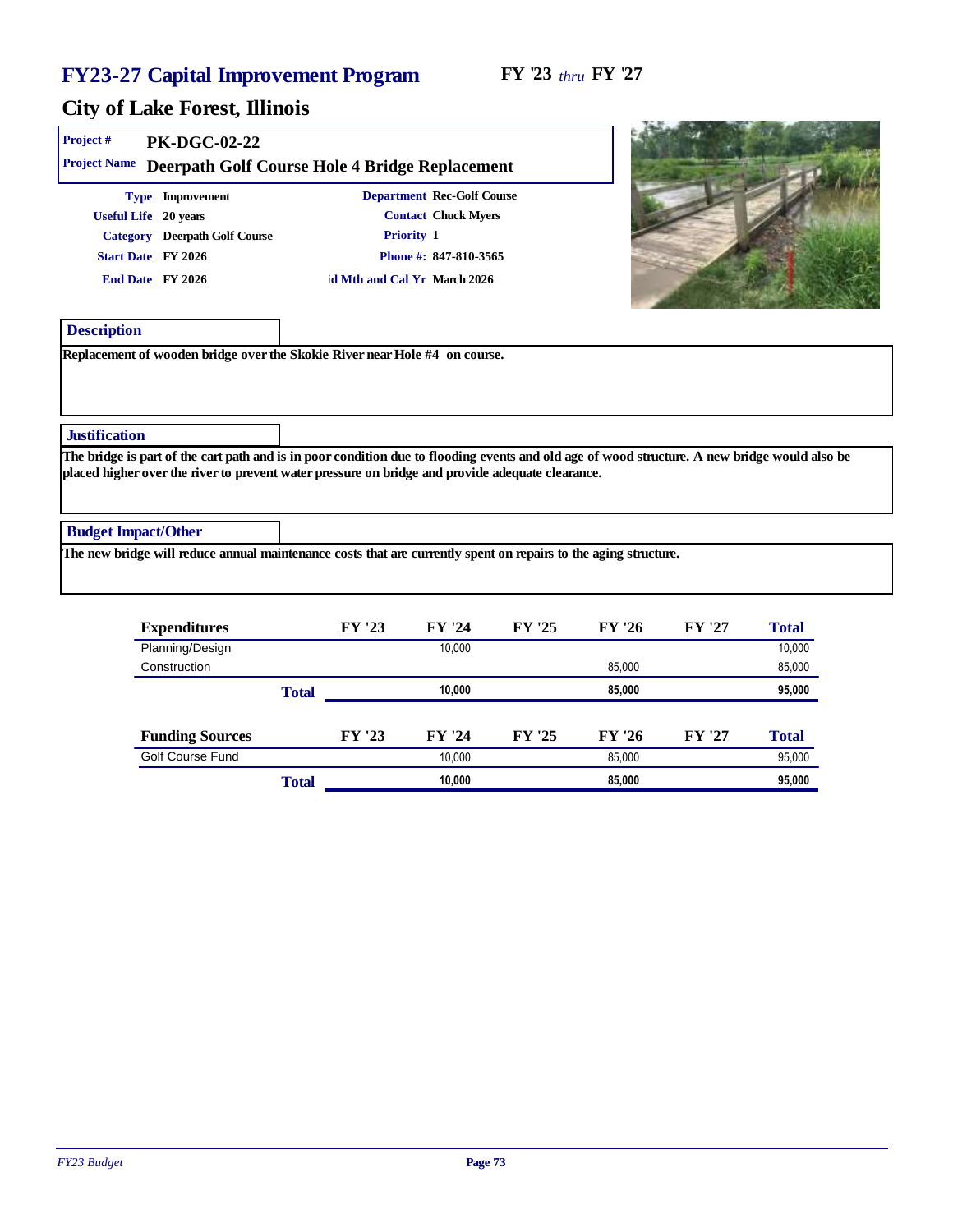# FY23-27 Capital Improvement Program

**FY '23** *thru* **FY '27**

## City of Lake Forest, Illinois

**Project #** PK-DGC-02-22

**Project Name** Deerpath Golf Course Hole 4 Bridge Replacement

**Type** Improvement
**Useful Life** 20 years
**Category** Deerpath Golf Course
**Start Date** FY 2026
**End Date** FY 2026

**Department** Rec-Golf Course
**Contact** Chuck Myers
**Priority** 1
**Phone #:** 847-810-3565
**id Mth and Cal Yr** March 2026

### Description

Replacement of wooden bridge over the Skokie River near Hole #4 on course.

### Justification

The bridge is part of the cart path and is in poor condition due to flooding events and old age of wood structure. A new bridge would also be placed higher over the river to prevent water pressure on bridge and provide adequate clearance.

### Budget Impact/Other

The new bridge will reduce annual maintenance costs that are currently spent on repairs to the aging structure.

| Expenditures | FY '23 | FY '24 | FY '25 | FY '26 | FY '27 | Total |
|---|---|---|---|---|---|---|
| Planning/Design | | 10,000 | | | | 10,000 |
| Construction | | | | 85,000 | | 85,000 |
| **Total** | | **10,000** | | **85,000** | | **95,000** |

| Funding Sources | FY '23 | FY '24 | FY '25 | FY '26 | FY '27 | Total |
|---|---|---|---|---|---|---|
| Golf Course Fund | | 10,000 | | 85,000 | | 95,000 |
| **Total** | | **10,000** | | **85,000** | | **95,000** |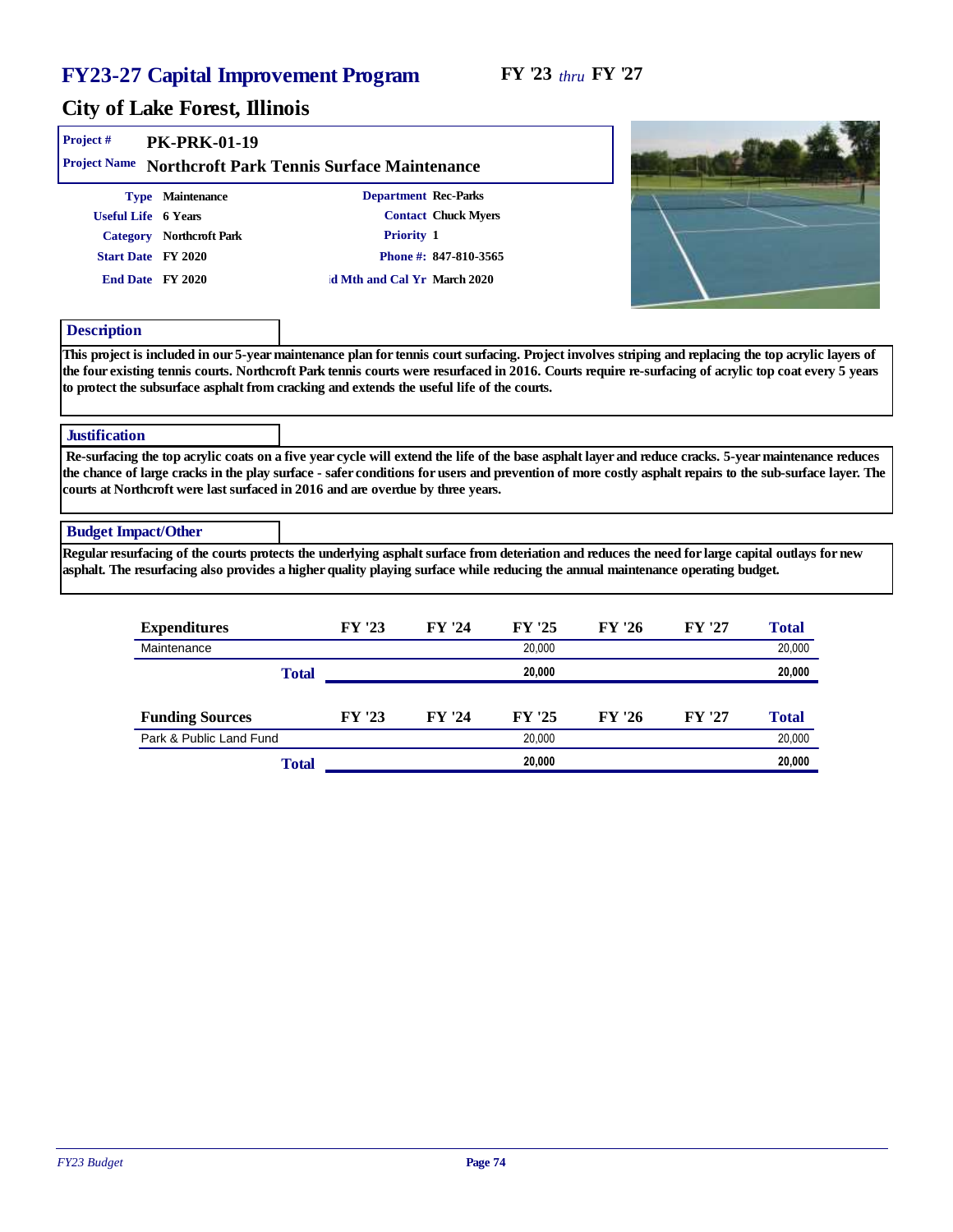# FY23-27 Capital Improvement Program

**FY '23** *thru* **FY '27**

## City of Lake Forest, Illinois

**Project #** PK-PRK-01-19

**Project Name** Northcroft Park Tennis Surface Maintenance

| | | | |
|---|---|---|---|
| **Type** | Maintenance | **Department** | Rec-Parks |
| **Useful Life** | 6 Years | **Contact** | Chuck Myers |
| **Category** | Northcroft Park | **Priority** | 1 |
| **Start Date** | FY 2020 | **Phone #:** | 847-810-3565 |
| **End Date** | FY 2020 | **d Mth and Cal Yr** | March 2020 |

### Description

This project is included in our 5-year maintenance plan for tennis court surfacing. Project involves striping and replacing the top acrylic layers of the four existing tennis courts. Northcroft Park tennis courts were resurfaced in 2016. Courts require re-surfacing of acrylic top coat every 5 years to protect the subsurface asphalt from cracking and extends the useful life of the courts.

### Justification

Re-surfacing the top acrylic coats on a five year cycle will extend the life of the base asphalt layer and reduce cracks. 5-year maintenance reduces the chance of large cracks in the play surface - safer conditions for users and prevention of more costly asphalt repairs to the sub-surface layer. The courts at Northcroft were last surfaced in 2016 and are overdue by three years.

### Budget Impact/Other

Regular resurfacing of the courts protects the underlying asphalt surface from deteriation and reduces the need for large capital outlays for new asphalt. The resurfacing also provides a higher quality playing surface while reducing the annual maintenance operating budget.

| Expenditures | FY '23 | FY '24 | FY '25 | FY '26 | FY '27 | Total |
|---|---|---|---|---|---|---|
| Maintenance | | | 20,000 | | | 20,000 |
| **Total** | | | **20,000** | | | **20,000** |

| Funding Sources | FY '23 | FY '24 | FY '25 | FY '26 | FY '27 | Total |
|---|---|---|---|---|---|---|
| Park & Public Land Fund | | | 20,000 | | | 20,000 |
| **Total** | | | **20,000** | | | **20,000** |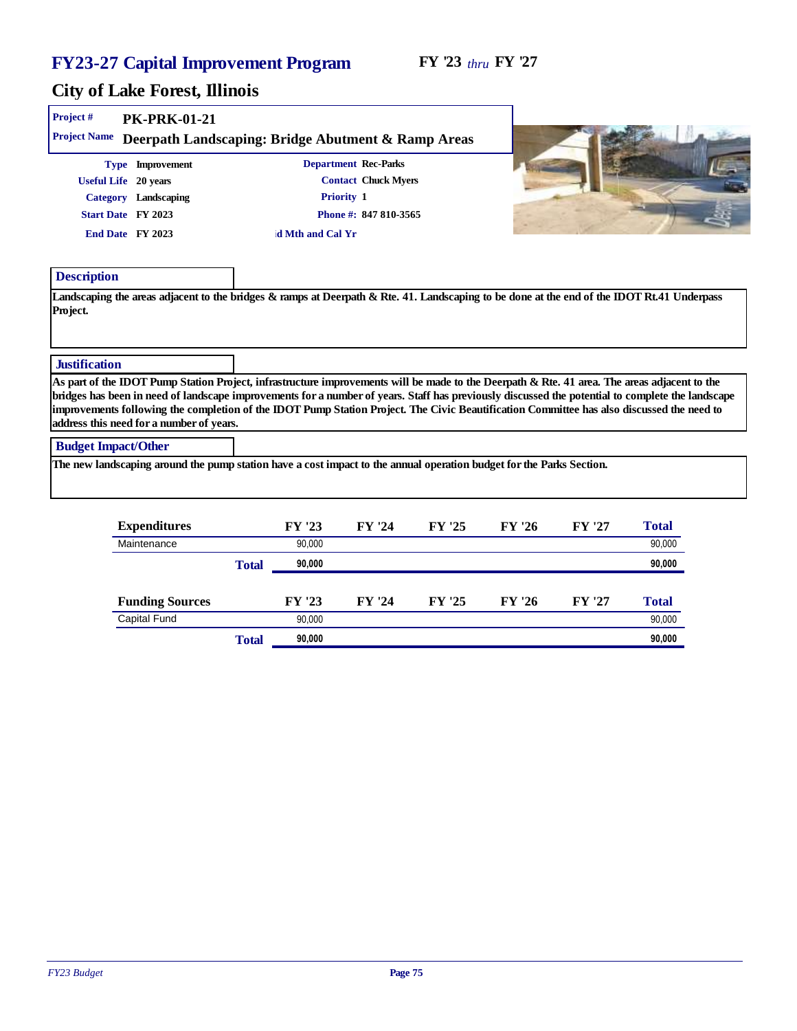# FY23-27 Capital Improvement Program

**FY '23** *thru* **FY '27**

## City of Lake Forest, Illinois

**Project #** PK-PRK-01-21

**Project Name** Deerpath Landscaping: Bridge Abutment & Ramp Areas

| | | | |
|---|---|---|---|
| **Type** | Improvement | **Department** | Rec-Parks |
| **Useful Life** | 20 years | **Contact** | Chuck Myers |
| **Category** | Landscaping | **Priority** | 1 |
| **Start Date** | FY 2023 | **Phone #:** | 847 810-3565 |
| **End Date** | FY 2023 | ıd Mth and Cal Yr | |

### Description

Landscaping the areas adjacent to the bridges & ramps at Deerpath & Rte. 41. Landscaping to be done at the end of the IDOT Rt.41 Underpass Project.

### Justification

As part of the IDOT Pump Station Project, infrastructure improvements will be made to the Deerpath & Rte. 41 area. The areas adjacent to the bridges has been in need of landscape improvements for a number of years. Staff has previously discussed the potential to complete the landscape improvements following the completion of the IDOT Pump Station Project. The Civic Beautification Committee has also discussed the need to address this need for a number of years.

### Budget Impact/Other

The new landscaping around the pump station have a cost impact to the annual operation budget for the Parks Section.

| Expenditures | | FY '23 | FY '24 | FY '25 | FY '26 | FY '27 | Total |
|---|---|---|---|---|---|---|---|
| Maintenance | | 90,000 | | | | | 90,000 |
| | **Total** | **90,000** | | | | | **90,000** |

| Funding Sources | | FY '23 | FY '24 | FY '25 | FY '26 | FY '27 | Total |
|---|---|---|---|---|---|---|---|
| Capital Fund | | 90,000 | | | | | 90,000 |
| | **Total** | **90,000** | | | | | **90,000** |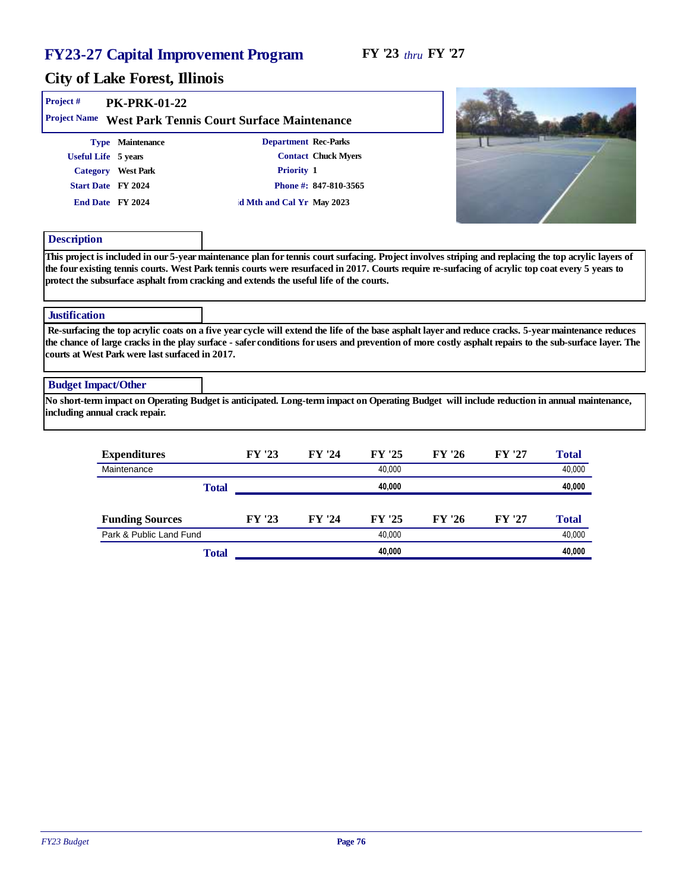# FY23-27 Capital Improvement Program

**FY '23** *thru* **FY '27**

## City of Lake Forest, Illinois

**Project #** PK-PRK-01-22

**Project Name** West Park Tennis Court Surface Maintenance

**Type** Maintenance
**Useful Life** 5 years
**Category** West Park
**Start Date** FY 2024
**End Date** FY 2024

**Department** Rec-Parks
**Contact** Chuck Myers
**Priority** 1
**Phone #:** 847-810-3565
**d Mth and Cal Yr** May 2023

### Description

This project is included in our 5-year maintenance plan for tennis court surfacing. Project involves striping and replacing the top acrylic layers of the four existing tennis courts. West Park tennis courts were resurfaced in 2017. Courts require re-surfacing of acrylic top coat every 5 years to protect the subsurface asphalt from cracking and extends the useful life of the courts.

### Justification

Re-surfacing the top acrylic coats on a five year cycle will extend the life of the base asphalt layer and reduce cracks. 5-year maintenance reduces the chance of large cracks in the play surface - safer conditions for users and prevention of more costly asphalt repairs to the sub-surface layer. The courts at West Park were last surfaced in 2017.

### Budget Impact/Other

No short-term impact on Operating Budget is anticipated. Long-term impact on Operating Budget will include reduction in annual maintenance, including annual crack repair.

| Expenditures | FY '23 | FY '24 | FY '25 | FY '26 | FY '27 | Total |
|---|---|---|---|---|---|---|
| Maintenance | | | 40,000 | | | 40,000 |
| **Total** | | | **40,000** | | | **40,000** |

| Funding Sources | FY '23 | FY '24 | FY '25 | FY '26 | FY '27 | Total |
|---|---|---|---|---|---|---|
| Park & Public Land Fund | | | 40,000 | | | 40,000 |
| **Total** | | | **40,000** | | | **40,000** |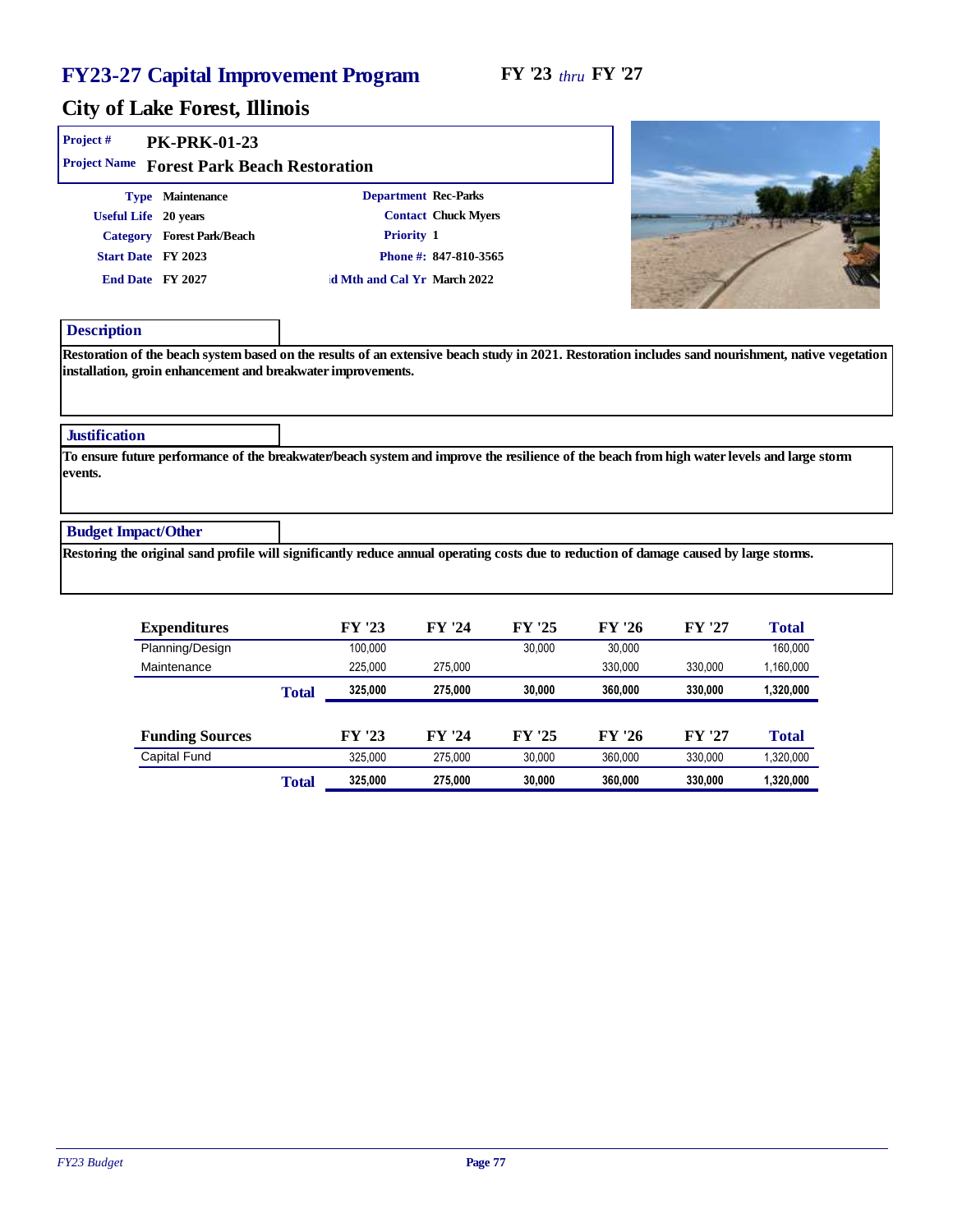# FY23-27 Capital Improvement Program

**FY '23** *thru* **FY '27**

## City of Lake Forest, Illinois

**Project #** PK-PRK-01-23

**Project Name** Forest Park Beach Restoration

| | | | |
|---|---|---|---|
| **Type** | Maintenance | **Department** | Rec-Parks |
| **Useful Life** | 20 years | **Contact** | Chuck Myers |
| **Category** | Forest Park/Beach | **Priority** | 1 |
| **Start Date** | FY 2023 | **Phone #:** | 847-810-3565 |
| **End Date** | FY 2027 | **id Mth and Cal Yr** | March 2022 |

### Description

Restoration of the beach system based on the results of an extensive beach study in 2021. Restoration includes sand nourishment, native vegetation installation, groin enhancement and breakwater improvements.

### Justification

To ensure future performance of the breakwater/beach system and improve the resilience of the beach from high water levels and large storm events.

### Budget Impact/Other

Restoring the original sand profile will significantly reduce annual operating costs due to reduction of damage caused by large storms.

| Expenditures | FY '23 | FY '24 | FY '25 | FY '26 | FY '27 | Total |
|---|---|---|---|---|---|---|
| Planning/Design | 100,000 | | 30,000 | 30,000 | | 160,000 |
| Maintenance | 225,000 | 275,000 | | 330,000 | 330,000 | 1,160,000 |
| **Total** | **325,000** | **275,000** | **30,000** | **360,000** | **330,000** | **1,320,000** |

| Funding Sources | FY '23 | FY '24 | FY '25 | FY '26 | FY '27 | Total |
|---|---|---|---|---|---|---|
| Capital Fund | 325,000 | 275,000 | 30,000 | 360,000 | 330,000 | 1,320,000 |
| **Total** | **325,000** | **275,000** | **30,000** | **360,000** | **330,000** | **1,320,000** |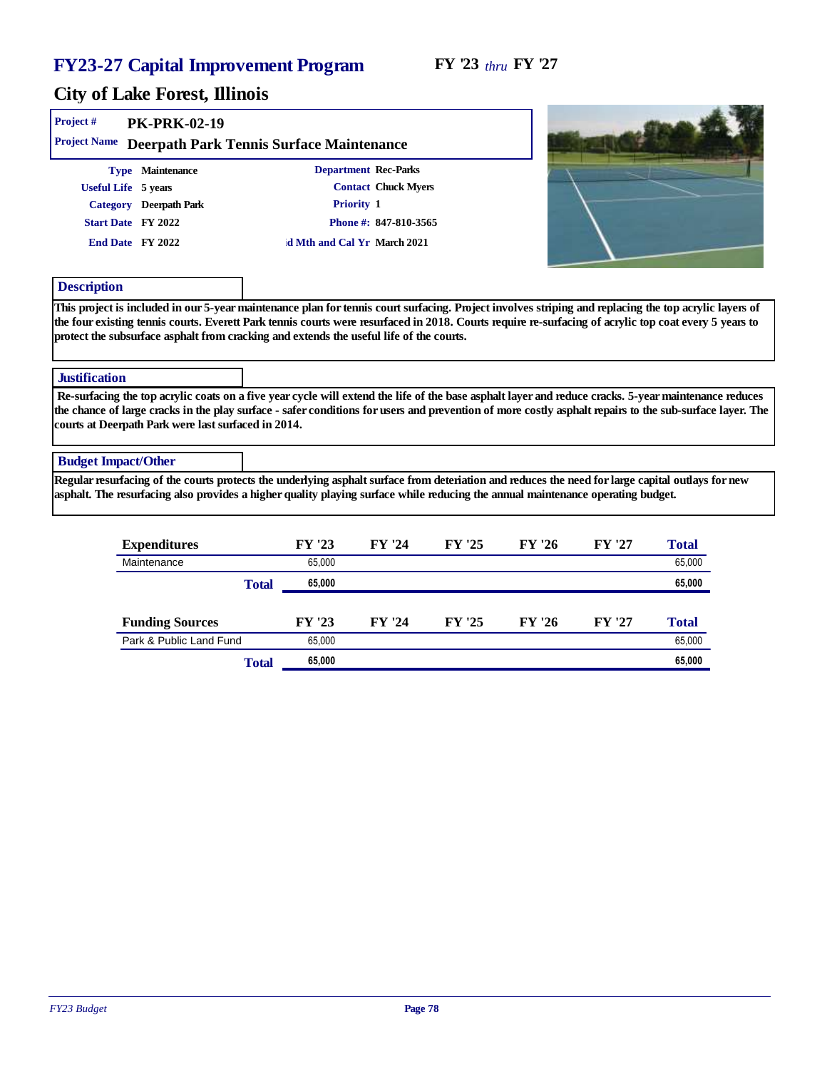# FY23-27 Capital Improvement Program

FY '23 *thru* FY '27

## City of Lake Forest, Illinois

**Project #** PK-PRK-02-19

**Project Name** Deerpath Park Tennis Surface Maintenance

| | | | |
|---|---|---|---|
| **Type** | Maintenance | **Department** | Rec-Parks |
| **Useful Life** | 5 years | **Contact** | Chuck Myers |
| **Category** | Deerpath Park | **Priority** | 1 |
| **Start Date** | FY 2022 | **Phone #:** | 847-810-3565 |
| **End Date** | FY 2022 | **id Mth and Cal Yr** | March 2021 |

### Description

This project is included in our 5-year maintenance plan for tennis court surfacing. Project involves striping and replacing the top acrylic layers of the four existing tennis courts. Everett Park tennis courts were resurfaced in 2018. Courts require re-surfacing of acrylic top coat every 5 years to protect the subsurface asphalt from cracking and extends the useful life of the courts.

### Justification

Re-surfacing the top acrylic coats on a five year cycle will extend the life of the base asphalt layer and reduce cracks. 5-year maintenance reduces the chance of large cracks in the play surface - safer conditions for users and prevention of more costly asphalt repairs to the sub-surface layer. The courts at Deerpath Park were last surfaced in 2014.

### Budget Impact/Other

Regular resurfacing of the courts protects the underlying asphalt surface from deteriation and reduces the need for large capital outlays for new asphalt. The resurfacing also provides a higher quality playing surface while reducing the annual maintenance operating budget.

| Expenditures | FY '23 | FY '24 | FY '25 | FY '26 | FY '27 | Total |
|---|---|---|---|---|---|---|
| Maintenance | 65,000 | | | | | 65,000 |
| **Total** | **65,000** | | | | | **65,000** |

| Funding Sources | FY '23 | FY '24 | FY '25 | FY '26 | FY '27 | Total |
|---|---|---|---|---|---|---|
| Park & Public Land Fund | 65,000 | | | | | 65,000 |
| **Total** | **65,000** | | | | | **65,000** |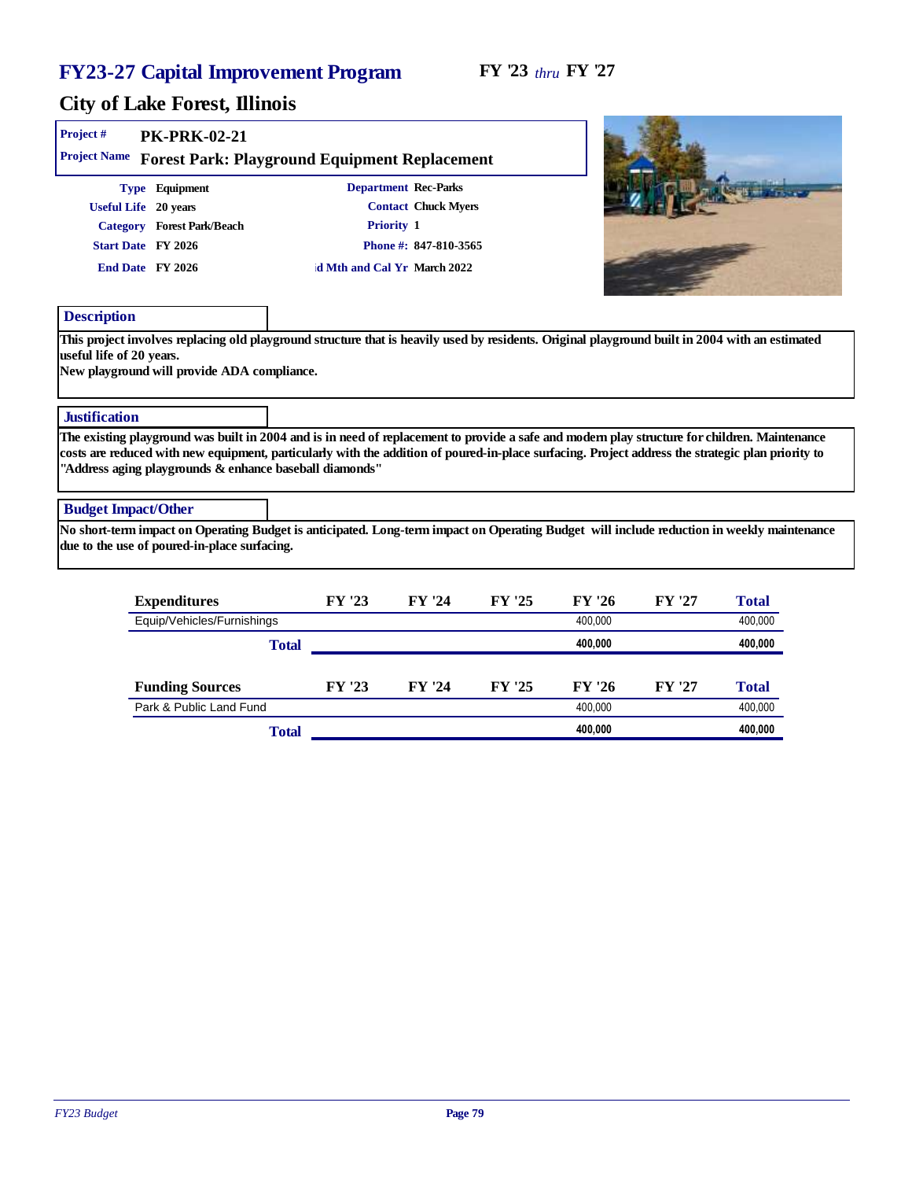# FY23-27 Capital Improvement Program

**FY '23** *thru* **FY '27**

## City of Lake Forest, Illinois

**Project #** PK-PRK-02-21

**Project Name** Forest Park: Playground Equipment Replacement

| | | | |
|---|---|---|---|
| **Type** | Equipment | **Department** | Rec-Parks |
| **Useful Life** | 20 years | **Contact** | Chuck Myers |
| **Category** | Forest Park/Beach | **Priority** | 1 |
| **Start Date** | FY 2026 | **Phone #:** | 847-810-3565 |
| **End Date** | FY 2026 | **id Mth and Cal Yr** | March 2022 |

### Description

This project involves replacing old playground structure that is heavily used by residents. Original playground built in 2004 with an estimated useful life of 20 years.
New playground will provide ADA compliance.

### Justification

The existing playground was built in 2004 and is in need of replacement to provide a safe and modern play structure for children. Maintenance costs are reduced with new equipment, particularly with the addition of poured-in-place surfacing. Project address the strategic plan priority to "Address aging playgrounds & enhance baseball diamonds"

### Budget Impact/Other

No short-term impact on Operating Budget is anticipated. Long-term impact on Operating Budget will include reduction in weekly maintenance due to the use of poured-in-place surfacing.

| Expenditures | FY '23 | FY '24 | FY '25 | FY '26 | FY '27 | Total |
|---|---|---|---|---|---|---|
| Equip/Vehicles/Furnishings | | | | 400,000 | | 400,000 |
| **Total** | | | | **400,000** | | **400,000** |

| Funding Sources | FY '23 | FY '24 | FY '25 | FY '26 | FY '27 | Total |
|---|---|---|---|---|---|---|
| Park & Public Land Fund | | | | 400,000 | | 400,000 |
| **Total** | | | | **400,000** | | **400,000** |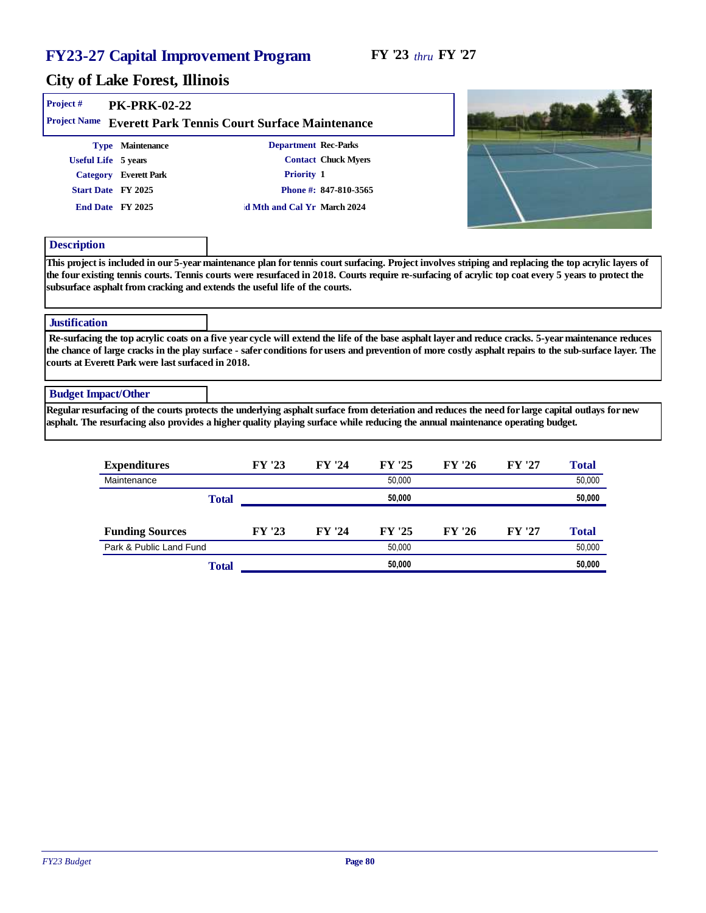# FY23-27 Capital Improvement Program

**FY '23** *thru* **FY '27**

## City of Lake Forest, Illinois

| | |
|---|---|
| **Project #** | **PK-PRK-02-22** |
| **Project Name** | **Everett Park Tennis Court Surface Maintenance** |

| | | | |
|---|---|---|---|
| **Type** | Maintenance | **Department** | Rec-Parks |
| **Useful Life** | 5 years | **Contact** | Chuck Myers |
| **Category** | Everett Park | **Priority** | 1 |
| **Start Date** | FY 2025 | **Phone #:** | 847-810-3565 |
| **End Date** | FY 2025 | **d Mth and Cal Yr** | March 2024 |

### Description

This project is included in our 5-year maintenance plan for tennis court surfacing. Project involves striping and replacing the top acrylic layers of the four existing tennis courts. Tennis courts were resurfaced in 2018. Courts require re-surfacing of acrylic top coat every 5 years to protect the subsurface asphalt from cracking and extends the useful life of the courts.

### Justification

Re-surfacing the top acrylic coats on a five year cycle will extend the life of the base asphalt layer and reduce cracks. 5-year maintenance reduces the chance of large cracks in the play surface - safer conditions for users and prevention of more costly asphalt repairs to the sub-surface layer. The courts at Everett Park were last surfaced in 2018.

### Budget Impact/Other

Regular resurfacing of the courts protects the underlying asphalt surface from deteriation and reduces the need for large capital outlays for new asphalt. The resurfacing also provides a higher quality playing surface while reducing the annual maintenance operating budget.

| Expenditures | FY '23 | FY '24 | FY '25 | FY '26 | FY '27 | Total |
|---|---|---|---|---|---|---|
| Maintenance | | | 50,000 | | | 50,000 |
| **Total** | | | **50,000** | | | **50,000** |

| Funding Sources | FY '23 | FY '24 | FY '25 | FY '26 | FY '27 | Total |
|---|---|---|---|---|---|---|
| Park & Public Land Fund | | | 50,000 | | | 50,000 |
| **Total** | | | **50,000** | | | **50,000** |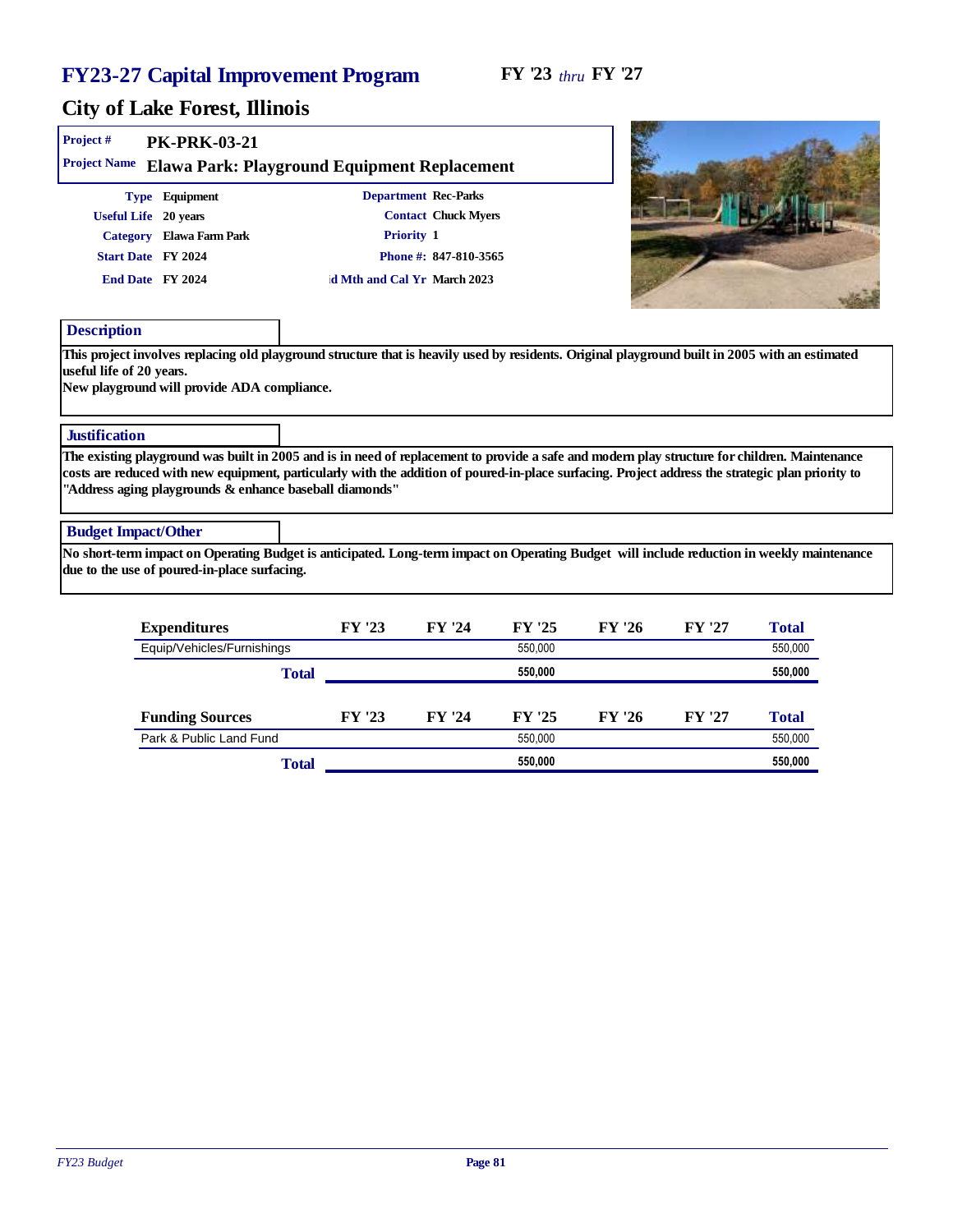# FY23-27 Capital Improvement Program

**FY '23** *thru* **FY '27**

## City of Lake Forest, Illinois

**Project #** PK-PRK-03-21

**Project Name** Elawa Park: Playground Equipment Replacement

| | | | |
|---|---|---|---|
| **Type** | Equipment | **Department** | Rec-Parks |
| **Useful Life** | 20 years | **Contact** | Chuck Myers |
| **Category** | Elawa Farm Park | **Priority** | 1 |
| **Start Date** | FY 2024 | **Phone #:** | 847-810-3565 |
| **End Date** | FY 2024 | **id Mth and Cal Yr** | March 2023 |

### Description

This project involves replacing old playground structure that is heavily used by residents. Original playground built in 2005 with an estimated useful life of 20 years.
New playground will provide ADA compliance.

### Justification

The existing playground was built in 2005 and is in need of replacement to provide a safe and modern play structure for children. Maintenance costs are reduced with new equipment, particularly with the addition of poured-in-place surfacing. Project address the strategic plan priority to "Address aging playgrounds & enhance baseball diamonds"

### Budget Impact/Other

No short-term impact on Operating Budget is anticipated. Long-term impact on Operating Budget will include reduction in weekly maintenance due to the use of poured-in-place surfacing.

| Expenditures | FY '23 | FY '24 | FY '25 | FY '26 | FY '27 | Total |
|---|---|---|---|---|---|---|
| Equip/Vehicles/Furnishings | | | 550,000 | | | 550,000 |
| **Total** | | | **550,000** | | | **550,000** |

| Funding Sources | FY '23 | FY '24 | FY '25 | FY '26 | FY '27 | Total |
|---|---|---|---|---|---|---|
| Park & Public Land Fund | | | 550,000 | | | 550,000 |
| **Total** | | | **550,000** | | | **550,000** |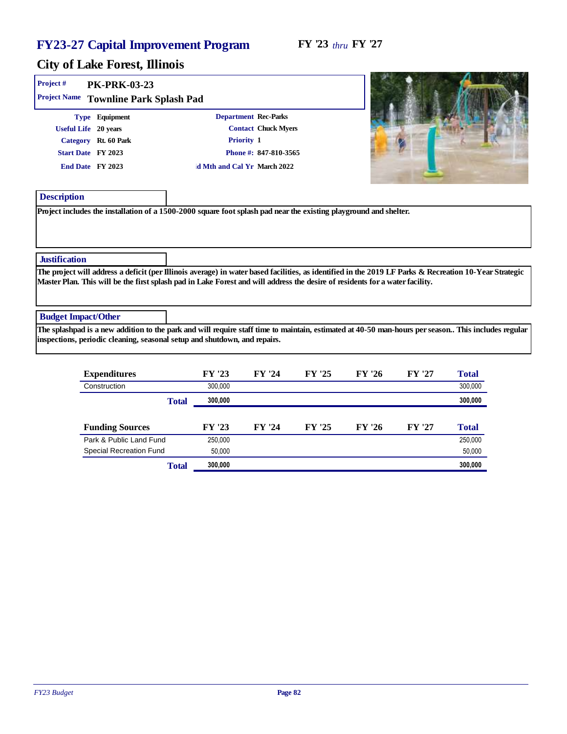# FY23-27 Capital Improvement Program

**FY '23** *thru* **FY '27**

## City of Lake Forest, Illinois

**Project #** PK-PRK-03-23

**Project Name** Townline Park Splash Pad

| | | | |
|---|---|---|---|
| **Type** | Equipment | **Department** | Rec-Parks |
| **Useful Life** | 20 years | **Contact** | Chuck Myers |
| **Category** | Rt. 60 Park | **Priority** | 1 |
| **Start Date** | FY 2023 | **Phone #:** | 847-810-3565 |
| **End Date** | FY 2023 | **d Mth and Cal Yr** | March 2022 |

### Description

Project includes the installation of a 1500-2000 square foot splash pad near the existing playground and shelter.

### Justification

The project will address a deficit (per Illinois average) in water based facilities, as identified in the 2019 LF Parks & Recreation 10-Year Strategic Master Plan. This will be the first splash pad in Lake Forest and will address the desire of residents for a water facility.

### Budget Impact/Other

The splashpad is a new addition to the park and will require staff time to maintain, estimated at 40-50 man-hours per season.. This includes regular inspections, periodic cleaning, seasonal setup and shutdown, and repairs.

| Expenditures | FY '23 | FY '24 | FY '25 | FY '26 | FY '27 | Total |
|---|---|---|---|---|---|---|
| Construction | 300,000 | | | | | 300,000 |
| **Total** | **300,000** | | | | | **300,000** |

| Funding Sources | FY '23 | FY '24 | FY '25 | FY '26 | FY '27 | Total |
|---|---|---|---|---|---|---|
| Park & Public Land Fund | 250,000 | | | | | 250,000 |
| Special Recreation Fund | 50,000 | | | | | 50,000 |
| **Total** | **300,000** | | | | | **300,000** |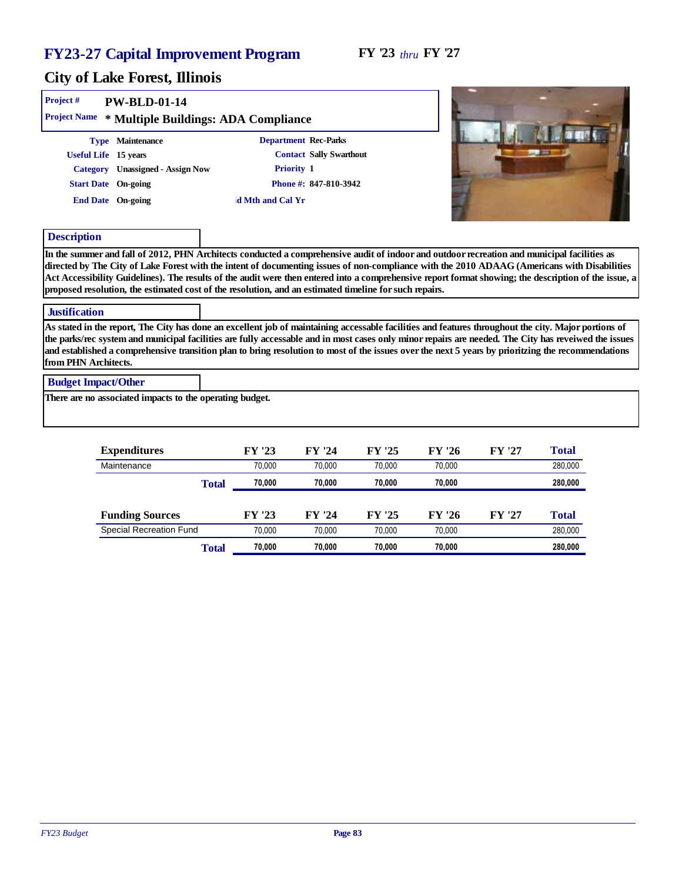# FY23-27 Capital Improvement Program

FY '23 *thru* FY '27

## City of Lake Forest, Illinois

**Project #** PW-BLD-01-14

**Project Name** * Multiple Buildings: ADA Compliance

| | | | |
|---|---|---|---|
| **Type** | Maintenance | **Department** | Rec-Parks |
| **Useful Life** | 15 years | **Contact** | Sally Swarthout |
| **Category** | Unassigned - Assign Now | **Priority** | 1 |
| **Start Date** | On-going | **Phone #:** | 847-810-3942 |
| **End Date** | On-going | **d Mth and Cal Yr** | |

### Description

In the summer and fall of 2012, PHN Architects conducted a comprehensive audit of indoor and outdoor recreation and municipal facilities as directed by The City of Lake Forest with the intent of documenting issues of non-compliance with the 2010 ADAAG (Americans with Disabilities Act Accessibility Guidelines). The results of the audit were then entered into a comprehensive report format showing; the description of the issue, a proposed resolution, the estimated cost of the resolution, and an estimated timeline for such repairs.

### Justification

As stated in the report, The City has done an excellent job of maintaining accessable facilities and features throughout the city. Major portions of the parks/rec system and municipal facilities are fully accessable and in most cases only minor repairs are needed. The City has reveiwed the issues and established a comprehensive transition plan to bring resolution to most of the issues over the next 5 years by prioritzing the recommendations from PHN Architects.

### Budget Impact/Other

There are no associated impacts to the operating budget.

| Expenditures | FY '23 | FY '24 | FY '25 | FY '26 | FY '27 | Total |
|---|---|---|---|---|---|---|
| Maintenance | 70,000 | 70,000 | 70,000 | 70,000 | | 280,000 |
| **Total** | **70,000** | **70,000** | **70,000** | **70,000** | | **280,000** |

| Funding Sources | FY '23 | FY '24 | FY '25 | FY '26 | FY '27 | Total |
|---|---|---|---|---|---|---|
| Special Recreation Fund | 70,000 | 70,000 | 70,000 | 70,000 | | 280,000 |
| **Total** | **70,000** | **70,000** | **70,000** | **70,000** | | **280,000** |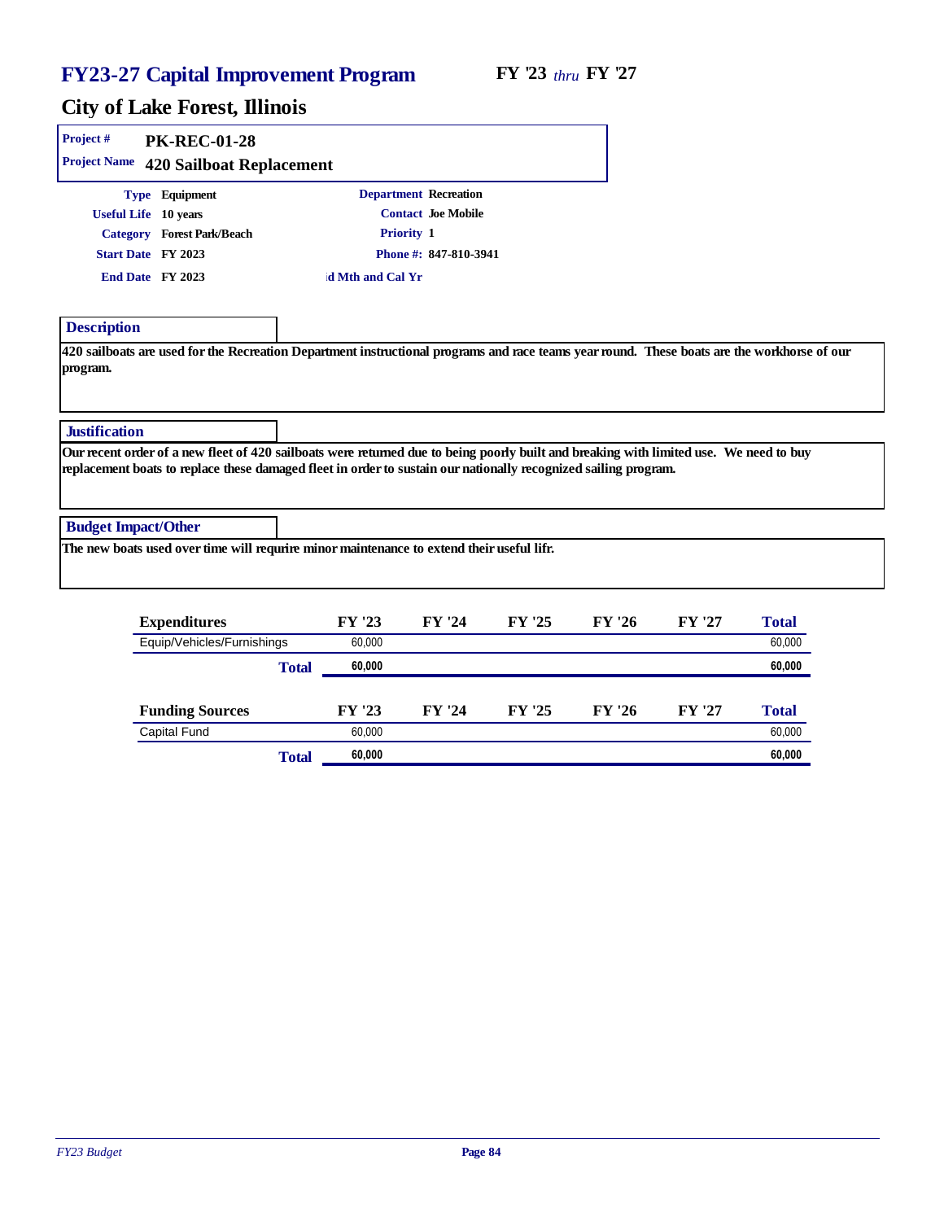# FY23-27 Capital Improvement Program

**FY '23** *thru* **FY '27**

## City of Lake Forest, Illinois

**Project #** PK-REC-01-28

**Project Name** 420 Sailboat Replacement

**Type** Equipment

**Useful Life** 10 years

**Category** Forest Park/Beach

**Start Date** FY 2023

**End Date** FY 2023

**Department** Recreation

**Contact** Joe Mobile

**Priority** 1

**Phone #:** 847-810-3941

**d Mth and Cal Yr**

### Description

420 sailboats are used for the Recreation Department instructional programs and race teams year round. These boats are the workhorse of our program.

### Justification

Our recent order of a new fleet of 420 sailboats were returned due to being poorly built and breaking with limited use. We need to buy replacement boats to replace these damaged fleet in order to sustain our nationally recognized sailing program.

### Budget Impact/Other

The new boats used over time will requrire minor maintenance to extend their useful lifr.

| Expenditures | FY '23 | FY '24 | FY '25 | FY '26 | FY '27 | Total |
|---|---|---|---|---|---|---|
| Equip/Vehicles/Furnishings | 60,000 | | | | | 60,000 |
| **Total** | **60,000** | | | | | **60,000** |

| Funding Sources | FY '23 | FY '24 | FY '25 | FY '26 | FY '27 | Total |
|---|---|---|---|---|---|---|
| Capital Fund | 60,000 | | | | | 60,000 |
| **Total** | **60,000** | | | | | **60,000** |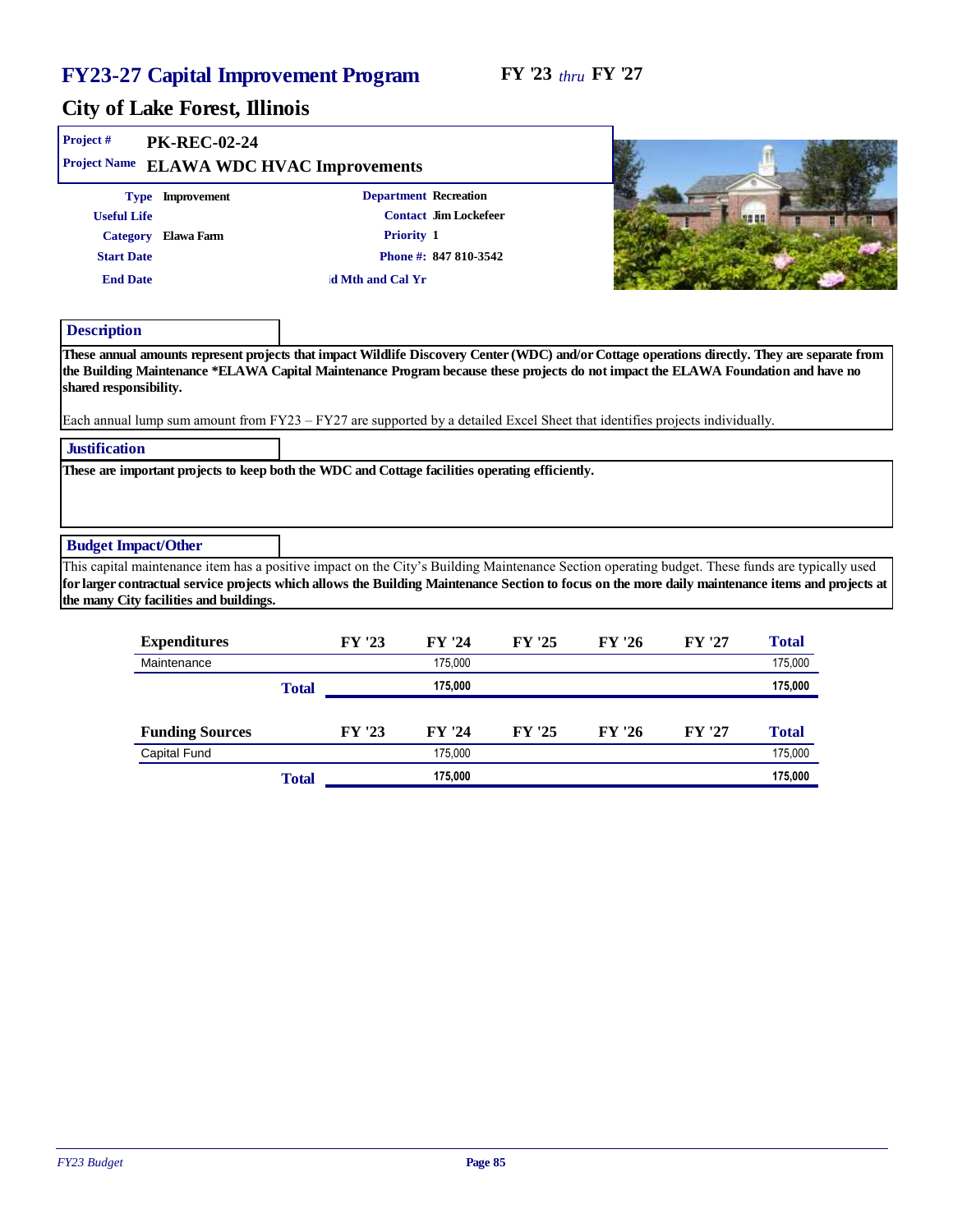# FY23-27 Capital Improvement Program

FY '23 *thru* FY '27

## City of Lake Forest, Illinois

**Project #** PK-REC-02-24

**Project Name** ELAWA WDC HVAC Improvements

| | | | |
|---|---|---|---|
| **Type** | Improvement | **Department** | Recreation |
| **Useful Life** | | **Contact** | Jim Lockefeer |
| **Category** | Elawa Farm | **Priority** | 1 |
| **Start Date** | | **Phone #:** | 847 810-3542 |
| **End Date** | | **d Mth and Cal Yr** | |

### Description

**These annual amounts represent projects that impact Wildlife Discovery Center (WDC) and/or Cottage operations directly. They are separate from the Building Maintenance *ELAWA Capital Maintenance Program because these projects do not impact the ELAWA Foundation and have no shared responsibility.**

Each annual lump sum amount from FY23 – FY27 are supported by a detailed Excel Sheet that identifies projects individually.

### Justification

**These are important projects to keep both the WDC and Cottage facilities operating efficiently.**

### Budget Impact/Other

This capital maintenance item has a positive impact on the City's Building Maintenance Section operating budget. These funds are typically used **for larger contractual service projects which allows the Building Maintenance Section to focus on the more daily maintenance items and projects at the many City facilities and buildings.**

| Expenditures | FY '23 | FY '24 | FY '25 | FY '26 | FY '27 | Total |
|---|---|---|---|---|---|---|
| Maintenance | | 175,000 | | | | 175,000 |
| **Total** | | **175,000** | | | | **175,000** |

| Funding Sources | FY '23 | FY '24 | FY '25 | FY '26 | FY '27 | Total |
|---|---|---|---|---|---|---|
| Capital Fund | | 175,000 | | | | 175,000 |
| **Total** | | **175,000** | | | | **175,000** |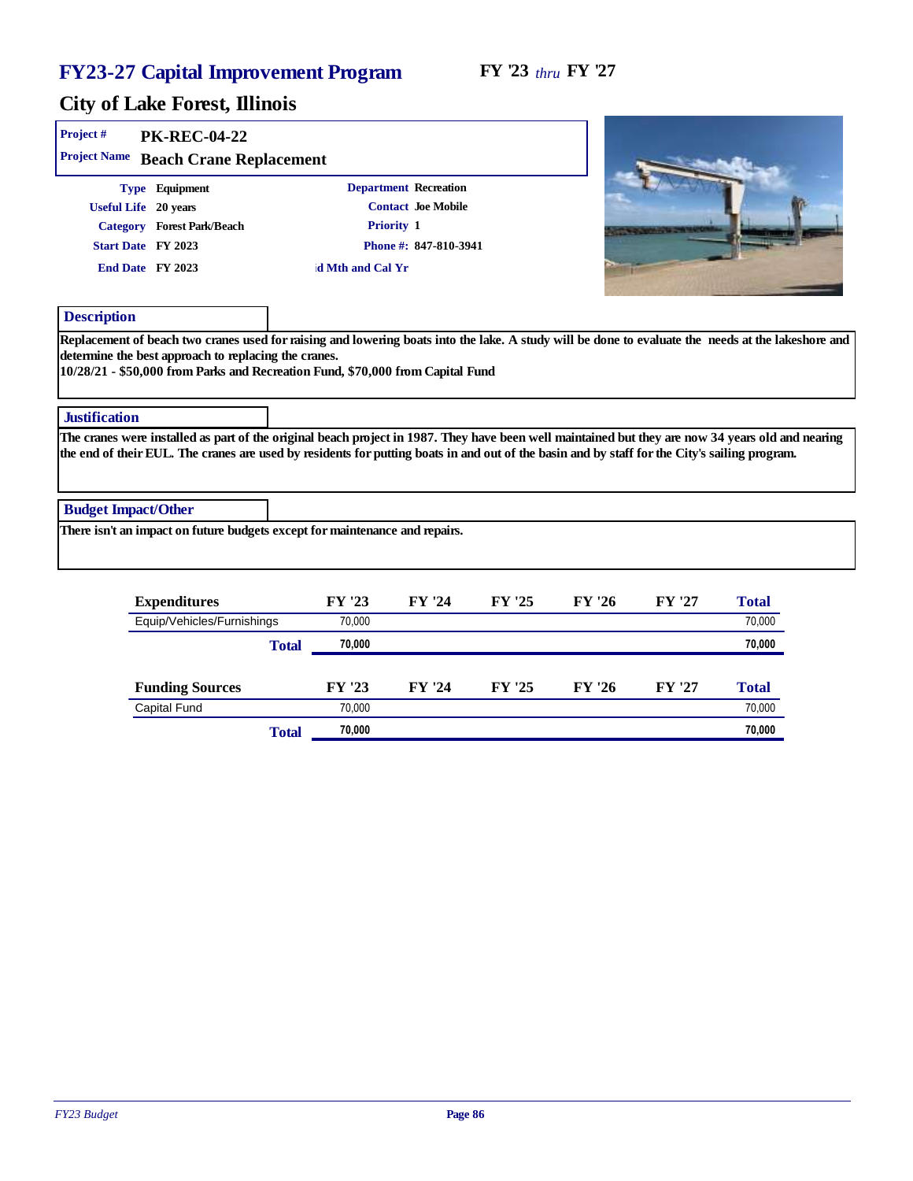# FY23-27 Capital Improvement Program

**FY '23** *thru* **FY '27**

## City of Lake Forest, Illinois

**Project #** PK-REC-04-22

**Project Name** Beach Crane Replacement

| | | | |
|---|---|---|---|
| **Type** | Equipment | **Department** | Recreation |
| **Useful Life** | 20 years | **Contact** | Joe Mobile |
| **Category** | Forest Park/Beach | **Priority** | 1 |
| **Start Date** | FY 2023 | **Phone #:** | 847-810-3941 |
| **End Date** | FY 2023 | id Mth and Cal Yr | |

### Description

Replacement of beach two cranes used for raising and lowering boats into the lake. A study will be done to evaluate the needs at the lakeshore and determine the best approach to replacing the cranes.
10/28/21 - $50,000 from Parks and Recreation Fund, $70,000 from Capital Fund

### Justification

The cranes were installed as part of the original beach project in 1987. They have been well maintained but they are now 34 years old and nearing the end of their EUL. The cranes are used by residents for putting boats in and out of the basin and by staff for the City's sailing program.

### Budget Impact/Other

There isn't an impact on future budgets except for maintenance and repairs.

| Expenditures | FY '23 | FY '24 | FY '25 | FY '26 | FY '27 | Total |
|---|---|---|---|---|---|---|
| Equip/Vehicles/Furnishings | 70,000 | | | | | 70,000 |
| **Total** | **70,000** | | | | | **70,000** |

| Funding Sources | FY '23 | FY '24 | FY '25 | FY '26 | FY '27 | Total |
|---|---|---|---|---|---|---|
| Capital Fund | 70,000 | | | | | 70,000 |
| **Total** | **70,000** | | | | | **70,000** |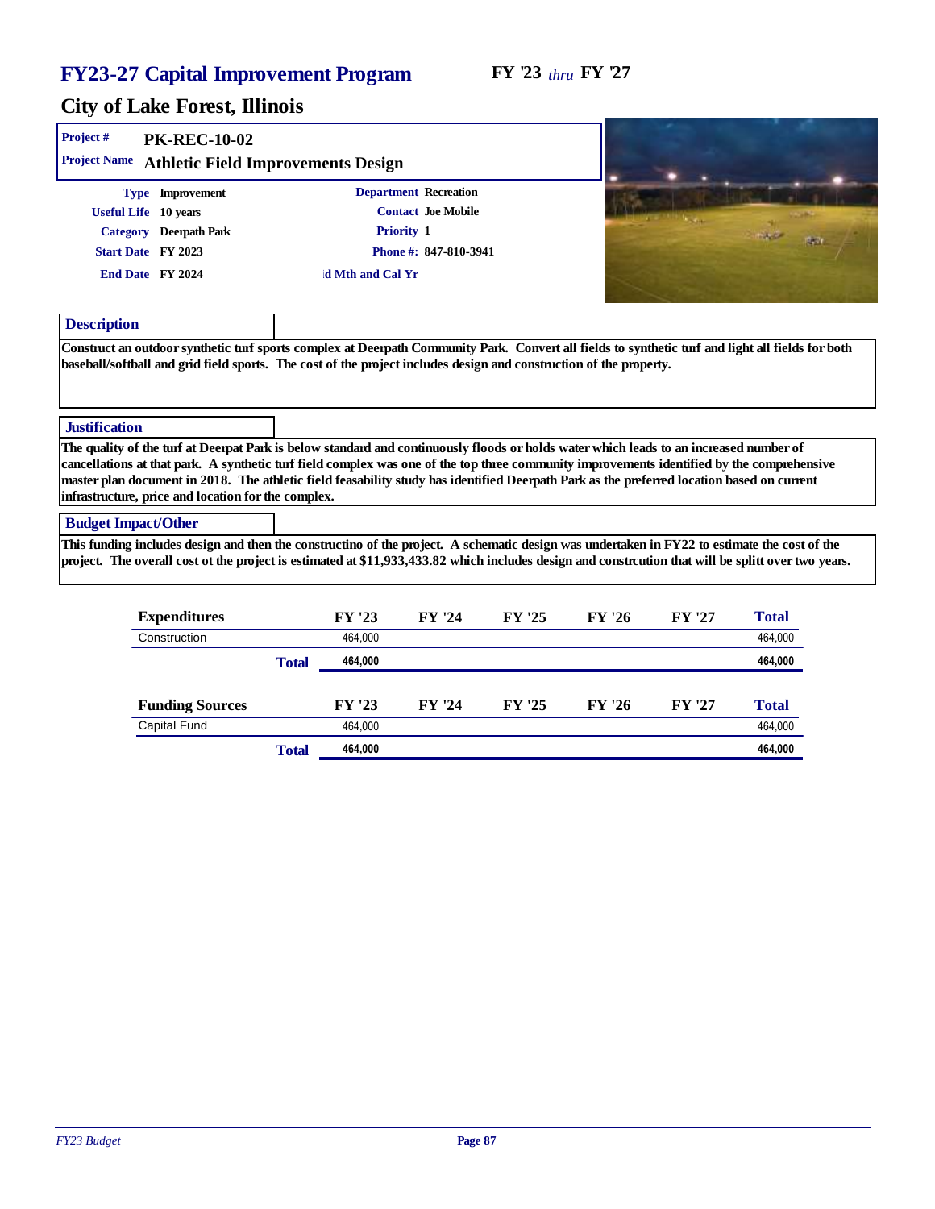# FY23-27 Capital Improvement Program

FY '23 *thru* FY '27

## City of Lake Forest, Illinois

**Project #** PK-REC-10-02

**Project Name** Athletic Field Improvements Design

| | | | |
|---|---|---|---|
| **Type** | Improvement | **Department** | Recreation |
| **Useful Life** | 10 years | **Contact** | Joe Mobile |
| **Category** | Deerpath Park | **Priority** | 1 |
| **Start Date** | FY 2023 | **Phone #:** | 847-810-3941 |
| **End Date** | FY 2024 | | ıd Mth and Cal Yr |

### Description

Construct an outdoor synthetic turf sports complex at Deerpath Community Park. Convert all fields to synthetic turf and light all fields for both baseball/softball and grid field sports. The cost of the project includes design and construction of the property.

### Justification

The quality of the turf at Deerpat Park is below standard and continuously floods or holds water which leads to an increased number of cancellations at that park. A synthetic turf field complex was one of the top three community improvements identified by the comprehensive master plan document in 2018. The athletic field feasability study has identified Deerpath Park as the preferred location based on current infrastructure, price and location for the complex.

### Budget Impact/Other

This funding includes design and then the constructino of the project. A schematic design was undertaken in FY22 to estimate the cost of the project. The overall cost ot the project is estimated at $11,933,433.82 which includes design and constrcution that will be splitt over two years.

| Expenditures | | FY '23 | FY '24 | FY '25 | FY '26 | FY '27 | Total |
|---|---|---|---|---|---|---|---|
| Construction | | 464,000 | | | | | 464,000 |
| | **Total** | **464,000** | | | | | **464,000** |

| Funding Sources | | FY '23 | FY '24 | FY '25 | FY '26 | FY '27 | Total |
|---|---|---|---|---|---|---|---|
| Capital Fund | | 464,000 | | | | | 464,000 |
| | **Total** | **464,000** | | | | | **464,000** |